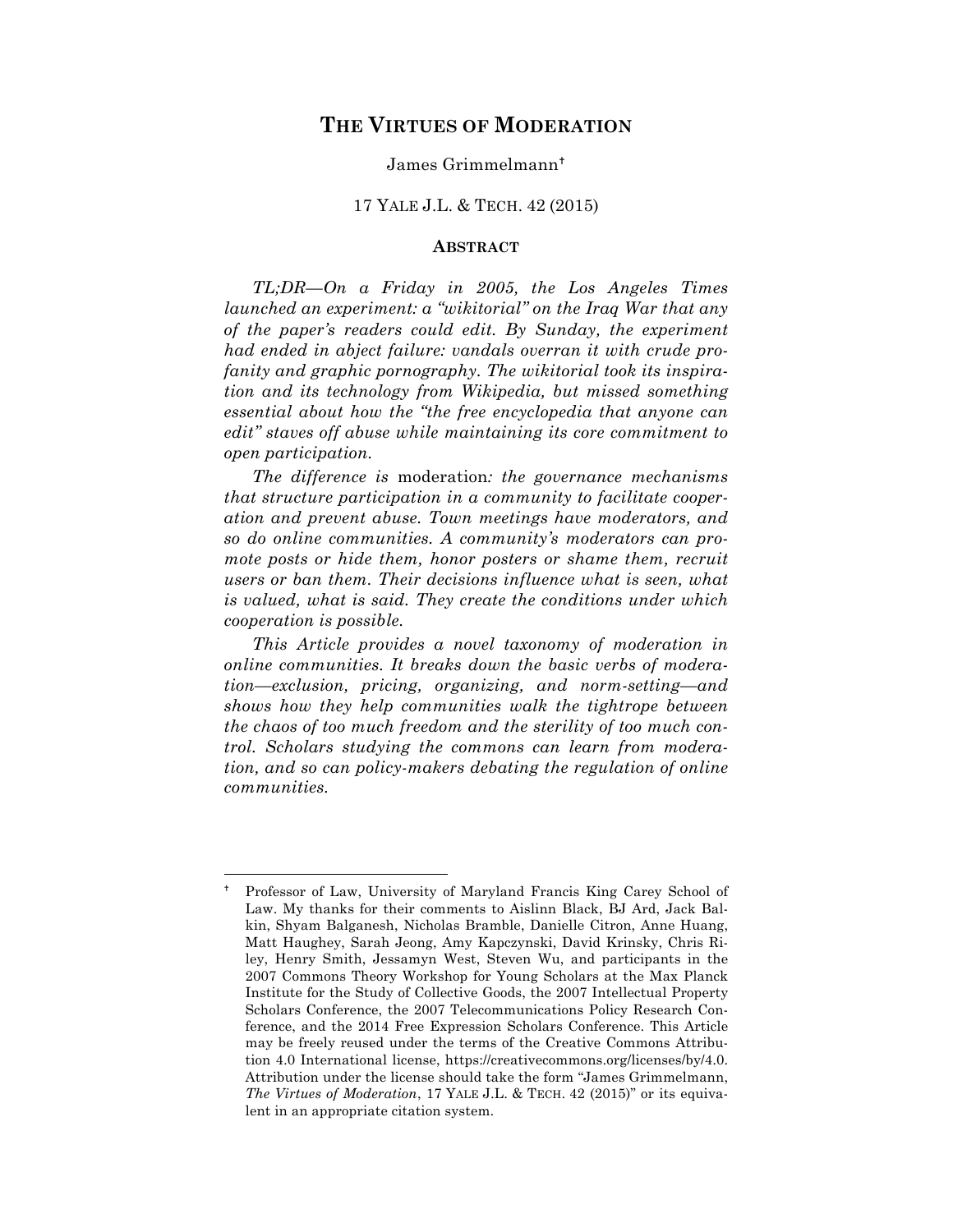# THE VIRTUES OF MODERATION

James Grimmelmann[†]

17 YALE J.L. & TECH. 42 (2015)

## ABSTRACT

*TL;DR—On a Friday in 2005, the Los Angeles Times launched an experiment: a "wikitorial" on the Iraq War that any of the paper's readers could edit. By Sunday, the experiment had ended in abject failure: vandals overran it with crude profanity and graphic pornography. The wikitorial took its inspiration and its technology from Wikipedia, but missed something essential about how the "the free encyclopedia that anyone can edit" staves off abuse while maintaining its core commitment to open participation.*

*The difference is* moderation*: the governance mechanisms that structure participation in a community to facilitate cooperation and prevent abuse. Town meetings have moderators, and so do online communities. A community's moderators can promote posts or hide them, honor posters or shame them, recruit users or ban them. Their decisions influence what is seen, what is valued, what is said. They create the conditions under which cooperation is possible.*

*This Article provides a novel taxonomy of moderation in online communities. It breaks down the basic verbs of moderation—exclusion, pricing, organizing, and norm-setting—and shows how they help communities walk the tightrope between the chaos of too much freedom and the sterility of too much control. Scholars studying the commons can learn from moderation, and so can policy-makers debating the regulation of online communities.*

---

[†] Professor of Law, University of Maryland Francis King Carey School of Law. My thanks for their comments to Aislinn Black, BJ Ard, Jack Balkin, Shyam Balganesh, Nicholas Bramble, Danielle Citron, Anne Huang, Matt Haughey, Sarah Jeong, Amy Kapczynski, David Krinsky, Chris Riley, Henry Smith, Jessamyn West, Steven Wu, and participants in the 2007 Commons Theory Workshop for Young Scholars at the Max Planck Institute for the Study of Collective Goods, the 2007 Intellectual Property Scholars Conference, the 2007 Telecommunications Policy Research Conference, and the 2014 Free Expression Scholars Conference. This Article may be freely reused under the terms of the Creative Commons Attribution 4.0 International license, https://creativecommons.org/licenses/by/4.0. Attribution under the license should take the form "James Grimmelmann, *The Virtues of Moderation*, 17 YALE J.L. & TECH. 42 (2015)" or its equivalent in an appropriate citation system.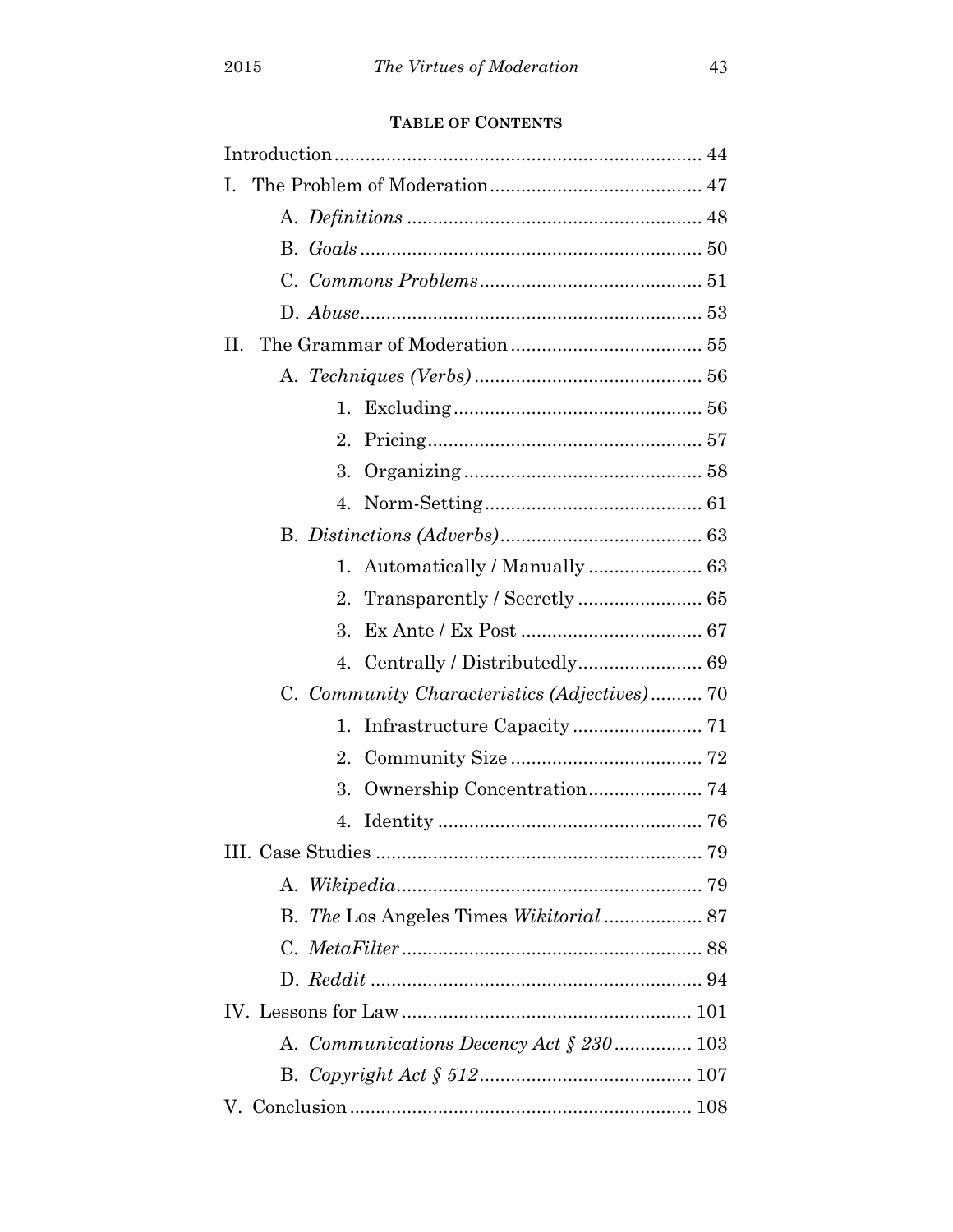**TABLE OF CONTENTS**

Introduction ...................................................................... 44

I. The Problem of Moderation ......................................... 47

   A. *Definitions* ........................................................ 48

   B. *Goals* ................................................................. 50

   C. *Commons Problems* .......................................... 51

   D. *Abuse* ................................................................ 53

II. The Grammar of Moderation ..................................... 55

   A. *Techniques (Verbs)* ........................................... 56

      1. Excluding ................................................ 56

      2. Pricing ..................................................... 57

      3. Organizing .............................................. 58

      4. Norm-Setting .......................................... 61

   B. *Distinctions (Adverbs)* ...................................... 63

      1. Automatically / Manually ...................... 63

      2. Transparently / Secretly ........................ 65

      3. Ex Ante / Ex Post ................................... 67

      4. Centrally / Distributedly ....................... 69

   C. *Community Characteristics (Adjectives)* .......... 70

      1. Infrastructure Capacity ......................... 71

      2. Community Size ..................................... 72

      3. Ownership Concentration ...................... 74

      4. Identity ................................................... 76

III. Case Studies ............................................................... 79

   A. *Wikipedia* .......................................................... 79

   B. *The* Los Angeles Times *Wikitorial* .................. 87

   C. *MetaFilter* ......................................................... 88

   D. *Reddit* ................................................................ 94

IV. Lessons for Law ......................................................... 101

   A. *Communications Decency Act § 230* ............... 103

   B. *Copyright Act § 512* ......................................... 107

V. Conclusion .................................................................. 108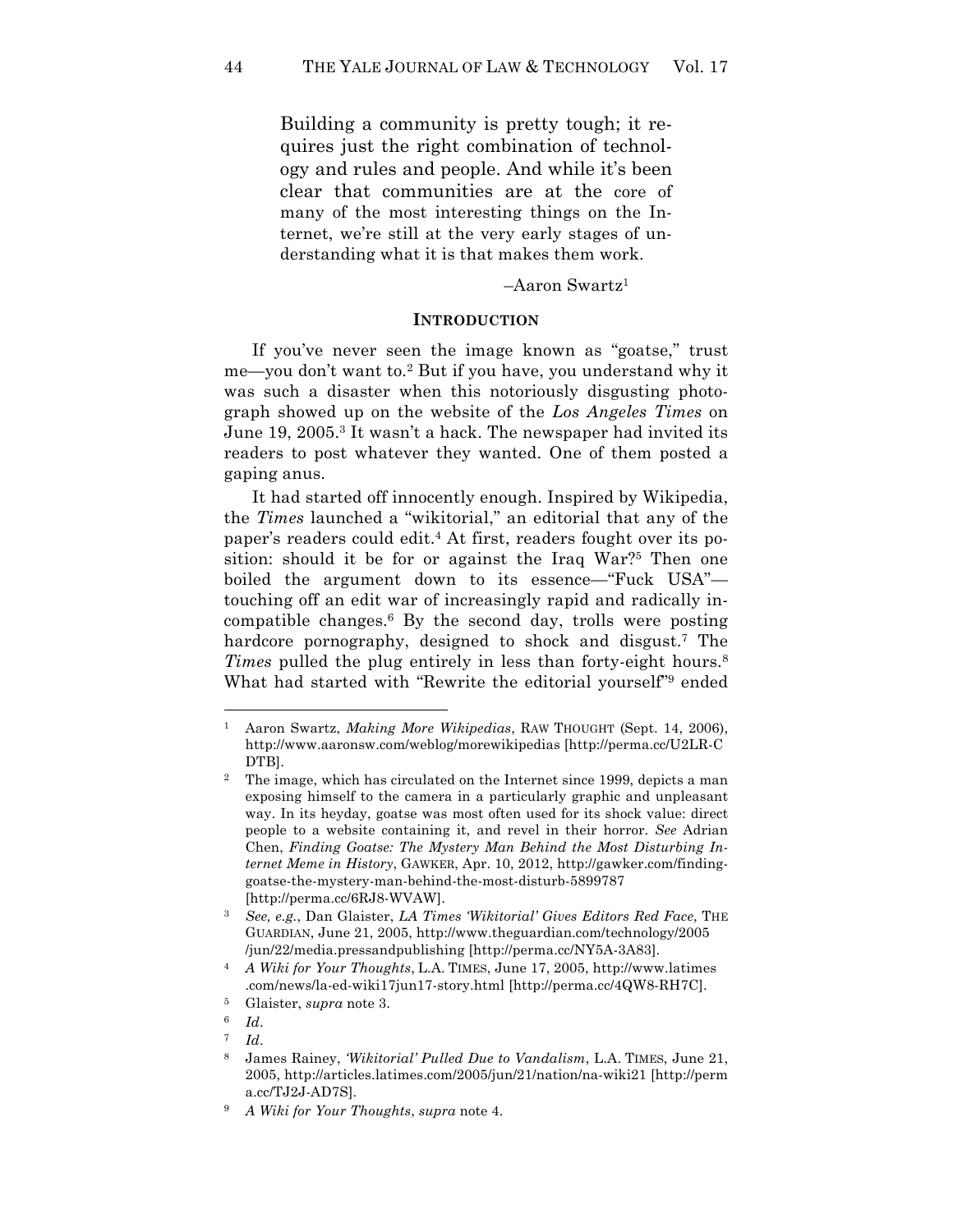> Building a community is pretty tough; it requires just the right combination of technology and rules and people. And while it's been clear that communities are at the core of many of the most interesting things on the Internet, we're still at the very early stages of understanding what it is that makes them work.
>
> –Aaron Swartz[1]

## INTRODUCTION

If you've never seen the image known as "goatse," trust me—you don't want to.[2] But if you have, you understand why it was such a disaster when this notoriously disgusting photograph showed up on the website of the *Los Angeles Times* on June 19, 2005.[3] It wasn't a hack. The newspaper had invited its readers to post whatever they wanted. One of them posted a gaping anus.

It had started off innocently enough. Inspired by Wikipedia, the *Times* launched a "wikitorial," an editorial that any of the paper's readers could edit.[4] At first, readers fought over its position: should it be for or against the Iraq War?[5] Then one boiled the argument down to its essence—"Fuck USA"—touching off an edit war of increasingly rapid and radically incompatible changes.[6] By the second day, trolls were posting hardcore pornography, designed to shock and disgust.[7] The *Times* pulled the plug entirely in less than forty-eight hours.[8] What had started with "Rewrite the editorial yourself"[9] ended

---

[1] Aaron Swartz, *Making More Wikipedias*, RAW THOUGHT (Sept. 14, 2006), http://www.aaronsw.com/weblog/morewikipedias [http://perma.cc/U2LR-CDTB].

[2] The image, which has circulated on the Internet since 1999, depicts a man exposing himself to the camera in a particularly graphic and unpleasant way. In its heyday, goatse was most often used for its shock value: direct people to a website containing it, and revel in their horror. *See* Adrian Chen, *Finding Goatse: The Mystery Man Behind the Most Disturbing Internet Meme in History*, GAWKER, Apr. 10, 2012, http://gawker.com/finding-goatse-the-mystery-man-behind-the-most-disturb-5899787 [http://perma.cc/6RJ8-WVAW].

[3] *See, e.g.*, Dan Glaister, *LA Times 'Wikitorial' Gives Editors Red Face*, THE GUARDIAN, June 21, 2005, http://www.theguardian.com/technology/2005/jun/22/media.pressandpublishing [http://perma.cc/NY5A-3A83].

[4] *A Wiki for Your Thoughts*, L.A. TIMES, June 17, 2005, http://www.latimes.com/news/la-ed-wiki17jun17-story.html [http://perma.cc/4QW8-RH7C].

[5] Glaister, *supra* note 3.

[6] *Id*.

[7] *Id*.

[8] James Rainey, *'Wikitorial' Pulled Due to Vandalism*, L.A. TIMES, June 21, 2005, http://articles.latimes.com/2005/jun/21/nation/na-wiki21 [http://perma.cc/TJ2J-AD7S].

[9] *A Wiki for Your Thoughts*, *supra* note 4.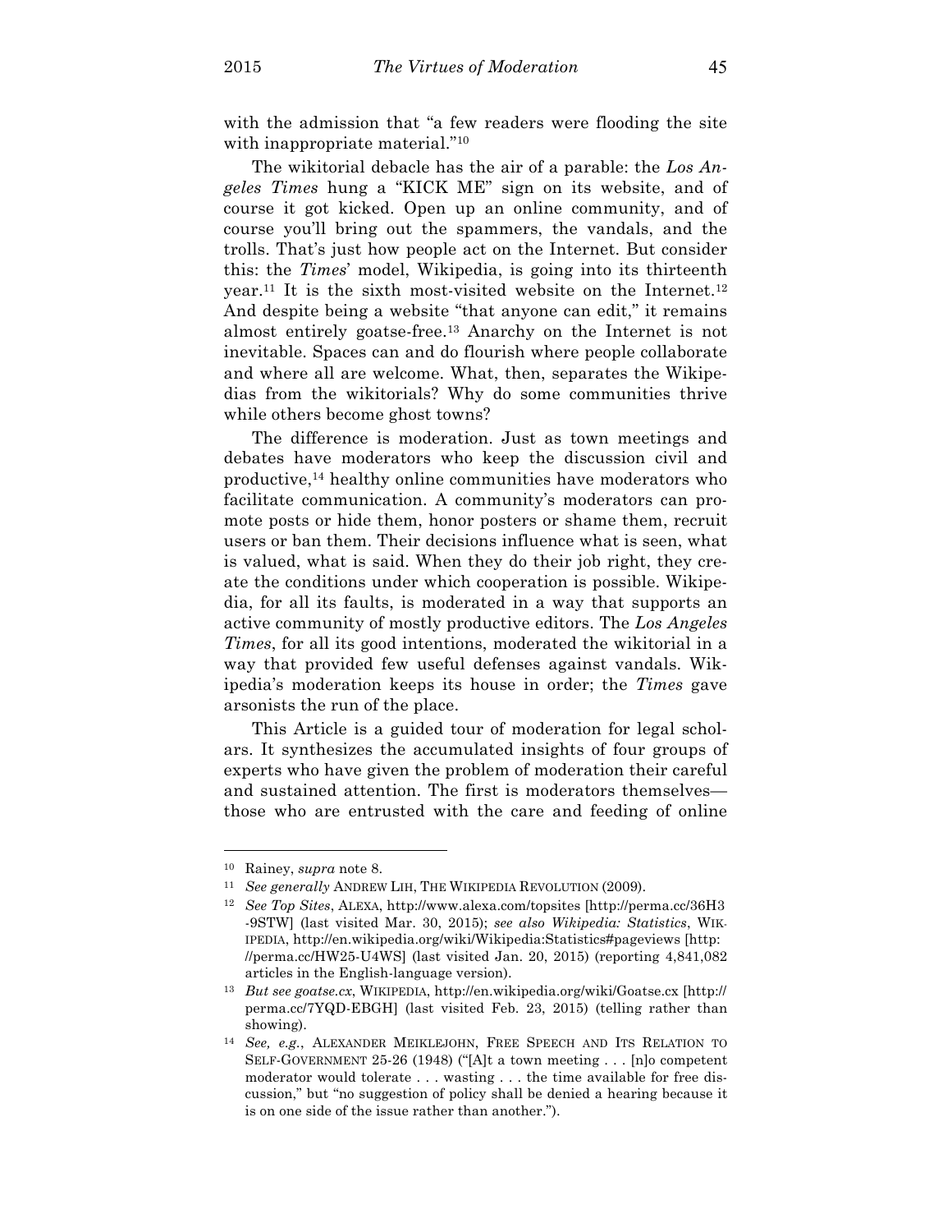with the admission that "a few readers were flooding the site with inappropriate material."[10]

The wikitorial debacle has the air of a parable: the *Los Angeles Times* hung a "KICK ME" sign on its website, and of course it got kicked. Open up an online community, and of course you'll bring out the spammers, the vandals, and the trolls. That's just how people act on the Internet. But consider this: the *Times*' model, Wikipedia, is going into its thirteenth year.[11] It is the sixth most-visited website on the Internet.[12] And despite being a website "that anyone can edit," it remains almost entirely goatse-free.[13] Anarchy on the Internet is not inevitable. Spaces can and do flourish where people collaborate and where all are welcome. What, then, separates the Wikipedias from the wikitorials? Why do some communities thrive while others become ghost towns?

The difference is moderation. Just as town meetings and debates have moderators who keep the discussion civil and productive,[14] healthy online communities have moderators who facilitate communication. A community's moderators can promote posts or hide them, honor posters or shame them, recruit users or ban them. Their decisions influence what is seen, what is valued, what is said. When they do their job right, they create the conditions under which cooperation is possible. Wikipedia, for all its faults, is moderated in a way that supports an active community of mostly productive editors. The *Los Angeles Times*, for all its good intentions, moderated the wikitorial in a way that provided few useful defenses against vandals. Wikipedia's moderation keeps its house in order; the *Times* gave arsonists the run of the place.

This Article is a guided tour of moderation for legal scholars. It synthesizes the accumulated insights of four groups of experts who have given the problem of moderation their careful and sustained attention. The first is moderators themselves—those who are entrusted with the care and feeding of online

---

[10] Rainey, *supra* note 8.

[11] *See generally* ANDREW LIH, THE WIKIPEDIA REVOLUTION (2009).

[12] *See Top Sites*, ALEXA, http://www.alexa.com/topsites [http://perma.cc/36H3-9STW] (last visited Mar. 30, 2015); *see also Wikipedia: Statistics*, WIKIPEDIA, http://en.wikipedia.org/wiki/Wikipedia:Statistics#pageviews [http://perma.cc/HW25-U4WS] (last visited Jan. 20, 2015) (reporting 4,841,082 articles in the English-language version).

[13] *But see goatse.cx*, WIKIPEDIA, http://en.wikipedia.org/wiki/Goatse.cx [http://perma.cc/7YQD-EBGH] (last visited Feb. 23, 2015) (telling rather than showing).

[14] *See, e.g.*, ALEXANDER MEIKLEJOHN, FREE SPEECH AND ITS RELATION TO SELF-GOVERNMENT 25-26 (1948) ("[A]t a town meeting . . . [n]o competent moderator would tolerate . . . wasting . . . the time available for free discussion," but "no suggestion of policy shall be denied a hearing because it is on one side of the issue rather than another.").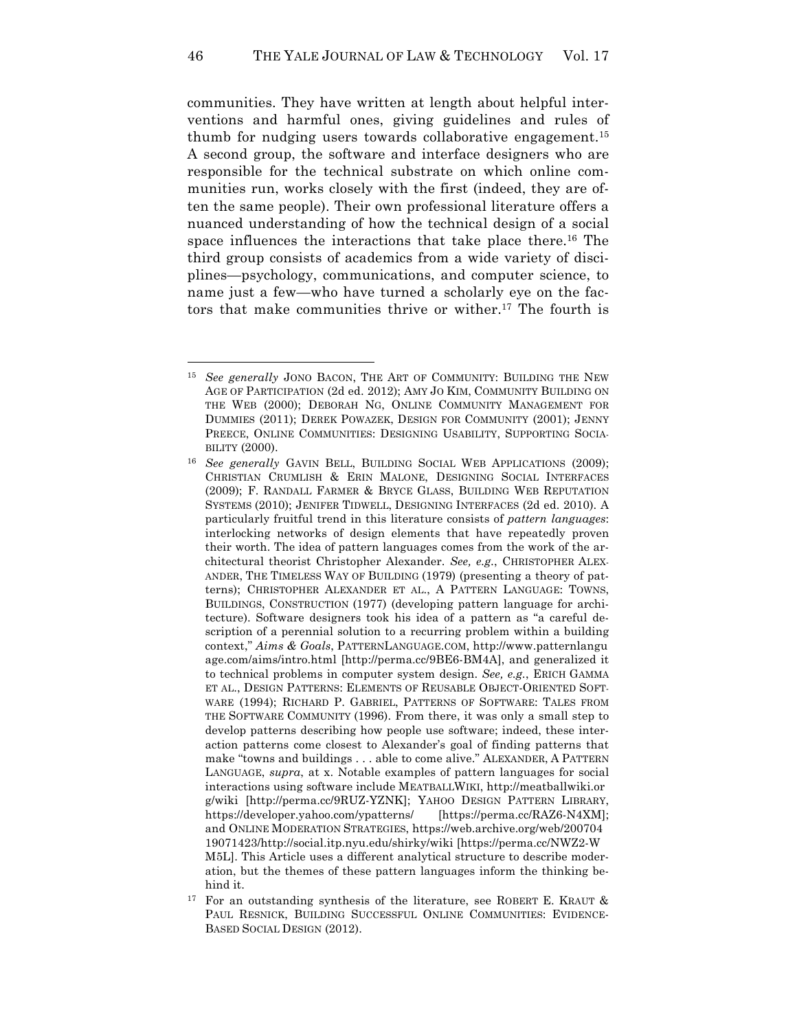communities. They have written at length about helpful interventions and harmful ones, giving guidelines and rules of thumb for nudging users towards collaborative engagement.[15] A second group, the software and interface designers who are responsible for the technical substrate on which online communities run, works closely with the first (indeed, they are often the same people). Their own professional literature offers a nuanced understanding of how the technical design of a social space influences the interactions that take place there.[16] The third group consists of academics from a wide variety of disciplines—psychology, communications, and computer science, to name just a few—who have turned a scholarly eye on the factors that make communities thrive or wither.[17] The fourth is

---

[15] *See generally* JONO BACON, THE ART OF COMMUNITY: BUILDING THE NEW AGE OF PARTICIPATION (2d ed. 2012); AMY JO KIM, COMMUNITY BUILDING ON THE WEB (2000); DEBORAH NG, ONLINE COMMUNITY MANAGEMENT FOR DUMMIES (2011); DEREK POWAZEK, DESIGN FOR COMMUNITY (2001); JENNY PREECE, ONLINE COMMUNITIES: DESIGNING USABILITY, SUPPORTING SOCIABILITY (2000).

[16] *See generally* GAVIN BELL, BUILDING SOCIAL WEB APPLICATIONS (2009); CHRISTIAN CRUMLISH & ERIN MALONE, DESIGNING SOCIAL INTERFACES (2009); F. RANDALL FARMER & BRYCE GLASS, BUILDING WEB REPUTATION SYSTEMS (2010); JENIFER TIDWELL, DESIGNING INTERFACES (2d ed. 2010). A particularly fruitful trend in this literature consists of *pattern languages*: interlocking networks of design elements that have repeatedly proven their worth. The idea of pattern languages comes from the work of the architectural theorist Christopher Alexander. *See, e.g.*, CHRISTOPHER ALEXANDER, THE TIMELESS WAY OF BUILDING (1979) (presenting a theory of patterns); CHRISTOPHER ALEXANDER ET AL., A PATTERN LANGUAGE: TOWNS, BUILDINGS, CONSTRUCTION (1977) (developing pattern language for architecture). Software designers took his idea of a pattern as "a careful description of a perennial solution to a recurring problem within a building context," *Aims & Goals*, PATTERNLANGUAGE.COM, http://www.patternlanguage.com/aims/intro.html [http://perma.cc/9BE6-BM4A], and generalized it to technical problems in computer system design. *See, e.g.*, ERICH GAMMA ET AL., DESIGN PATTERNS: ELEMENTS OF REUSABLE OBJECT-ORIENTED SOFTWARE (1994); RICHARD P. GABRIEL, PATTERNS OF SOFTWARE: TALES FROM THE SOFTWARE COMMUNITY (1996). From there, it was only a small step to develop patterns describing how people use software; indeed, these interaction patterns come closest to Alexander's goal of finding patterns that make "towns and buildings . . . able to come alive." ALEXANDER, A PATTERN LANGUAGE, *supra*, at x. Notable examples of pattern languages for social interactions using software include MEATBALLWIKI, http://meatballwiki.org/wiki [http://perma.cc/9RUZ-YZNK]; YAHOO DESIGN PATTERN LIBRARY, https://developer.yahoo.com/ypatterns/ [https://perma.cc/RAZ6-N4XM]; and ONLINE MODERATION STRATEGIES, https://web.archive.org/web/20070419071423/http://social.itp.nyu.edu/shirky/wiki [https://perma.cc/NWZ2-WM5L]. This Article uses a different analytical structure to describe moderation, but the themes of these pattern languages inform the thinking behind it.

[17] For an outstanding synthesis of the literature, see ROBERT E. KRAUT & PAUL RESNICK, BUILDING SUCCESSFUL ONLINE COMMUNITIES: EVIDENCE-BASED SOCIAL DESIGN (2012).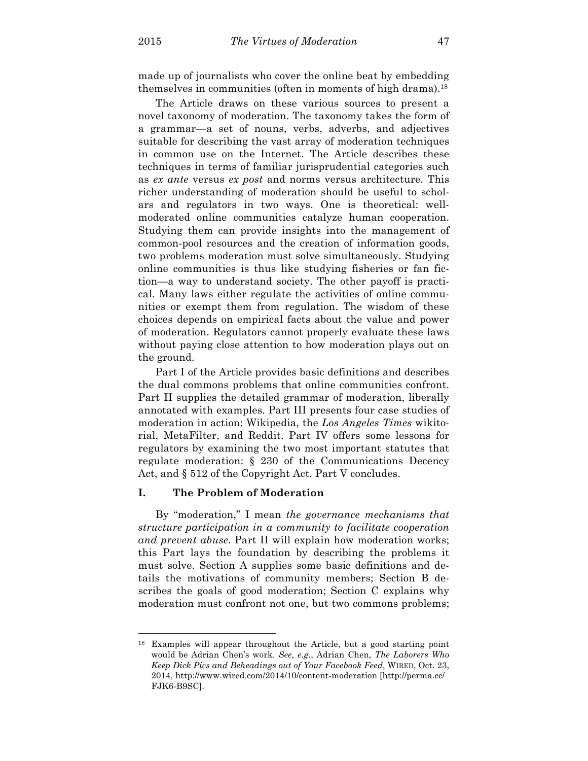made up of journalists who cover the online beat by embedding themselves in communities (often in moments of high drama).[18]

The Article draws on these various sources to present a novel taxonomy of moderation. The taxonomy takes the form of a grammar—a set of nouns, verbs, adverbs, and adjectives suitable for describing the vast array of moderation techniques in common use on the Internet. The Article describes these techniques in terms of familiar jurisprudential categories such as *ex ante* versus *ex post* and norms versus architecture. This richer understanding of moderation should be useful to scholars and regulators in two ways. One is theoretical: well-moderated online communities catalyze human cooperation. Studying them can provide insights into the management of common-pool resources and the creation of information goods, two problems moderation must solve simultaneously. Studying online communities is thus like studying fisheries or fan fiction—a way to understand society. The other payoff is practical. Many laws either regulate the activities of online communities or exempt them from regulation. The wisdom of these choices depends on empirical facts about the value and power of moderation. Regulators cannot properly evaluate these laws without paying close attention to how moderation plays out on the ground.

Part I of the Article provides basic definitions and describes the dual commons problems that online communities confront. Part II supplies the detailed grammar of moderation, liberally annotated with examples. Part III presents four case studies of moderation in action: Wikipedia, the *Los Angeles Times* wikitorial, MetaFilter, and Reddit. Part IV offers some lessons for regulators by examining the two most important statutes that regulate moderation: § 230 of the Communications Decency Act, and § 512 of the Copyright Act. Part V concludes.

## I. The Problem of Moderation

By "moderation," I mean *the governance mechanisms that structure participation in a community to facilitate cooperation and prevent abuse*. Part II will explain how moderation works; this Part lays the foundation by describing the problems it must solve. Section A supplies some basic definitions and details the motivations of community members; Section B describes the goals of good moderation; Section C explains why moderation must confront not one, but two commons problems;

---

[18] Examples will appear throughout the Article, but a good starting point would be Adrian Chen's work. *See, e.g.*, Adrian Chen, *The Laborers Who Keep Dick Pics and Beheadings out of Your Facebook Feed*, WIRED, Oct. 23, 2014, http://www.wired.com/2014/10/content-moderation [http://perma.cc/FJK6-B9SC].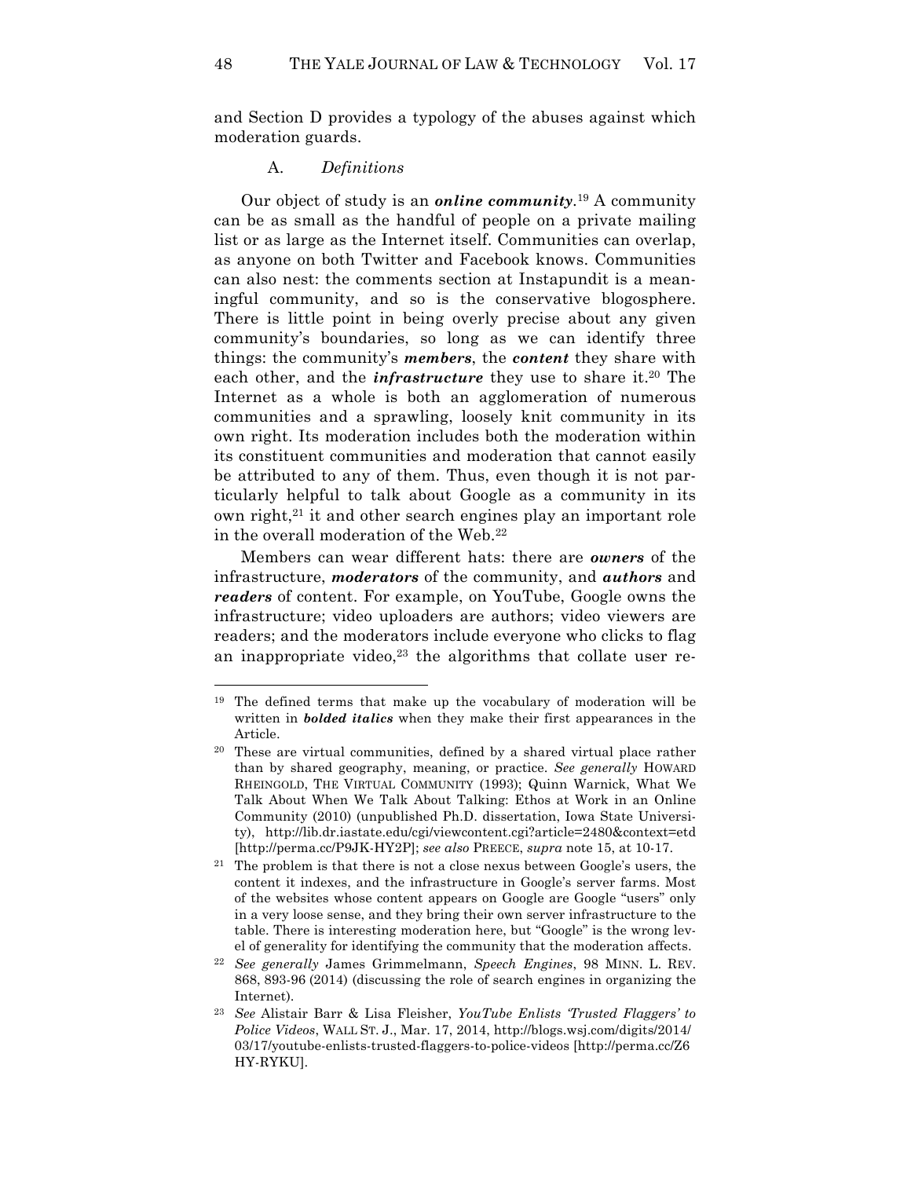and Section D provides a typology of the abuses against which moderation guards.

### A. *Definitions*

Our object of study is an ***online community***.[19] A community can be as small as the handful of people on a private mailing list or as large as the Internet itself. Communities can overlap, as anyone on both Twitter and Facebook knows. Communities can also nest: the comments section at Instapundit is a meaningful community, and so is the conservative blogosphere. There is little point in being overly precise about any given community's boundaries, so long as we can identify three things: the community's ***members***, the ***content*** they share with each other, and the ***infrastructure*** they use to share it.[20] The Internet as a whole is both an agglomeration of numerous communities and a sprawling, loosely knit community in its own right. Its moderation includes both the moderation within its constituent communities and moderation that cannot easily be attributed to any of them. Thus, even though it is not particularly helpful to talk about Google as a community in its own right,[21] it and other search engines play an important role in the overall moderation of the Web.[22]

Members can wear different hats: there are ***owners*** of the infrastructure, ***moderators*** of the community, and ***authors*** and ***readers*** of content. For example, on YouTube, Google owns the infrastructure; video uploaders are authors; video viewers are readers; and the moderators include everyone who clicks to flag an inappropriate video,[23] the algorithms that collate user re-

---

[19] The defined terms that make up the vocabulary of moderation will be written in ***bolded italics*** when they make their first appearances in the Article.

[20] These are virtual communities, defined by a shared virtual place rather than by shared geography, meaning, or practice. *See generally* HOWARD RHEINGOLD, THE VIRTUAL COMMUNITY (1993); Quinn Warnick, What We Talk About When We Talk About Talking: Ethos at Work in an Online Community (2010) (unpublished Ph.D. dissertation, Iowa State University), http://lib.dr.iastate.edu/cgi/viewcontent.cgi?article=2480&context=etd [http://perma.cc/P9JK-HY2P]; *see also* PREECE, *supra* note 15, at 10-17.

[21] The problem is that there is not a close nexus between Google's users, the content it indexes, and the infrastructure in Google's server farms. Most of the websites whose content appears on Google are Google "users" only in a very loose sense, and they bring their own server infrastructure to the table. There is interesting moderation here, but "Google" is the wrong level of generality for identifying the community that the moderation affects.

[22] *See generally* James Grimmelmann, *Speech Engines*, 98 MINN. L. REV. 868, 893-96 (2014) (discussing the role of search engines in organizing the Internet).

[23] *See* Alistair Barr & Lisa Fleisher, *YouTube Enlists 'Trusted Flaggers' to Police Videos*, WALL ST. J., Mar. 17, 2014, http://blogs.wsj.com/digits/2014/03/17/youtube-enlists-trusted-flaggers-to-police-videos [http://perma.cc/Z6HY-RYKU].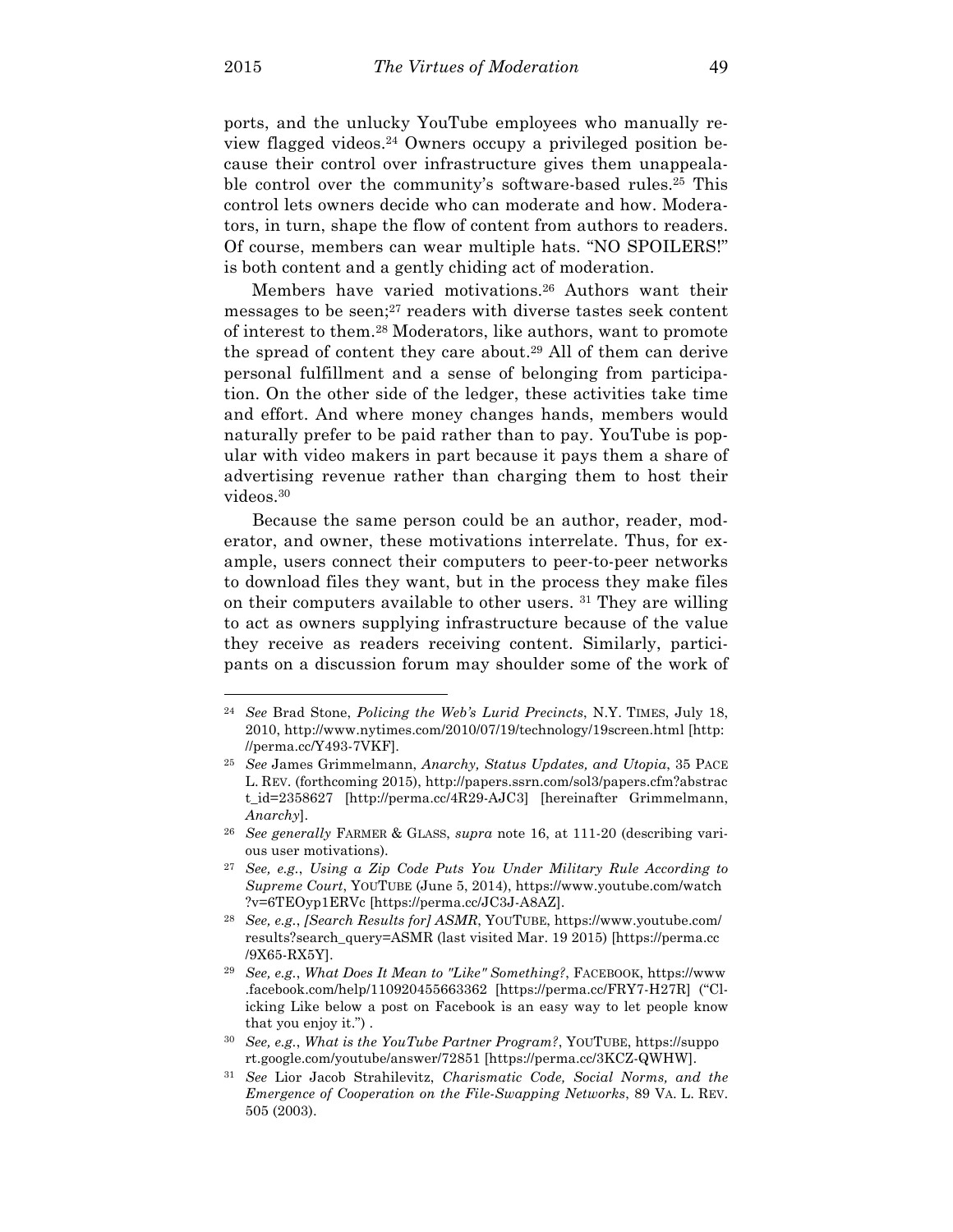ports, and the unlucky YouTube employees who manually review flagged videos.[24] Owners occupy a privileged position because their control over infrastructure gives them unappealable control over the community's software-based rules.[25] This control lets owners decide who can moderate and how. Moderators, in turn, shape the flow of content from authors to readers. Of course, members can wear multiple hats. "NO SPOILERS!" is both content and a gently chiding act of moderation.

Members have varied motivations.[26] Authors want their messages to be seen;[27] readers with diverse tastes seek content of interest to them.[28] Moderators, like authors, want to promote the spread of content they care about.[29] All of them can derive personal fulfillment and a sense of belonging from participation. On the other side of the ledger, these activities take time and effort. And where money changes hands, members would naturally prefer to be paid rather than to pay. YouTube is popular with video makers in part because it pays them a share of advertising revenue rather than charging them to host their videos.[30]

Because the same person could be an author, reader, moderator, and owner, these motivations interrelate. Thus, for example, users connect their computers to peer-to-peer networks to download files they want, but in the process they make files on their computers available to other users. [31] They are willing to act as owners supplying infrastructure because of the value they receive as readers receiving content. Similarly, participants on a discussion forum may shoulder some of the work of

---

[24] *See* Brad Stone, *Policing the Web's Lurid Precincts*, N.Y. TIMES, July 18, 2010, http://www.nytimes.com/2010/07/19/technology/19screen.html [http://perma.cc/Y493-7VKF].

[25] *See* James Grimmelmann, *Anarchy, Status Updates, and Utopia*, 35 PACE L. REV. (forthcoming 2015), http://papers.ssrn.com/sol3/papers.cfm?abstract_id=2358627 [http://perma.cc/4R29-AJC3] [hereinafter Grimmelmann, *Anarchy*].

[26] *See generally* FARMER & GLASS, *supra* note 16, at 111-20 (describing various user motivations).

[27] *See, e.g.*, *Using a Zip Code Puts You Under Military Rule According to Supreme Court*, YOUTUBE (June 5, 2014), https://www.youtube.com/watch?v=6TEOyp1ERVc [https://perma.cc/JC3J-A8AZ].

[28] *See, e.g.*, *[Search Results for] ASMR*, YOUTUBE, https://www.youtube.com/results?search_query=ASMR (last visited Mar. 19 2015) [https://perma.cc/9X65-RX5Y].

[29] *See, e.g.*, *What Does It Mean to "Like" Something?*, FACEBOOK, https://www.facebook.com/help/110920455663362 [https://perma.cc/FRY7-H27R] ("Clicking Like below a post on Facebook is an easy way to let people know that you enjoy it.") .

[30] *See, e.g.*, *What is the YouTube Partner Program?*, YOUTUBE, https://support.google.com/youtube/answer/72851 [https://perma.cc/3KCZ-QWHW].

[31] *See* Lior Jacob Strahilevitz, *Charismatic Code, Social Norms, and the Emergence of Cooperation on the File-Swapping Networks*, 89 VA. L. REV. 505 (2003).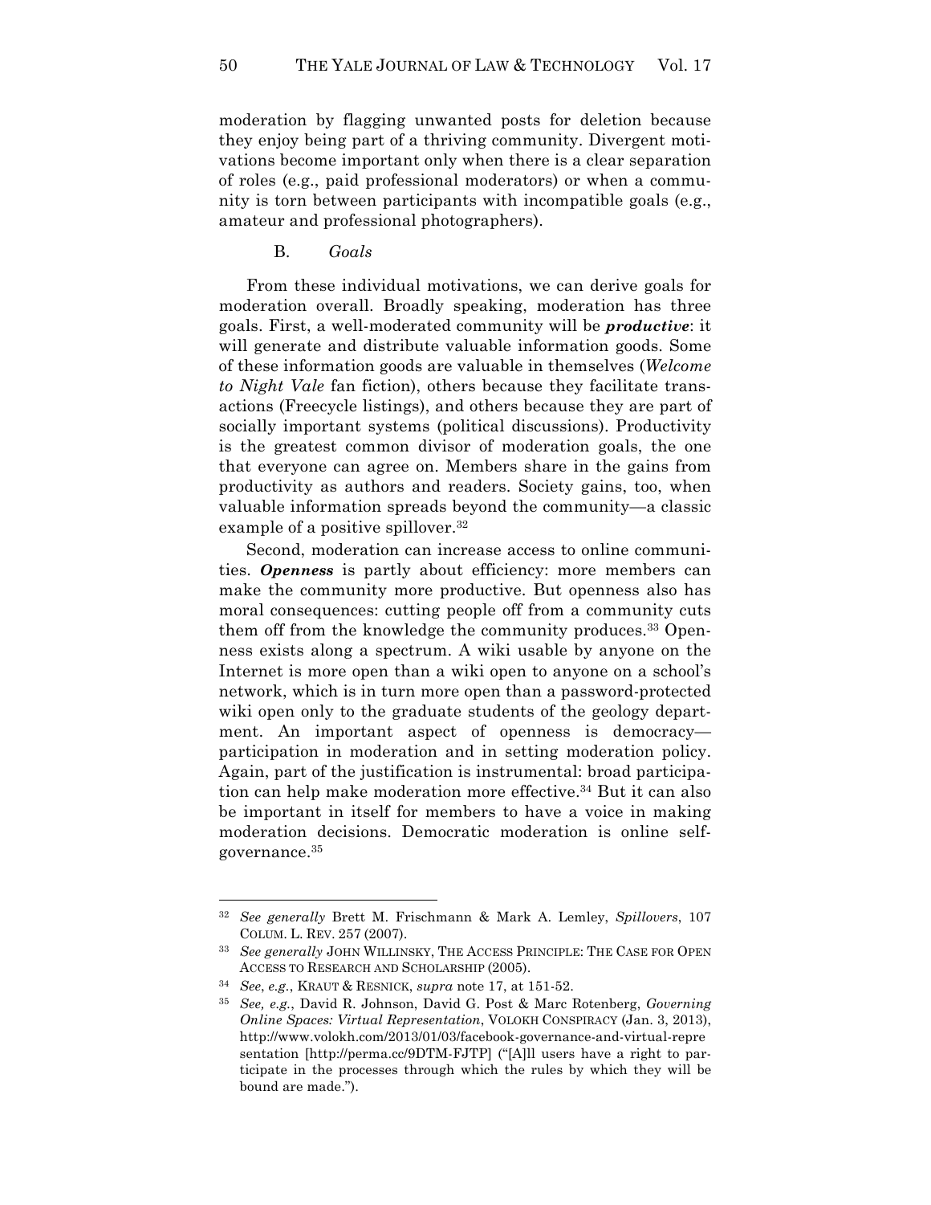moderation by flagging unwanted posts for deletion because they enjoy being part of a thriving community. Divergent motivations become important only when there is a clear separation of roles (e.g., paid professional moderators) or when a community is torn between participants with incompatible goals (e.g., amateur and professional photographers).

### B. *Goals*

From these individual motivations, we can derive goals for moderation overall. Broadly speaking, moderation has three goals. First, a well-moderated community will be ***productive***: it will generate and distribute valuable information goods. Some of these information goods are valuable in themselves (*Welcome to Night Vale* fan fiction), others because they facilitate transactions (Freecycle listings), and others because they are part of socially important systems (political discussions). Productivity is the greatest common divisor of moderation goals, the one that everyone can agree on. Members share in the gains from productivity as authors and readers. Society gains, too, when valuable information spreads beyond the community—a classic example of a positive spillover.[32]

Second, moderation can increase access to online communities. ***Openness*** is partly about efficiency: more members can make the community more productive. But openness also has moral consequences: cutting people off from a community cuts them off from the knowledge the community produces.[33] Openness exists along a spectrum. A wiki usable by anyone on the Internet is more open than a wiki open to anyone on a school's network, which is in turn more open than a password-protected wiki open only to the graduate students of the geology department. An important aspect of openness is democracy—participation in moderation and in setting moderation policy. Again, part of the justification is instrumental: broad participation can help make moderation more effective.[34] But it can also be important in itself for members to have a voice in making moderation decisions. Democratic moderation is online self-governance.[35]

---

[32] *See generally* Brett M. Frischmann & Mark A. Lemley, *Spillovers*, 107 COLUM. L. REV. 257 (2007).

[33] *See generally* JOHN WILLINSKY, THE ACCESS PRINCIPLE: THE CASE FOR OPEN ACCESS TO RESEARCH AND SCHOLARSHIP (2005).

[34] *See, e.g.*, KRAUT & RESNICK, *supra* note 17, at 151-52.

[35] *See, e.g.*, David R. Johnson, David G. Post & Marc Rotenberg, *Governing Online Spaces: Virtual Representation*, VOLOKH CONSPIRACY (Jan. 3, 2013), http://www.volokh.com/2013/01/03/facebook-governance-and-virtual-representation [http://perma.cc/9DTM-FJTP] ("[A]ll users have a right to participate in the processes through which the rules by which they will be bound are made.").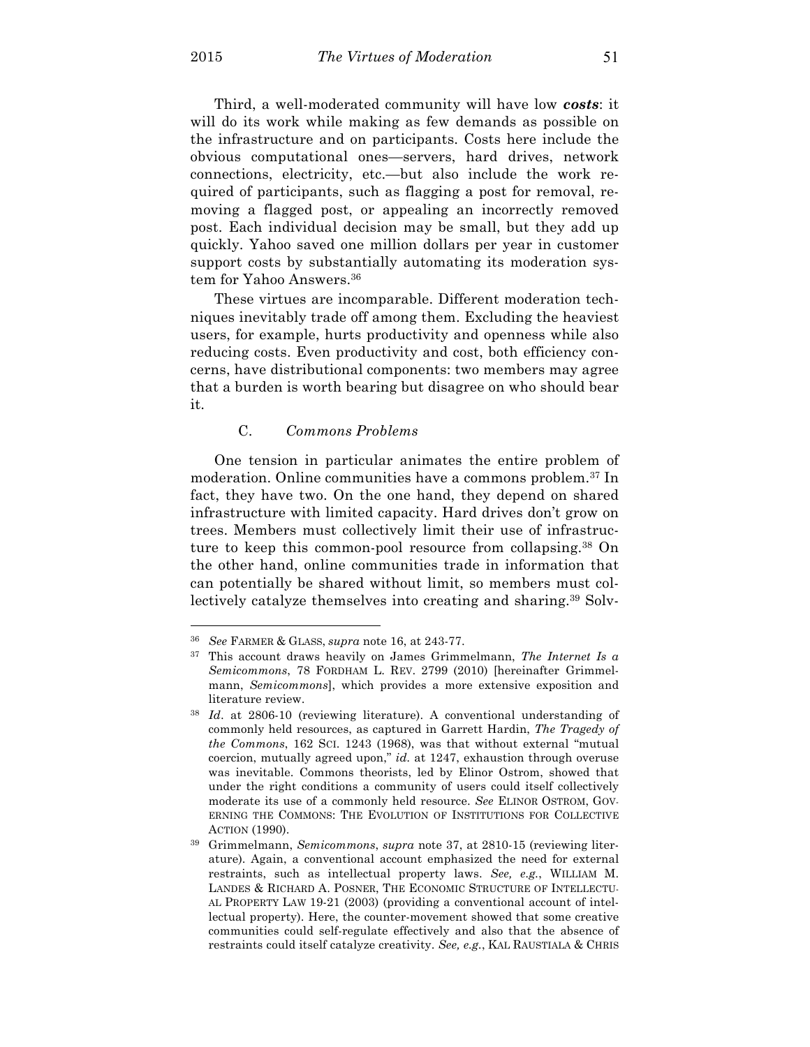Third, a well-moderated community will have low ***costs***: it will do its work while making as few demands as possible on the infrastructure and on participants. Costs here include the obvious computational ones—servers, hard drives, network connections, electricity, etc.—but also include the work required of participants, such as flagging a post for removal, removing a flagged post, or appealing an incorrectly removed post. Each individual decision may be small, but they add up quickly. Yahoo saved one million dollars per year in customer support costs by substantially automating its moderation system for Yahoo Answers.[36]

These virtues are incomparable. Different moderation techniques inevitably trade off among them. Excluding the heaviest users, for example, hurts productivity and openness while also reducing costs. Even productivity and cost, both efficiency concerns, have distributional components: two members may agree that a burden is worth bearing but disagree on who should bear it.

### C. *Commons Problems*

One tension in particular animates the entire problem of moderation. Online communities have a commons problem.[37] In fact, they have two. On the one hand, they depend on shared infrastructure with limited capacity. Hard drives don't grow on trees. Members must collectively limit their use of infrastructure to keep this common-pool resource from collapsing.[38] On the other hand, online communities trade in information that can potentially be shared without limit, so members must collectively catalyze themselves into creating and sharing.[39] Solv-

---

[36] *See* FARMER & GLASS, *supra* note 16, at 243-77.

[37] This account draws heavily on James Grimmelmann, *The Internet Is a Semicommons*, 78 FORDHAM L. REV. 2799 (2010) [hereinafter Grimmelmann, *Semicommons*], which provides a more extensive exposition and literature review.

[38] *Id*. at 2806-10 (reviewing literature). A conventional understanding of commonly held resources, as captured in Garrett Hardin, *The Tragedy of the Commons*, 162 SCI. 1243 (1968), was that without external "mutual coercion, mutually agreed upon," *id.* at 1247, exhaustion through overuse was inevitable. Commons theorists, led by Elinor Ostrom, showed that under the right conditions a community of users could itself collectively moderate its use of a commonly held resource. *See* ELINOR OSTROM, GOVERNING THE COMMONS: THE EVOLUTION OF INSTITUTIONS FOR COLLECTIVE ACTION (1990).

[39] Grimmelmann, *Semicommons*, *supra* note 37, at 2810-15 (reviewing literature). Again, a conventional account emphasized the need for external restraints, such as intellectual property laws. *See, e.g.*, WILLIAM M. LANDES & RICHARD A. POSNER, THE ECONOMIC STRUCTURE OF INTELLECTUAL PROPERTY LAW 19-21 (2003) (providing a conventional account of intellectual property). Here, the counter-movement showed that some creative communities could self-regulate effectively and also that the absence of restraints could itself catalyze creativity. *See, e.g.*, KAL RAUSTIALA & CHRIS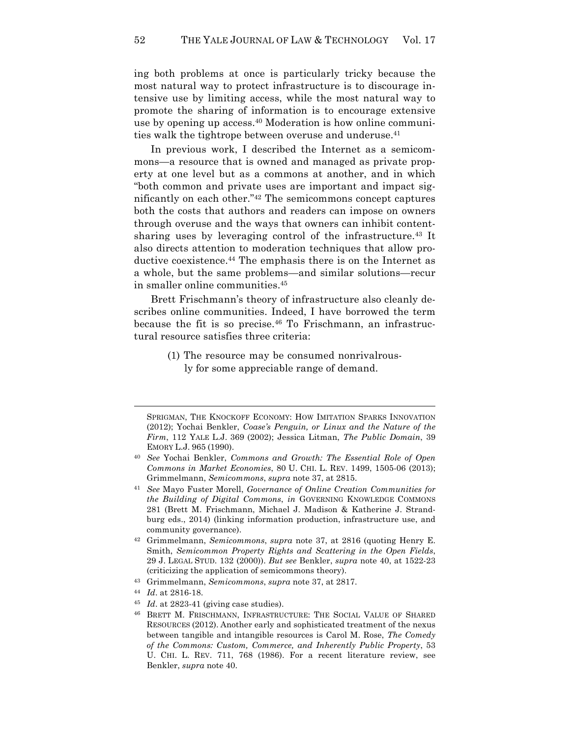ing both problems at once is particularly tricky because the most natural way to protect infrastructure is to discourage intensive use by limiting access, while the most natural way to promote the sharing of information is to encourage extensive use by opening up access.[40] Moderation is how online communities walk the tightrope between overuse and underuse.[41]

In previous work, I described the Internet as a semicommons—a resource that is owned and managed as private property at one level but as a commons at another, and in which "both common and private uses are important and impact significantly on each other."[42] The semicommons concept captures both the costs that authors and readers can impose on owners through overuse and the ways that owners can inhibit content-sharing uses by leveraging control of the infrastructure.[43] It also directs attention to moderation techniques that allow productive coexistence.[44] The emphasis there is on the Internet as a whole, but the same problems—and similar solutions—recur in smaller online communities.[45]

Brett Frischmann's theory of infrastructure also cleanly describes online communities. Indeed, I have borrowed the term because the fit is so precise.[46] To Frischmann, an infrastructural resource satisfies three criteria:

> (1) The resource may be consumed nonrivalrously for some appreciable range of demand.

---

SPRIGMAN, THE KNOCKOFF ECONOMY: HOW IMITATION SPARKS INNOVATION (2012); Yochai Benkler, *Coase's Penguin, or Linux and the Nature of the Firm*, 112 YALE L.J. 369 (2002); Jessica Litman, *The Public Domain*, 39 EMORY L.J. 965 (1990).

[40] *See* Yochai Benkler, *Commons and Growth: The Essential Role of Open Commons in Market Economies*, 80 U. CHI. L. REV. 1499, 1505-06 (2013); Grimmelmann, *Semicommons*, *supra* note 37, at 2815.

[41] *See* Mayo Fuster Morell, *Governance of Online Creation Communities for the Building of Digital Commons*, *in* GOVERNING KNOWLEDGE COMMONS 281 (Brett M. Frischmann, Michael J. Madison & Katherine J. Strandburg eds., 2014) (linking information production, infrastructure use, and community governance).

[42] Grimmelmann, *Semicommons*, *supra* note 37, at 2816 (quoting Henry E. Smith, *Semicommon Property Rights and Scattering in the Open Fields*, 29 J. LEGAL STUD. 132 (2000)). *But see* Benkler, *supra* note 40, at 1522-23 (criticizing the application of semicommons theory).

[43] Grimmelmann, *Semicommons*, *supra* note 37, at 2817.

[44] *Id*. at 2816-18.

[45] *Id*. at 2823-41 (giving case studies).

[46] BRETT M. FRISCHMANN, INFRASTRUCTURE: THE SOCIAL VALUE OF SHARED RESOURCES (2012). Another early and sophisticated treatment of the nexus between tangible and intangible resources is Carol M. Rose, *The Comedy of the Commons: Custom, Commerce, and Inherently Public Property*, 53 U. CHI. L. REV. 711, 768 (1986). For a recent literature review, see Benkler, *supra* note 40.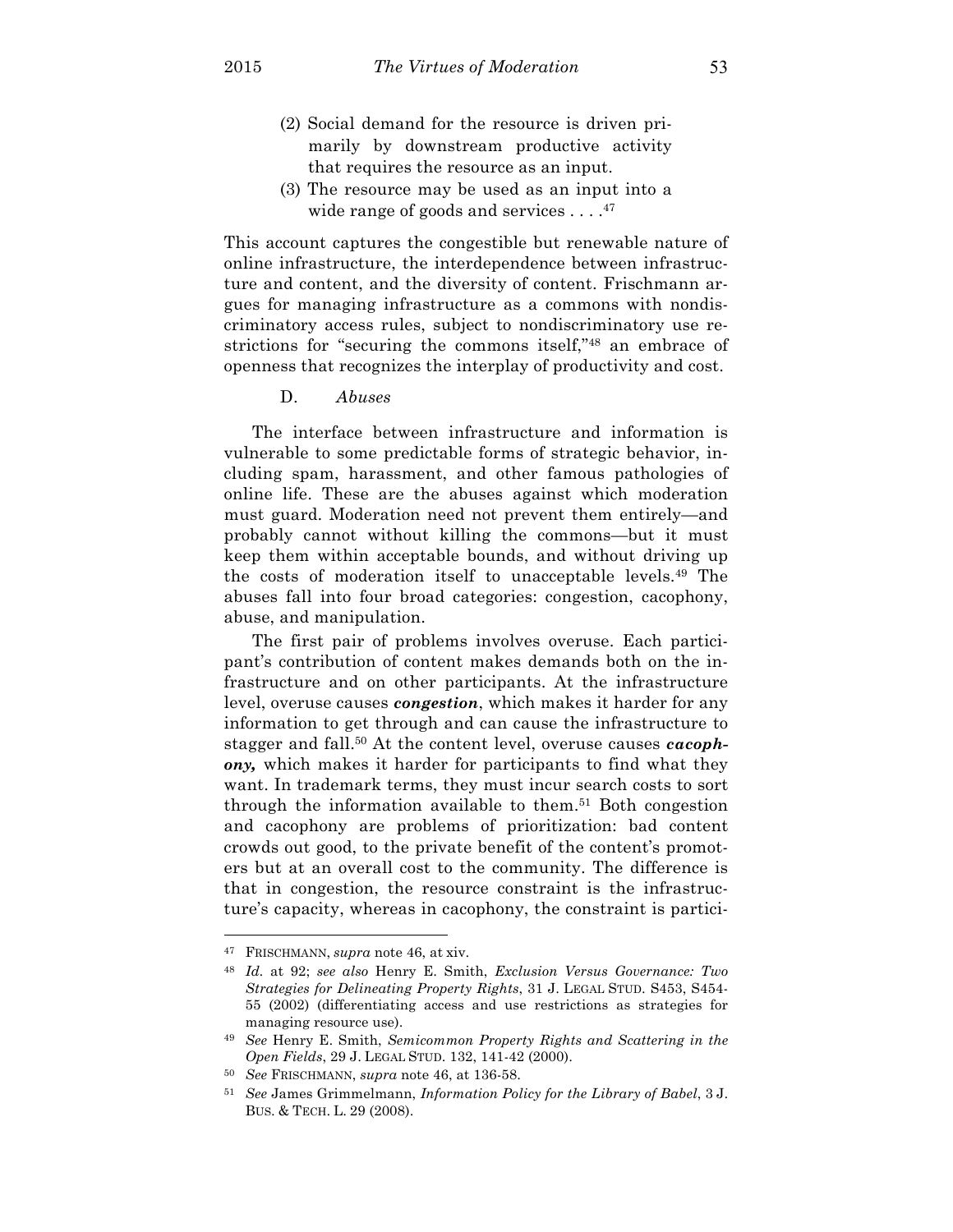> (2) Social demand for the resource is driven primarily by downstream productive activity that requires the resource as an input.
>
> (3) The resource may be used as an input into a wide range of goods and services . . . .[47]

This account captures the congestible but renewable nature of online infrastructure, the interdependence between infrastructure and content, and the diversity of content. Frischmann argues for managing infrastructure as a commons with nondiscriminatory access rules, subject to nondiscriminatory use restrictions for "securing the commons itself,"[48] an embrace of openness that recognizes the interplay of productivity and cost.

### D. *Abuses*

The interface between infrastructure and information is vulnerable to some predictable forms of strategic behavior, including spam, harassment, and other famous pathologies of online life. These are the abuses against which moderation must guard. Moderation need not prevent them entirely—and probably cannot without killing the commons—but it must keep them within acceptable bounds, and without driving up the costs of moderation itself to unacceptable levels.[49] The abuses fall into four broad categories: congestion, cacophony, abuse, and manipulation.

The first pair of problems involves overuse. Each participant's contribution of content makes demands both on the infrastructure and on other participants. At the infrastructure level, overuse causes ***congestion***, which makes it harder for any information to get through and can cause the infrastructure to stagger and fall.[50] At the content level, overuse causes ***cacophony,*** which makes it harder for participants to find what they want. In trademark terms, they must incur search costs to sort through the information available to them.[51] Both congestion and cacophony are problems of prioritization: bad content crowds out good, to the private benefit of the content's promoters but at an overall cost to the community. The difference is that in congestion, the resource constraint is the infrastructure's capacity, whereas in cacophony, the constraint is partici-

---

[47] FRISCHMANN, *supra* note 46, at xiv.

[48] *Id.* at 92; *see also* Henry E. Smith, *Exclusion Versus Governance: Two Strategies for Delineating Property Rights*, 31 J. LEGAL STUD. S453, S454-55 (2002) (differentiating access and use restrictions as strategies for managing resource use).

[49] *See* Henry E. Smith, *Semicommon Property Rights and Scattering in the Open Fields*, 29 J. LEGAL STUD. 132, 141-42 (2000).

[50] *See* FRISCHMANN, *supra* note 46, at 136-58.

[51] *See* James Grimmelmann, *Information Policy for the Library of Babel*, 3 J. BUS. & TECH. L. 29 (2008).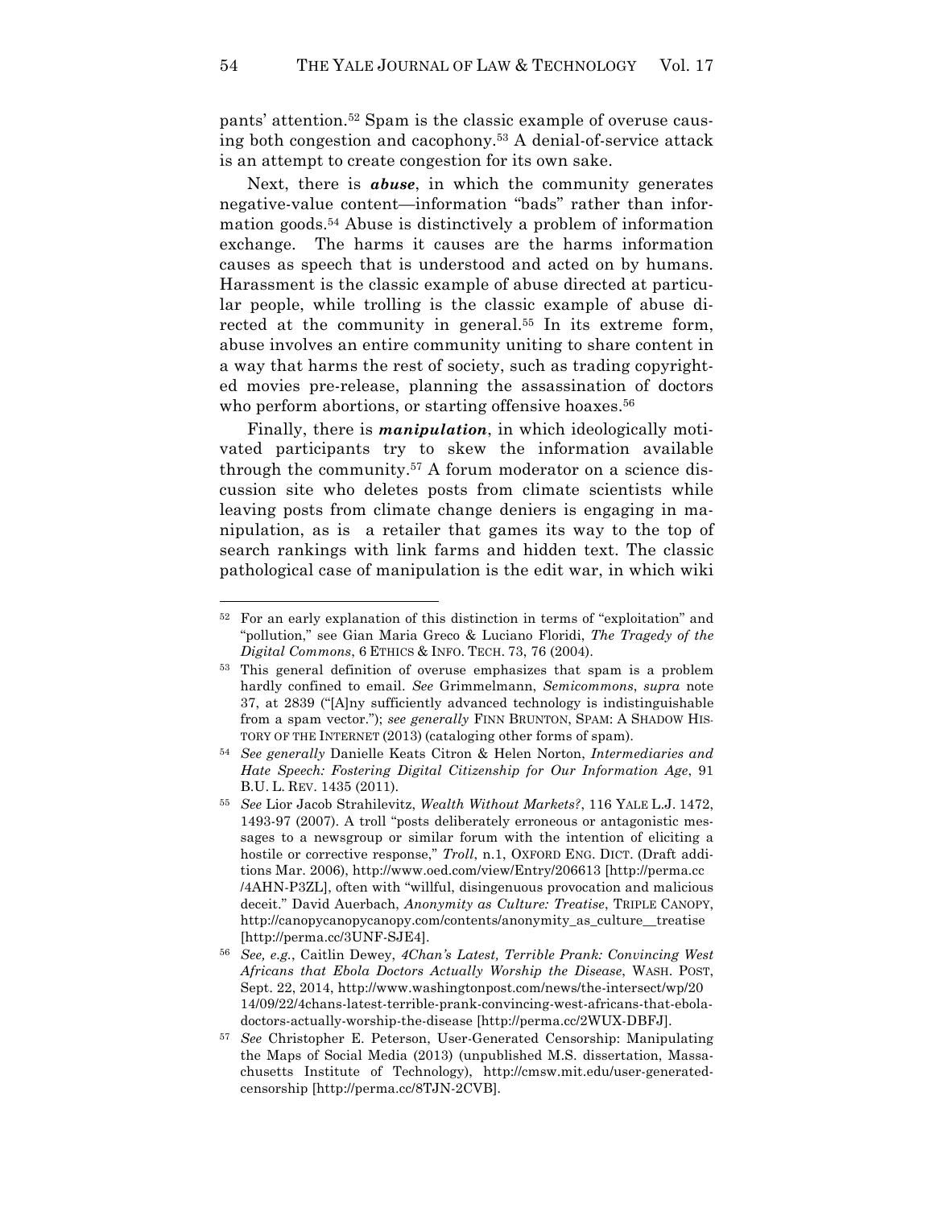pants' attention.[52] Spam is the classic example of overuse causing both congestion and cacophony.[53] A denial-of-service attack is an attempt to create congestion for its own sake.

Next, there is ***abuse***, in which the community generates negative-value content—information "bads" rather than information goods.[54] Abuse is distinctively a problem of information exchange. The harms it causes are the harms information causes as speech that is understood and acted on by humans. Harassment is the classic example of abuse directed at particular people, while trolling is the classic example of abuse directed at the community in general.[55] In its extreme form, abuse involves an entire community uniting to share content in a way that harms the rest of society, such as trading copyrighted movies pre-release, planning the assassination of doctors who perform abortions, or starting offensive hoaxes.[56]

Finally, there is ***manipulation***, in which ideologically motivated participants try to skew the information available through the community.[57] A forum moderator on a science discussion site who deletes posts from climate scientists while leaving posts from climate change deniers is engaging in manipulation, as is a retailer that games its way to the top of search rankings with link farms and hidden text. The classic pathological case of manipulation is the edit war, in which wiki

---

[52] For an early explanation of this distinction in terms of "exploitation" and "pollution," see Gian Maria Greco & Luciano Floridi, *The Tragedy of the Digital Commons*, 6 ETHICS & INFO. TECH. 73, 76 (2004).

[53] This general definition of overuse emphasizes that spam is a problem hardly confined to email. *See* Grimmelmann, *Semicommons*, *supra* note 37, at 2839 ("[A]ny sufficiently advanced technology is indistinguishable from a spam vector."); *see generally* FINN BRUNTON, SPAM: A SHADOW HISTORY OF THE INTERNET (2013) (cataloging other forms of spam).

[54] *See generally* Danielle Keats Citron & Helen Norton, *Intermediaries and Hate Speech: Fostering Digital Citizenship for Our Information Age*, 91 B.U. L. REV. 1435 (2011).

[55] *See* Lior Jacob Strahilevitz, *Wealth Without Markets?*, 116 YALE L.J. 1472, 1493-97 (2007). A troll "posts deliberately erroneous or antagonistic messages to a newsgroup or similar forum with the intention of eliciting a hostile or corrective response," *Troll*, n.1, OXFORD ENG. DICT. (Draft additions Mar. 2006), http://www.oed.com/view/Entry/206613 [http://perma.cc/4AHN-P3ZL], often with "willful, disingenuous provocation and malicious deceit." David Auerbach, *Anonymity as Culture: Treatise*, TRIPLE CANOPY, http://canopycanopycanopy.com/contents/anonymity_as_culture__treatise [http://perma.cc/3UNF-SJE4].

[56] *See, e.g.*, Caitlin Dewey, *4Chan's Latest, Terrible Prank: Convincing West Africans that Ebola Doctors Actually Worship the Disease*, WASH. POST, Sept. 22, 2014, http://www.washingtonpost.com/news/the-intersect/wp/2014/09/22/4chans-latest-terrible-prank-convincing-west-africans-that-ebola-doctors-actually-worship-the-disease [http://perma.cc/2WUX-DBFJ].

[57] *See* Christopher E. Peterson, User-Generated Censorship: Manipulating the Maps of Social Media (2013) (unpublished M.S. dissertation, Massachusetts Institute of Technology), http://cmsw.mit.edu/user-generated-censorship [http://perma.cc/8TJN-2CVB].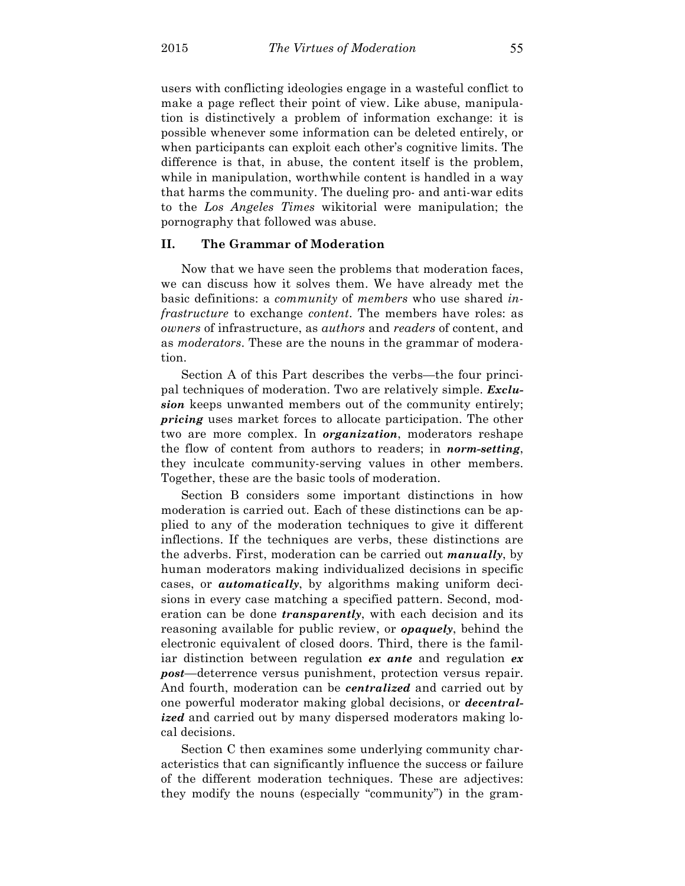users with conflicting ideologies engage in a wasteful conflict to make a page reflect their point of view. Like abuse, manipulation is distinctively a problem of information exchange: it is possible whenever some information can be deleted entirely, or when participants can exploit each other's cognitive limits. The difference is that, in abuse, the content itself is the problem, while in manipulation, worthwhile content is handled in a way that harms the community. The dueling pro- and anti-war edits to the *Los Angeles Times* wikitorial were manipulation; the pornography that followed was abuse.

## II. The Grammar of Moderation

Now that we have seen the problems that moderation faces, we can discuss how it solves them. We have already met the basic definitions: a *community* of *members* who use shared *infrastructure* to exchange *content*. The members have roles: as *owners* of infrastructure, as *authors* and *readers* of content, and as *moderators*. These are the nouns in the grammar of moderation.

Section A of this Part describes the verbs—the four principal techniques of moderation. Two are relatively simple. ***Exclusion*** keeps unwanted members out of the community entirely; ***pricing*** uses market forces to allocate participation. The other two are more complex. In ***organization***, moderators reshape the flow of content from authors to readers; in ***norm-setting***, they inculcate community-serving values in other members. Together, these are the basic tools of moderation.

Section B considers some important distinctions in how moderation is carried out. Each of these distinctions can be applied to any of the moderation techniques to give it different inflections. If the techniques are verbs, these distinctions are the adverbs. First, moderation can be carried out ***manually***, by human moderators making individualized decisions in specific cases, or ***automatically***, by algorithms making uniform decisions in every case matching a specified pattern. Second, moderation can be done ***transparently***, with each decision and its reasoning available for public review, or ***opaquely***, behind the electronic equivalent of closed doors. Third, there is the familiar distinction between regulation ***ex ante*** and regulation ***ex post***—deterrence versus punishment, protection versus repair. And fourth, moderation can be ***centralized*** and carried out by one powerful moderator making global decisions, or ***decentralized*** and carried out by many dispersed moderators making local decisions.

Section C then examines some underlying community characteristics that can significantly influence the success or failure of the different moderation techniques. These are adjectives: they modify the nouns (especially "community") in the gram-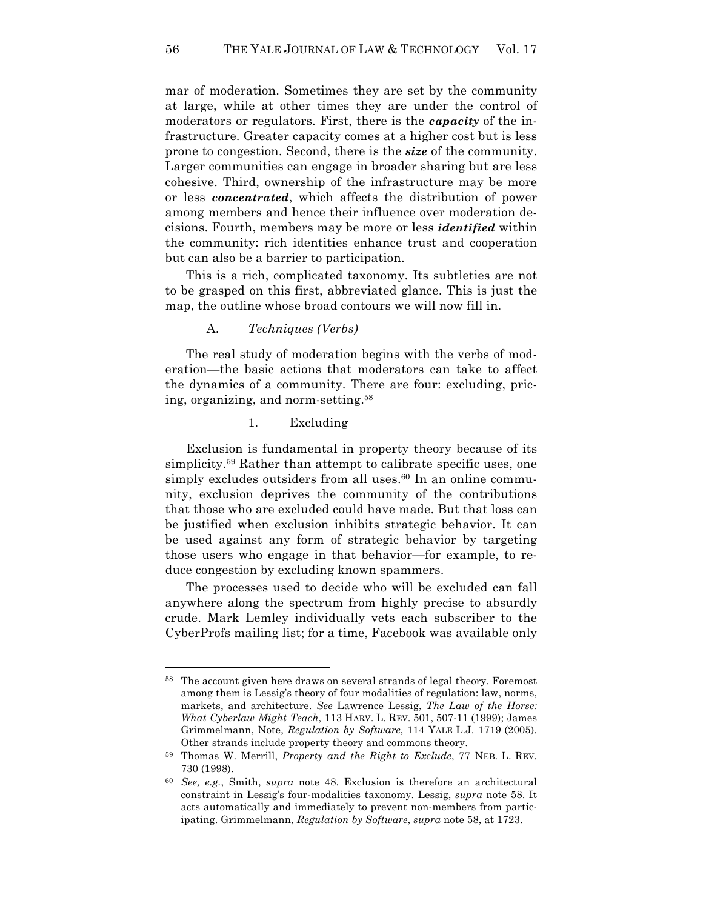mar of moderation. Sometimes they are set by the community at large, while at other times they are under the control of moderators or regulators. First, there is the ***capacity*** of the infrastructure. Greater capacity comes at a higher cost but is less prone to congestion. Second, there is the ***size*** of the community. Larger communities can engage in broader sharing but are less cohesive. Third, ownership of the infrastructure may be more or less ***concentrated***, which affects the distribution of power among members and hence their influence over moderation decisions. Fourth, members may be more or less ***identified*** within the community: rich identities enhance trust and cooperation but can also be a barrier to participation.

This is a rich, complicated taxonomy. Its subtleties are not to be grasped on this first, abbreviated glance. This is just the map, the outline whose broad contours we will now fill in.

### A. *Techniques (Verbs)*

The real study of moderation begins with the verbs of moderation—the basic actions that moderators can take to affect the dynamics of a community. There are four: excluding, pricing, organizing, and norm-setting.[58]

#### 1. Excluding

Exclusion is fundamental in property theory because of its simplicity.[59] Rather than attempt to calibrate specific uses, one simply excludes outsiders from all uses.[60] In an online community, exclusion deprives the community of the contributions that those who are excluded could have made. But that loss can be justified when exclusion inhibits strategic behavior. It can be used against any form of strategic behavior by targeting those users who engage in that behavior—for example, to reduce congestion by excluding known spammers.

The processes used to decide who will be excluded can fall anywhere along the spectrum from highly precise to absurdly crude. Mark Lemley individually vets each subscriber to the CyberProfs mailing list; for a time, Facebook was available only

---

[58] The account given here draws on several strands of legal theory. Foremost among them is Lessig's theory of four modalities of regulation: law, norms, markets, and architecture. *See* Lawrence Lessig, *The Law of the Horse: What Cyberlaw Might Teach*, 113 HARV. L. REV. 501, 507-11 (1999); James Grimmelmann, Note, *Regulation by Software*, 114 YALE L.J. 1719 (2005). Other strands include property theory and commons theory.

[59] Thomas W. Merrill, *Property and the Right to Exclude*, 77 NEB. L. REV. 730 (1998).

[60] *See, e.g.*, Smith, *supra* note 48. Exclusion is therefore an architectural constraint in Lessig's four-modalities taxonomy. Lessig, *supra* note 58. It acts automatically and immediately to prevent non-members from participating. Grimmelmann, *Regulation by Software*, *supra* note 58, at 1723.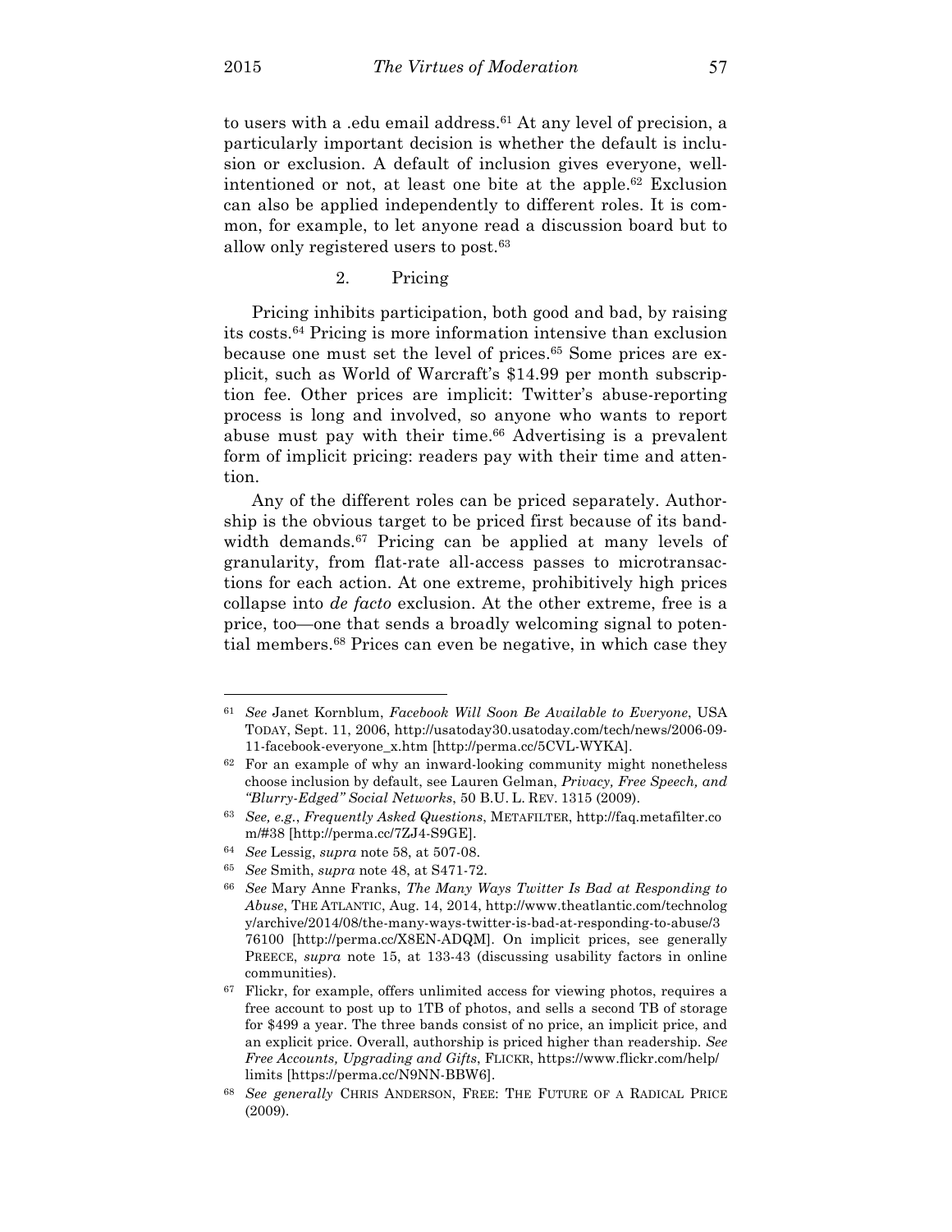to users with a .edu email address.[61] At any level of precision, a particularly important decision is whether the default is inclusion or exclusion. A default of inclusion gives everyone, well-intentioned or not, at least one bite at the apple.[62] Exclusion can also be applied independently to different roles. It is common, for example, to let anyone read a discussion board but to allow only registered users to post.[63]

### 2. Pricing

Pricing inhibits participation, both good and bad, by raising its costs.[64] Pricing is more information intensive than exclusion because one must set the level of prices.[65] Some prices are explicit, such as World of Warcraft's $14.99 per month subscription fee. Other prices are implicit: Twitter's abuse-reporting process is long and involved, so anyone who wants to report abuse must pay with their time.[66] Advertising is a prevalent form of implicit pricing: readers pay with their time and attention.

Any of the different roles can be priced separately. Authorship is the obvious target to be priced first because of its bandwidth demands.[67] Pricing can be applied at many levels of granularity, from flat-rate all-access passes to microtransactions for each action. At one extreme, prohibitively high prices collapse into *de facto* exclusion. At the other extreme, free is a price, too—one that sends a broadly welcoming signal to potential members.[68] Prices can even be negative, in which case they

---

[61] *See* Janet Kornblum, *Facebook Will Soon Be Available to Everyone*, USA TODAY, Sept. 11, 2006, http://usatoday30.usatoday.com/tech/news/2006-09-11-facebook-everyone_x.htm [http://perma.cc/5CVL-WYKA].

[62] For an example of why an inward-looking community might nonetheless choose inclusion by default, see Lauren Gelman, *Privacy, Free Speech, and "Blurry-Edged" Social Networks*, 50 B.U. L. REV. 1315 (2009).

[63] *See, e.g.*, *Frequently Asked Questions*, METAFILTER, http://faq.metafilter.com/#38 [http://perma.cc/7ZJ4-S9GE].

[64] *See* Lessig, *supra* note 58, at 507-08.

[65] *See* Smith, *supra* note 48, at S471-72.

[66] *See* Mary Anne Franks, *The Many Ways Twitter Is Bad at Responding to Abuse*, THE ATLANTIC, Aug. 14, 2014, http://www.theatlantic.com/technology/archive/2014/08/the-many-ways-twitter-is-bad-at-responding-to-abuse/376100 [http://perma.cc/X8EN-ADQM]. On implicit prices, see generally PREECE, *supra* note 15, at 133-43 (discussing usability factors in online communities).

[67] Flickr, for example, offers unlimited access for viewing photos, requires a free account to post up to 1TB of photos, and sells a second TB of storage for $499 a year. The three bands consist of no price, an implicit price, and an explicit price. Overall, authorship is priced higher than readership. *See Free Accounts, Upgrading and Gifts*, FLICKR, https://www.flickr.com/help/limits [https://perma.cc/N9NN-BBW6].

[68] *See generally* CHRIS ANDERSON, FREE: THE FUTURE OF A RADICAL PRICE (2009).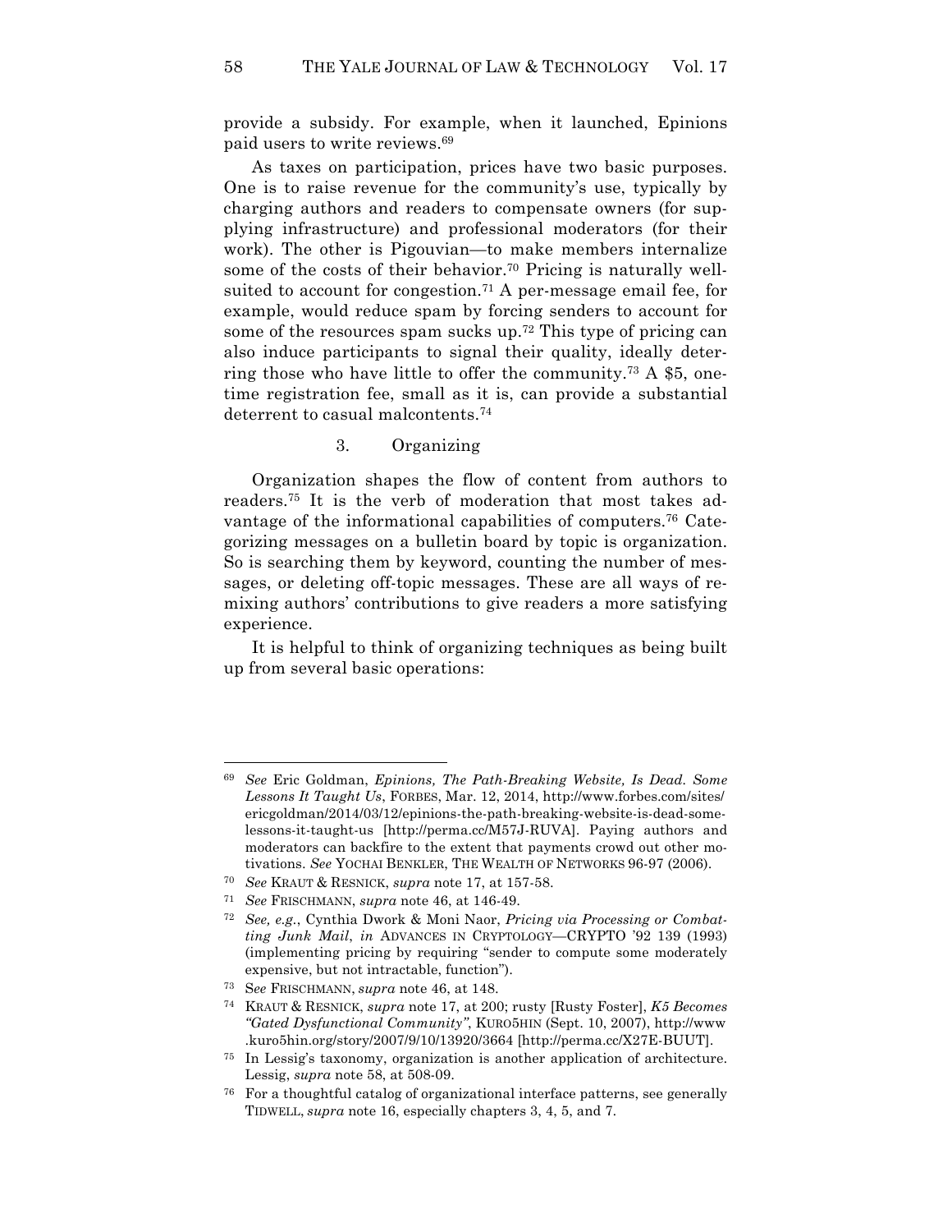provide a subsidy. For example, when it launched, Epinions paid users to write reviews.[69]

As taxes on participation, prices have two basic purposes. One is to raise revenue for the community's use, typically by charging authors and readers to compensate owners (for supplying infrastructure) and professional moderators (for their work). The other is Pigouvian—to make members internalize some of the costs of their behavior.[70] Pricing is naturally well-suited to account for congestion.[71] A per-message email fee, for example, would reduce spam by forcing senders to account for some of the resources spam sucks up.[72] This type of pricing can also induce participants to signal their quality, ideally deterring those who have little to offer the community.[73] A $5, one-time registration fee, small as it is, can provide a substantial deterrent to casual malcontents.[74]

### 3. Organizing

Organization shapes the flow of content from authors to readers.[75] It is the verb of moderation that most takes advantage of the informational capabilities of computers.[76] Categorizing messages on a bulletin board by topic is organization. So is searching them by keyword, counting the number of messages, or deleting off-topic messages. These are all ways of remixing authors' contributions to give readers a more satisfying experience.

It is helpful to think of organizing techniques as being built up from several basic operations:

---

[69] *See* Eric Goldman, *Epinions, The Path-Breaking Website, Is Dead. Some Lessons It Taught Us*, FORBES, Mar. 12, 2014, http://www.forbes.com/sites/ericgoldman/2014/03/12/epinions-the-path-breaking-website-is-dead-some-lessons-it-taught-us [http://perma.cc/M57J-RUVA]. Paying authors and moderators can backfire to the extent that payments crowd out other motivations. *See* YOCHAI BENKLER, THE WEALTH OF NETWORKS 96-97 (2006).

[70] *See* KRAUT & RESNICK, *supra* note 17, at 157-58.

[71] *See* FRISCHMANN, *supra* note 46, at 146-49.

[72] *See, e.g.*, Cynthia Dwork & Moni Naor, *Pricing via Processing or Combatting Junk Mail*, *in* ADVANCES IN CRYPTOLOGY—CRYPTO '92 139 (1993) (implementing pricing by requiring "sender to compute some moderately expensive, but not intractable, function").

[73] S*ee* FRISCHMANN, *supra* note 46, at 148.

[74] KRAUT & RESNICK, *supra* note 17, at 200; rusty [Rusty Foster], *K5 Becomes "Gated Dysfunctional Community"*, KURO5HIN (Sept. 10, 2007), http://www.kuro5hin.org/story/2007/9/10/13920/3664 [http://perma.cc/X27E-BUUT].

[75] In Lessig's taxonomy, organization is another application of architecture. Lessig, *supra* note 58, at 508-09.

[76] For a thoughtful catalog of organizational interface patterns, see generally TIDWELL, *supra* note 16, especially chapters 3, 4, 5, and 7.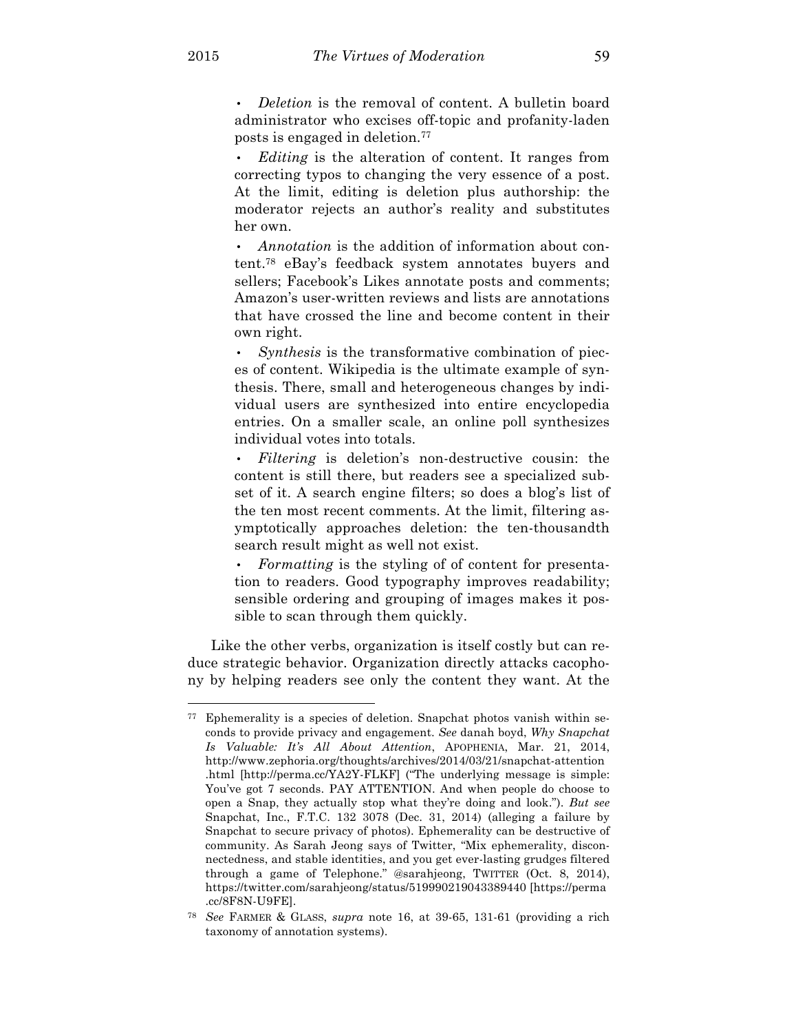- *Deletion* is the removal of content. A bulletin board administrator who excises off-topic and profanity-laden posts is engaged in deletion.[77]
- *Editing* is the alteration of content. It ranges from correcting typos to changing the very essence of a post. At the limit, editing is deletion plus authorship: the moderator rejects an author's reality and substitutes her own.
- *Annotation* is the addition of information about content.[78] eBay's feedback system annotates buyers and sellers; Facebook's Likes annotate posts and comments; Amazon's user-written reviews and lists are annotations that have crossed the line and become content in their own right.
- *Synthesis* is the transformative combination of pieces of content. Wikipedia is the ultimate example of synthesis. There, small and heterogeneous changes by individual users are synthesized into entire encyclopedia entries. On a smaller scale, an online poll synthesizes individual votes into totals.
- *Filtering* is deletion's non-destructive cousin: the content is still there, but readers see a specialized subset of it. A search engine filters; so does a blog's list of the ten most recent comments. At the limit, filtering asymptotically approaches deletion: the ten-thousandth search result might as well not exist.
- *Formatting* is the styling of of content for presentation to readers. Good typography improves readability; sensible ordering and grouping of images makes it possible to scan through them quickly.

Like the other verbs, organization is itself costly but can reduce strategic behavior. Organization directly attacks cacophony by helping readers see only the content they want. At the

---

[77] Ephemerality is a species of deletion. Snapchat photos vanish within seconds to provide privacy and engagement. *See* danah boyd, *Why Snapchat Is Valuable: It's All About Attention*, APOPHENIA, Mar. 21, 2014, http://www.zephoria.org/thoughts/archives/2014/03/21/snapchat-attention.html [http://perma.cc/YA2Y-FLKF] ("The underlying message is simple: You've got 7 seconds. PAY ATTENTION. And when people do choose to open a Snap, they actually stop what they're doing and look."). *But see* Snapchat, Inc., F.T.C. 132 3078 (Dec. 31, 2014) (alleging a failure by Snapchat to secure privacy of photos). Ephemerality can be destructive of community. As Sarah Jeong says of Twitter, "Mix ephemerality, disconnectedness, and stable identities, and you get ever-lasting grudges filtered through a game of Telephone." @sarahjeong, TWITTER (Oct. 8, 2014), https://twitter.com/sarahjeong/status/519990219043389440 [https://perma.cc/8F8N-U9FE].

[78] *See* FARMER & GLASS, *supra* note 16, at 39-65, 131-61 (providing a rich taxonomy of annotation systems).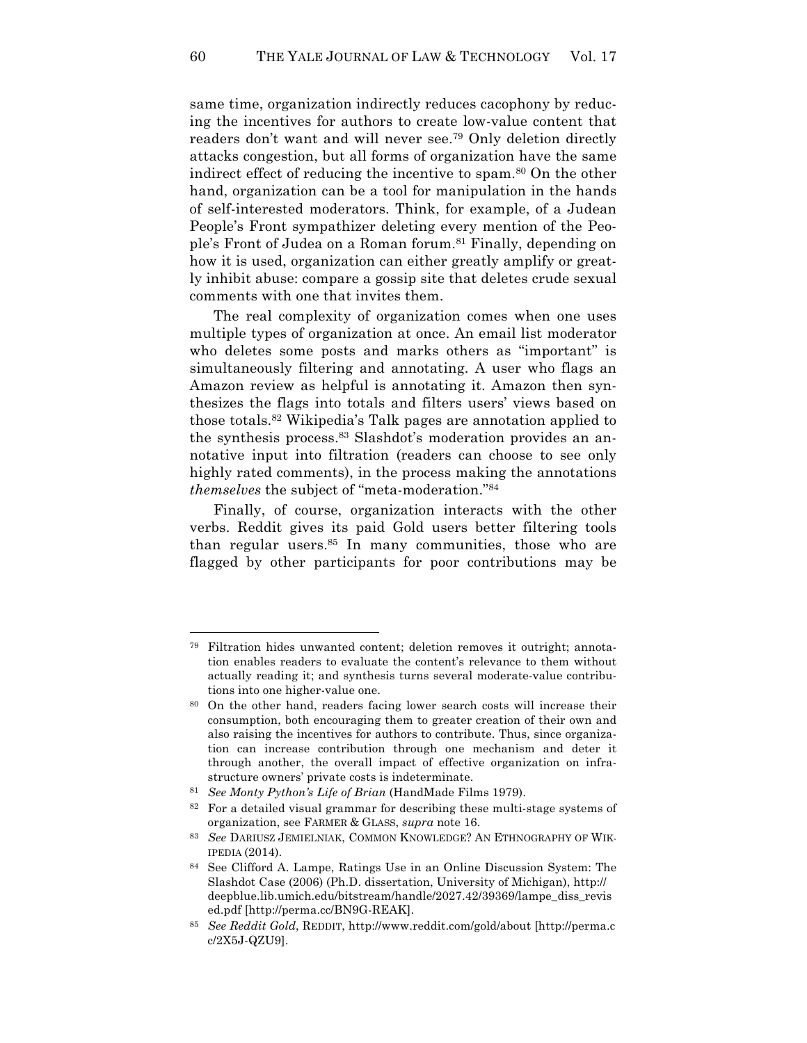same time, organization indirectly reduces cacophony by reducing the incentives for authors to create low-value content that readers don't want and will never see.[79] Only deletion directly attacks congestion, but all forms of organization have the same indirect effect of reducing the incentive to spam.[80] On the other hand, organization can be a tool for manipulation in the hands of self-interested moderators. Think, for example, of a Judean People's Front sympathizer deleting every mention of the People's Front of Judea on a Roman forum.[81] Finally, depending on how it is used, organization can either greatly amplify or greatly inhibit abuse: compare a gossip site that deletes crude sexual comments with one that invites them.

The real complexity of organization comes when one uses multiple types of organization at once. An email list moderator who deletes some posts and marks others as "important" is simultaneously filtering and annotating. A user who flags an Amazon review as helpful is annotating it. Amazon then synthesizes the flags into totals and filters users' views based on those totals.[82] Wikipedia's Talk pages are annotation applied to the synthesis process.[83] Slashdot's moderation provides an annotative input into filtration (readers can choose to see only highly rated comments), in the process making the annotations *themselves* the subject of "meta-moderation."[84]

Finally, of course, organization interacts with the other verbs. Reddit gives its paid Gold users better filtering tools than regular users.[85] In many communities, those who are flagged by other participants for poor contributions may be

---

[79] Filtration hides unwanted content; deletion removes it outright; annotation enables readers to evaluate the content's relevance to them without actually reading it; and synthesis turns several moderate-value contributions into one higher-value one.

[80] On the other hand, readers facing lower search costs will increase their consumption, both encouraging them to greater creation of their own and also raising the incentives for authors to contribute. Thus, since organization can increase contribution through one mechanism and deter it through another, the overall impact of effective organization on infrastructure owners' private costs is indeterminate.

[81] *See Monty Python's Life of Brian* (HandMade Films 1979).

[82] For a detailed visual grammar for describing these multi-stage systems of organization, see FARMER & GLASS, *supra* note 16.

[83] *See* DARIUSZ JEMIELNIAK, COMMON KNOWLEDGE? AN ETHNOGRAPHY OF WIKIPEDIA (2014).

[84] See Clifford A. Lampe, Ratings Use in an Online Discussion System: The Slashdot Case (2006) (Ph.D. dissertation, University of Michigan), http://deepblue.lib.umich.edu/bitstream/handle/2027.42/39369/lampe_diss_revised.pdf [http://perma.cc/BN9G-REAK].

[85] *See Reddit Gold*, REDDIT, http://www.reddit.com/gold/about [http://perma.cc/2X5J-QZU9].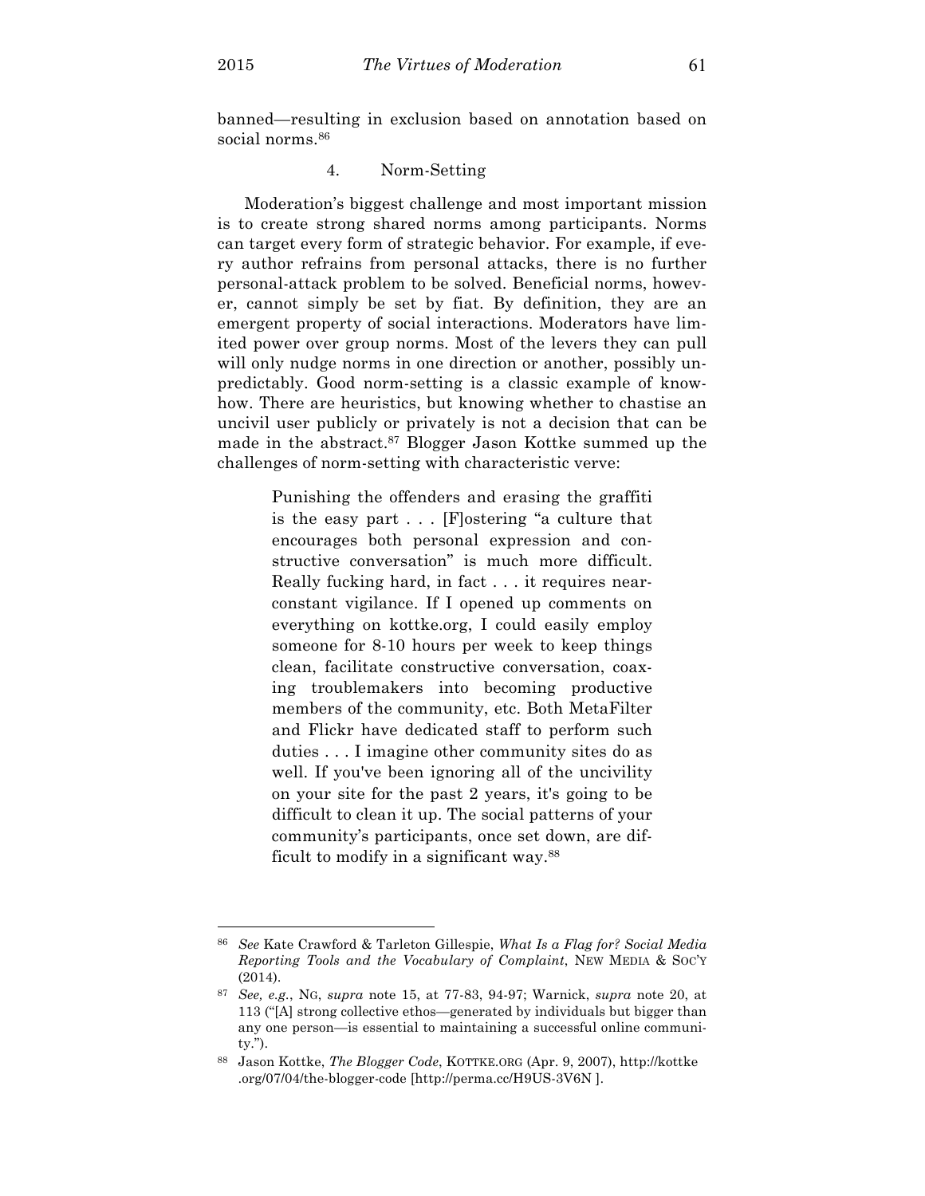banned—resulting in exclusion based on annotation based on social norms.[86]

#### 4. Norm-Setting

Moderation's biggest challenge and most important mission is to create strong shared norms among participants. Norms can target every form of strategic behavior. For example, if every author refrains from personal attacks, there is no further personal-attack problem to be solved. Beneficial norms, however, cannot simply be set by fiat. By definition, they are an emergent property of social interactions. Moderators have limited power over group norms. Most of the levers they can pull will only nudge norms in one direction or another, possibly unpredictably. Good norm-setting is a classic example of know-how. There are heuristics, but knowing whether to chastise an uncivil user publicly or privately is not a decision that can be made in the abstract.[87] Blogger Jason Kottke summed up the challenges of norm-setting with characteristic verve:

> Punishing the offenders and erasing the graffiti is the easy part . . . [F]ostering "a culture that encourages both personal expression and constructive conversation" is much more difficult. Really fucking hard, in fact . . . it requires near-constant vigilance. If I opened up comments on everything on kottke.org, I could easily employ someone for 8-10 hours per week to keep things clean, facilitate constructive conversation, coaxing troublemakers into becoming productive members of the community, etc. Both MetaFilter and Flickr have dedicated staff to perform such duties . . . I imagine other community sites do as well. If you've been ignoring all of the uncivility on your site for the past 2 years, it's going to be difficult to clean it up. The social patterns of your community's participants, once set down, are difficult to modify in a significant way.[88]

---

[86] *See* Kate Crawford & Tarleton Gillespie, *What Is a Flag for? Social Media Reporting Tools and the Vocabulary of Complaint*, NEW MEDIA & SOC'Y (2014).

[87] *See, e.g.*, NG, *supra* note 15, at 77-83, 94-97; Warnick, *supra* note 20, at 113 ("[A] strong collective ethos—generated by individuals but bigger than any one person—is essential to maintaining a successful online community.").

[88] Jason Kottke, *The Blogger Code*, KOTTKE.ORG (Apr. 9, 2007), http://kottke.org/07/04/the-blogger-code [http://perma.cc/H9US-3V6N ].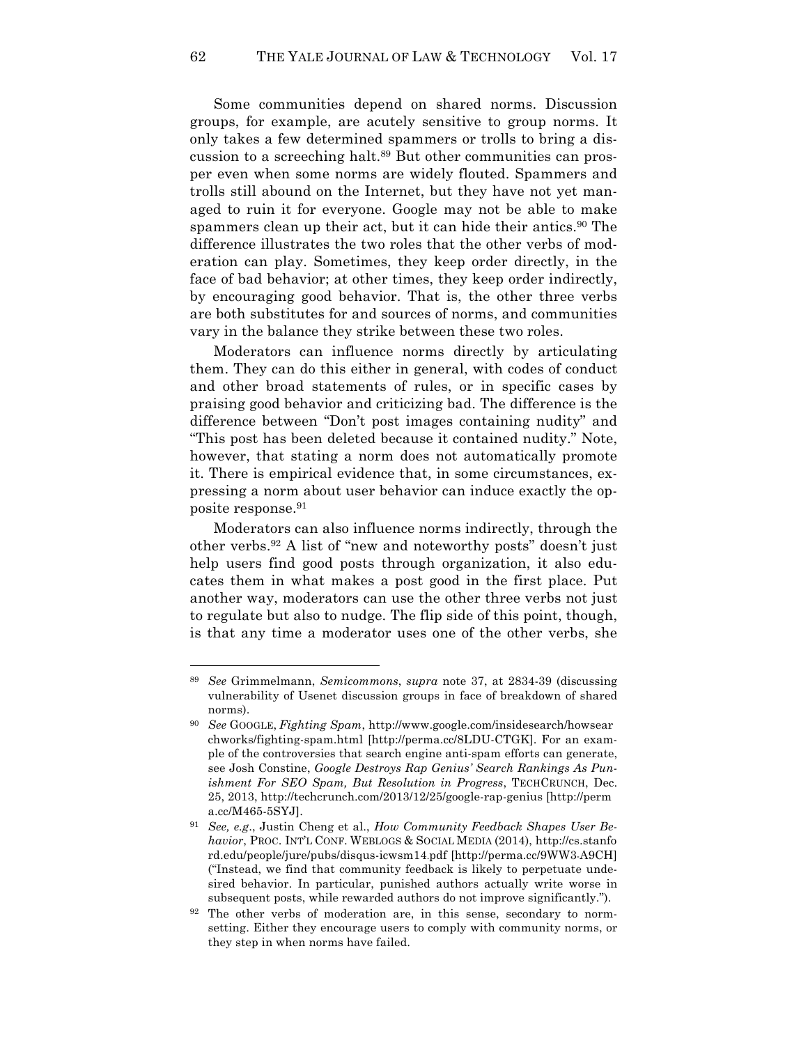Some communities depend on shared norms. Discussion groups, for example, are acutely sensitive to group norms. It only takes a few determined spammers or trolls to bring a discussion to a screeching halt.[89] But other communities can prosper even when some norms are widely flouted. Spammers and trolls still abound on the Internet, but they have not yet managed to ruin it for everyone. Google may not be able to make spammers clean up their act, but it can hide their antics.[90] The difference illustrates the two roles that the other verbs of moderation can play. Sometimes, they keep order directly, in the face of bad behavior; at other times, they keep order indirectly, by encouraging good behavior. That is, the other three verbs are both substitutes for and sources of norms, and communities vary in the balance they strike between these two roles.

Moderators can influence norms directly by articulating them. They can do this either in general, with codes of conduct and other broad statements of rules, or in specific cases by praising good behavior and criticizing bad. The difference is the difference between "Don't post images containing nudity" and "This post has been deleted because it contained nudity." Note, however, that stating a norm does not automatically promote it. There is empirical evidence that, in some circumstances, expressing a norm about user behavior can induce exactly the opposite response.[91]

Moderators can also influence norms indirectly, through the other verbs.[92] A list of "new and noteworthy posts" doesn't just help users find good posts through organization, it also educates them in what makes a post good in the first place. Put another way, moderators can use the other three verbs not just to regulate but also to nudge. The flip side of this point, though, is that any time a moderator uses one of the other verbs, she

---

[89] *See* Grimmelmann, *Semicommons*, *supra* note 37, at 2834-39 (discussing vulnerability of Usenet discussion groups in face of breakdown of shared norms).

[90] *See* GOOGLE, *Fighting Spam*, http://www.google.com/insidesearch/howsearchworks/fighting-spam.html [http://perma.cc/8LDU-CTGK]. For an example of the controversies that search engine anti-spam efforts can generate, see Josh Constine, *Google Destroys Rap Genius' Search Rankings As Punishment For SEO Spam, But Resolution in Progress*, TECHCRUNCH, Dec. 25, 2013, http://techcrunch.com/2013/12/25/google-rap-genius [http://perma.cc/M465-5SYJ].

[91] *See, e.g.*, Justin Cheng et al., *How Community Feedback Shapes User Behavior*, PROC. INT'L CONF. WEBLOGS & SOCIAL MEDIA (2014), http://cs.stanford.edu/people/jure/pubs/disqus-icwsm14.pdf [http://perma.cc/9WW3-A9CH] ("Instead, we find that community feedback is likely to perpetuate undesired behavior. In particular, punished authors actually write worse in subsequent posts, while rewarded authors do not improve significantly.").

[92] The other verbs of moderation are, in this sense, secondary to norm-setting. Either they encourage users to comply with community norms, or they step in when norms have failed.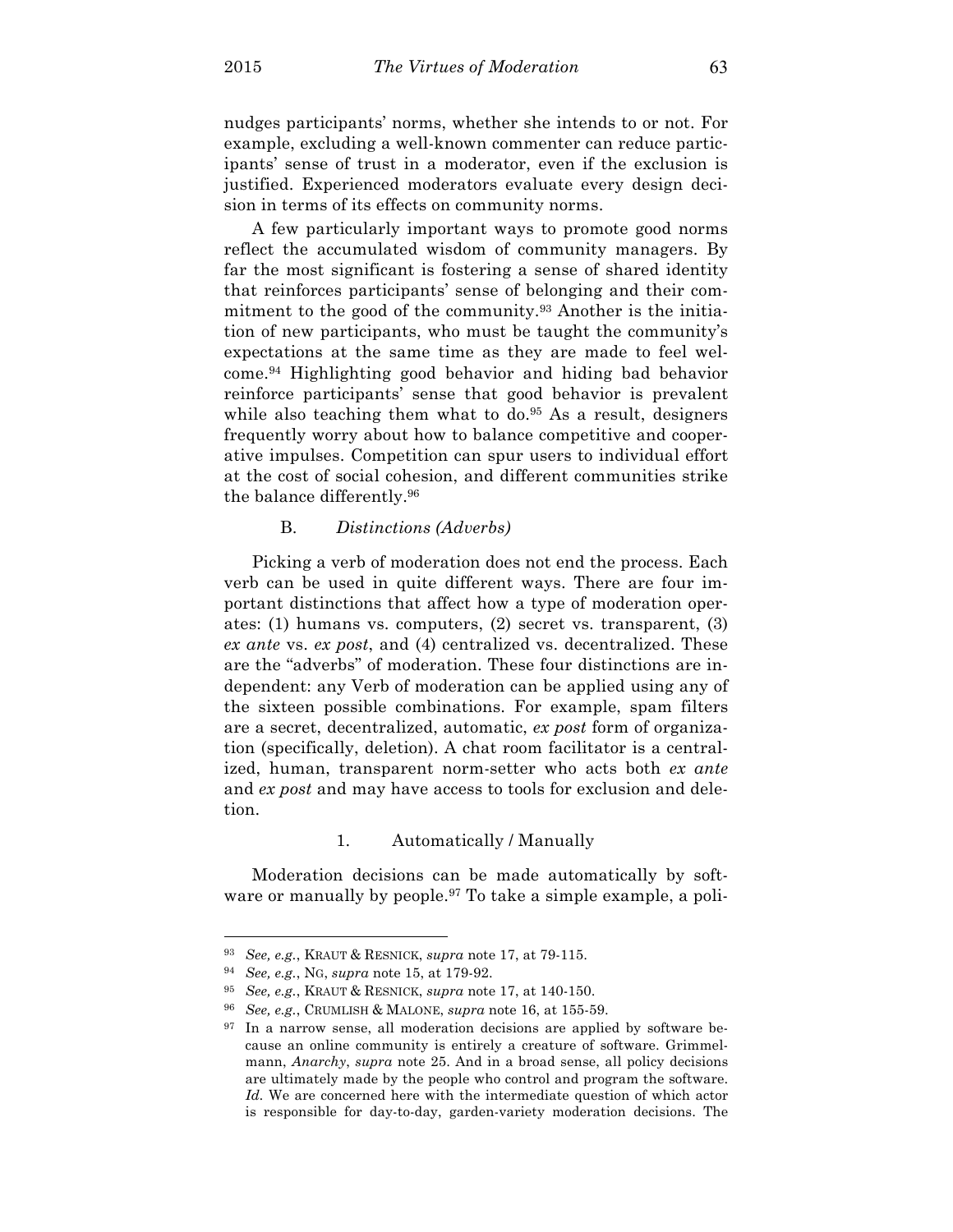nudges participants' norms, whether she intends to or not. For example, excluding a well-known commenter can reduce participants' sense of trust in a moderator, even if the exclusion is justified. Experienced moderators evaluate every design decision in terms of its effects on community norms.

A few particularly important ways to promote good norms reflect the accumulated wisdom of community managers. By far the most significant is fostering a sense of shared identity that reinforces participants' sense of belonging and their commitment to the good of the community.[93] Another is the initiation of new participants, who must be taught the community's expectations at the same time as they are made to feel welcome.[94] Highlighting good behavior and hiding bad behavior reinforce participants' sense that good behavior is prevalent while also teaching them what to do.[95] As a result, designers frequently worry about how to balance competitive and cooperative impulses. Competition can spur users to individual effort at the cost of social cohesion, and different communities strike the balance differently.[96]

### B. *Distinctions (Adverbs)*

Picking a verb of moderation does not end the process. Each verb can be used in quite different ways. There are four important distinctions that affect how a type of moderation operates: (1) humans vs. computers, (2) secret vs. transparent, (3) *ex ante* vs. *ex post*, and (4) centralized vs. decentralized. These are the "adverbs" of moderation. These four distinctions are independent: any Verb of moderation can be applied using any of the sixteen possible combinations. For example, spam filters are a secret, decentralized, automatic, *ex post* form of organization (specifically, deletion). A chat room facilitator is a centralized, human, transparent norm-setter who acts both *ex ante* and *ex post* and may have access to tools for exclusion and deletion.

#### 1. Automatically / Manually

Moderation decisions can be made automatically by software or manually by people.[97] To take a simple example, a poli-

---

[93] *See, e.g.*, KRAUT & RESNICK, *supra* note 17, at 79-115.

[94] *See, e.g.*, NG, *supra* note 15, at 179-92.

[95] *See, e.g.*, KRAUT & RESNICK, *supra* note 17, at 140-150.

[96] *See, e.g.*, CRUMLISH & MALONE, *supra* note 16, at 155-59.

[97] In a narrow sense, all moderation decisions are applied by software because an online community is entirely a creature of software. Grimmelmann, *Anarchy*, *supra* note 25. And in a broad sense, all policy decisions are ultimately made by the people who control and program the software. *Id.* We are concerned here with the intermediate question of which actor is responsible for day-to-day, garden-variety moderation decisions. The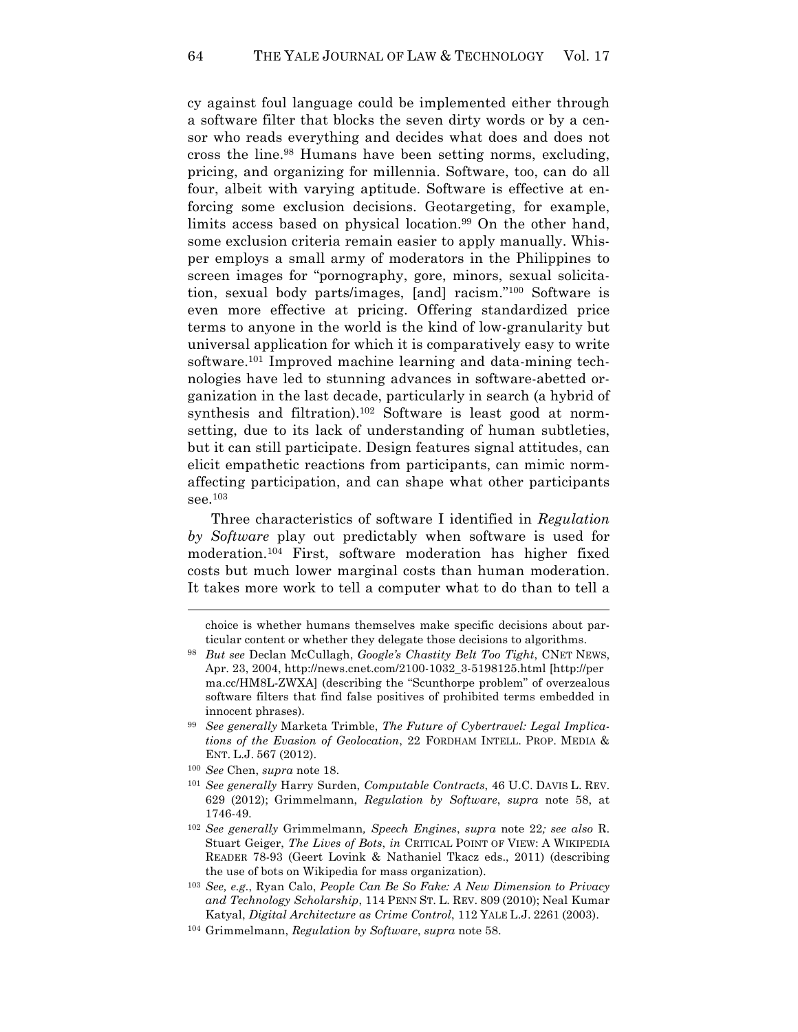cy against foul language could be implemented either through a software filter that blocks the seven dirty words or by a censor who reads everything and decides what does and does not cross the line.[98] Humans have been setting norms, excluding, pricing, and organizing for millennia. Software, too, can do all four, albeit with varying aptitude. Software is effective at enforcing some exclusion decisions. Geotargeting, for example, limits access based on physical location.[99] On the other hand, some exclusion criteria remain easier to apply manually. Whisper employs a small army of moderators in the Philippines to screen images for "pornography, gore, minors, sexual solicitation, sexual body parts/images, [and] racism."[100] Software is even more effective at pricing. Offering standardized price terms to anyone in the world is the kind of low-granularity but universal application for which it is comparatively easy to write software.[101] Improved machine learning and data-mining technologies have led to stunning advances in software-abetted organization in the last decade, particularly in search (a hybrid of synthesis and filtration).[102] Software is least good at norm-setting, due to its lack of understanding of human subtleties, but it can still participate. Design features signal attitudes, can elicit empathetic reactions from participants, can mimic norm-affecting participation, and can shape what other participants see.[103]

Three characteristics of software I identified in *Regulation by Software* play out predictably when software is used for moderation.[104] First, software moderation has higher fixed costs but much lower marginal costs than human moderation. It takes more work to tell a computer what to do than to tell a

---

choice is whether humans themselves make specific decisions about particular content or whether they delegate those decisions to algorithms.

[98] *But see* Declan McCullagh, *Google's Chastity Belt Too Tight*, CNET NEWS, Apr. 23, 2004, http://news.cnet.com/2100-1032_3-5198125.html [http://perma.cc/HM8L-ZWXA] (describing the "Scunthorpe problem" of overzealous software filters that find false positives of prohibited terms embedded in innocent phrases).

[99] *See generally* Marketa Trimble, *The Future of Cybertravel: Legal Implications of the Evasion of Geolocation*, 22 FORDHAM INTELL. PROP. MEDIA & ENT. L.J. 567 (2012).

[100] *See* Chen, *supra* note 18.

[101] *See generally* Harry Surden, *Computable Contracts*, 46 U.C. DAVIS L. REV. 629 (2012); Grimmelmann, *Regulation by Software*, *supra* note 58, at 1746-49.

[102] *See generally* Grimmelmann, *Speech Engines*, *supra* note 22; *see also* R. Stuart Geiger, *The Lives of Bots*, *in* CRITICAL POINT OF VIEW: A WIKIPEDIA READER 78-93 (Geert Lovink & Nathaniel Tkacz eds., 2011) (describing the use of bots on Wikipedia for mass organization).

[103] *See, e.g.*, Ryan Calo, *People Can Be So Fake: A New Dimension to Privacy and Technology Scholarship*, 114 PENN ST. L. REV. 809 (2010); Neal Kumar Katyal, *Digital Architecture as Crime Control*, 112 YALE L.J. 2261 (2003).

[104] Grimmelmann, *Regulation by Software*, *supra* note 58.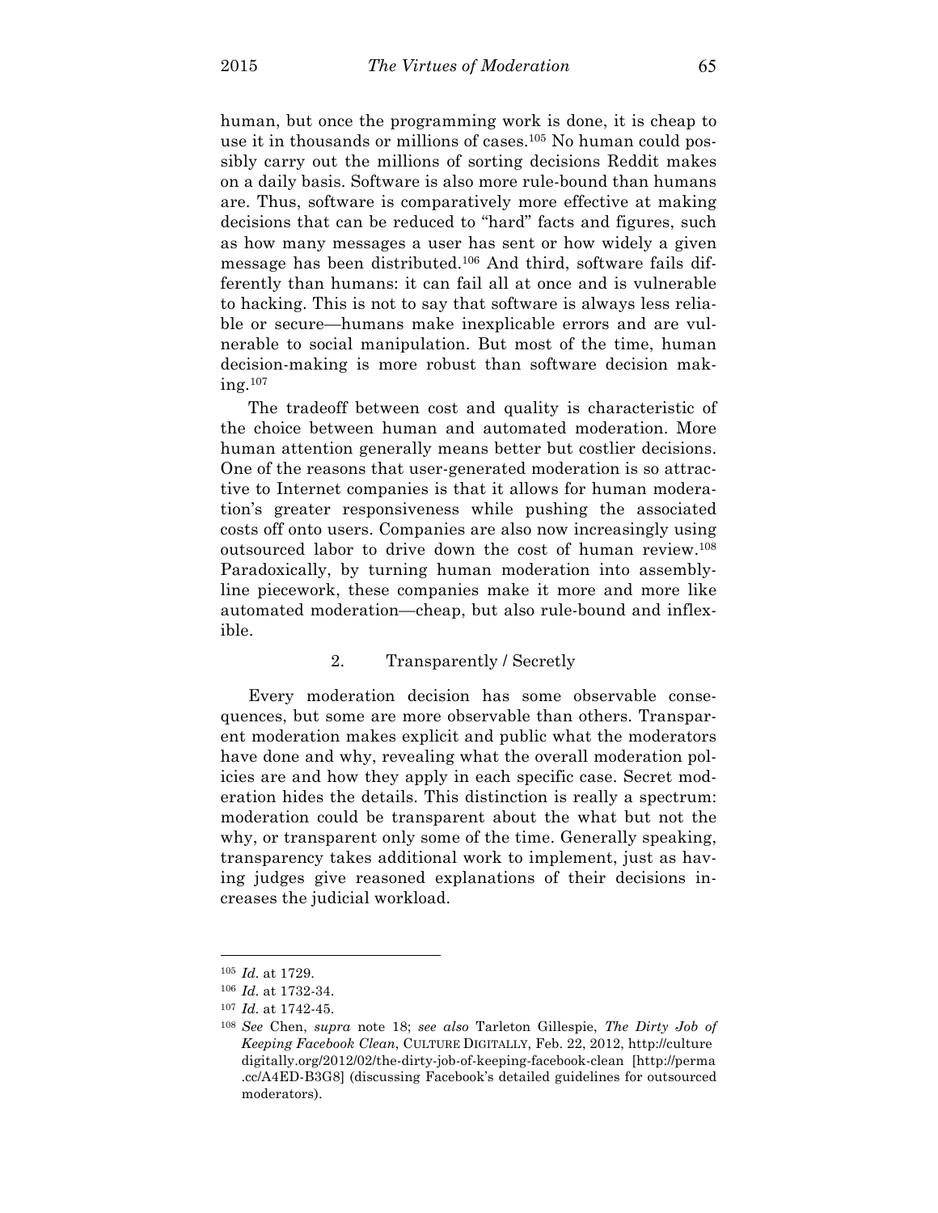human, but once the programming work is done, it is cheap to use it in thousands or millions of cases.[105] No human could possibly carry out the millions of sorting decisions Reddit makes on a daily basis. Software is also more rule-bound than humans are. Thus, software is comparatively more effective at making decisions that can be reduced to "hard" facts and figures, such as how many messages a user has sent or how widely a given message has been distributed.[106] And third, software fails differently than humans: it can fail all at once and is vulnerable to hacking. This is not to say that software is always less reliable or secure—humans make inexplicable errors and are vulnerable to social manipulation. But most of the time, human decision-making is more robust than software decision making.[107]

The tradeoff between cost and quality is characteristic of the choice between human and automated moderation. More human attention generally means better but costlier decisions. One of the reasons that user-generated moderation is so attractive to Internet companies is that it allows for human moderation's greater responsiveness while pushing the associated costs off onto users. Companies are also now increasingly using outsourced labor to drive down the cost of human review.[108] Paradoxically, by turning human moderation into assembly-line piecework, these companies make it more and more like automated moderation—cheap, but also rule-bound and inflexible.

#### 2. Transparently / Secretly

Every moderation decision has some observable consequences, but some are more observable than others. Transparent moderation makes explicit and public what the moderators have done and why, revealing what the overall moderation policies are and how they apply in each specific case. Secret moderation hides the details. This distinction is really a spectrum: moderation could be transparent about the what but not the why, or transparent only some of the time. Generally speaking, transparency takes additional work to implement, just as having judges give reasoned explanations of their decisions increases the judicial workload.

---

[105] *Id.* at 1729.

[106] *Id.* at 1732-34.

[107] *Id.* at 1742-45.

[108] *See* Chen, *supra* note 18; *see also* Tarleton Gillespie, *The Dirty Job of Keeping Facebook Clean*, CULTURE DIGITALLY, Feb. 22, 2012, http://culturedigitally.org/2012/02/the-dirty-job-of-keeping-facebook-clean [http://perma.cc/A4ED-B3G8] (discussing Facebook's detailed guidelines for outsourced moderators).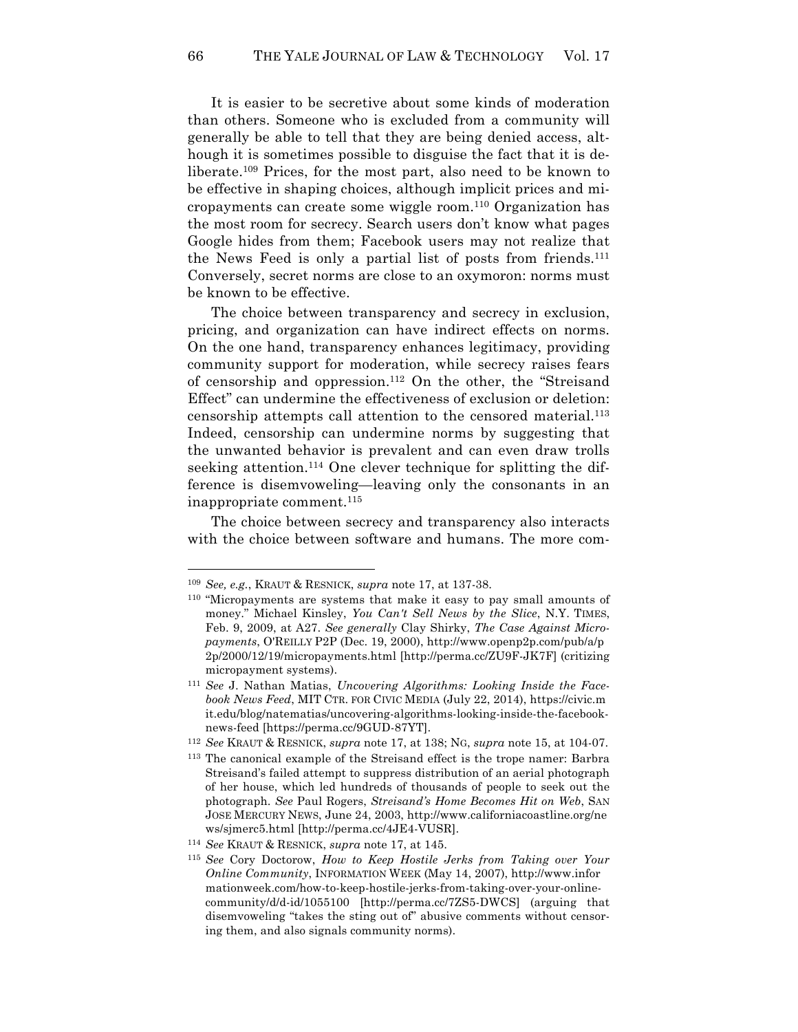It is easier to be secretive about some kinds of moderation than others. Someone who is excluded from a community will generally be able to tell that they are being denied access, although it is sometimes possible to disguise the fact that it is deliberate.[109] Prices, for the most part, also need to be known to be effective in shaping choices, although implicit prices and micropayments can create some wiggle room.[110] Organization has the most room for secrecy. Search users don't know what pages Google hides from them; Facebook users may not realize that the News Feed is only a partial list of posts from friends.[111] Conversely, secret norms are close to an oxymoron: norms must be known to be effective.

The choice between transparency and secrecy in exclusion, pricing, and organization can have indirect effects on norms. On the one hand, transparency enhances legitimacy, providing community support for moderation, while secrecy raises fears of censorship and oppression.[112] On the other, the "Streisand Effect" can undermine the effectiveness of exclusion or deletion: censorship attempts call attention to the censored material.[113] Indeed, censorship can undermine norms by suggesting that the unwanted behavior is prevalent and can even draw trolls seeking attention.[114] One clever technique for splitting the difference is disemvoweling—leaving only the consonants in an inappropriate comment.[115]

The choice between secrecy and transparency also interacts with the choice between software and humans. The more com-

---

[109] *See, e.g.*, KRAUT & RESNICK, *supra* note 17, at 137-38.

[110] "Micropayments are systems that make it easy to pay small amounts of money." Michael Kinsley, *You Can't Sell News by the Slice*, N.Y. TIMES, Feb. 9, 2009, at A27. *See generally* Clay Shirky, *The Case Against Micropayments*, O'REILLY P2P (Dec. 19, 2000), http://www.openp2p.com/pub/a/p2p/2000/12/19/micropayments.html [http://perma.cc/ZU9F-JK7F] (criticizing micropayment systems).

[111] *See* J. Nathan Matias, *Uncovering Algorithms: Looking Inside the Facebook News Feed*, MIT CTR. FOR CIVIC MEDIA (July 22, 2014), https://civic.mit.edu/blog/natematias/uncovering-algorithms-looking-inside-the-facebook-news-feed [https://perma.cc/9GUD-87YT].

[112] *See* KRAUT & RESNICK, *supra* note 17, at 138; NG, *supra* note 15, at 104-07.

[113] The canonical example of the Streisand effect is the trope namer: Barbra Streisand's failed attempt to suppress distribution of an aerial photograph of her house, which led hundreds of thousands of people to seek out the photograph. *See* Paul Rogers, *Streisand's Home Becomes Hit on Web*, SAN JOSE MERCURY NEWS, June 24, 2003, http://www.californiacoastline.org/news/sjmerc5.html [http://perma.cc/4JE4-VUSR].

[114] *See* KRAUT & RESNICK, *supra* note 17, at 145.

[115] *See* Cory Doctorow, *How to Keep Hostile Jerks from Taking over Your Online Community*, INFORMATION WEEK (May 14, 2007), http://www.informationweek.com/how-to-keep-hostile-jerks-from-taking-over-your-online-community/d/d-id/1055100 [http://perma.cc/7ZS5-DWCS] (arguing that disemvoweling "takes the sting out of" abusive comments without censoring them, and also signals community norms).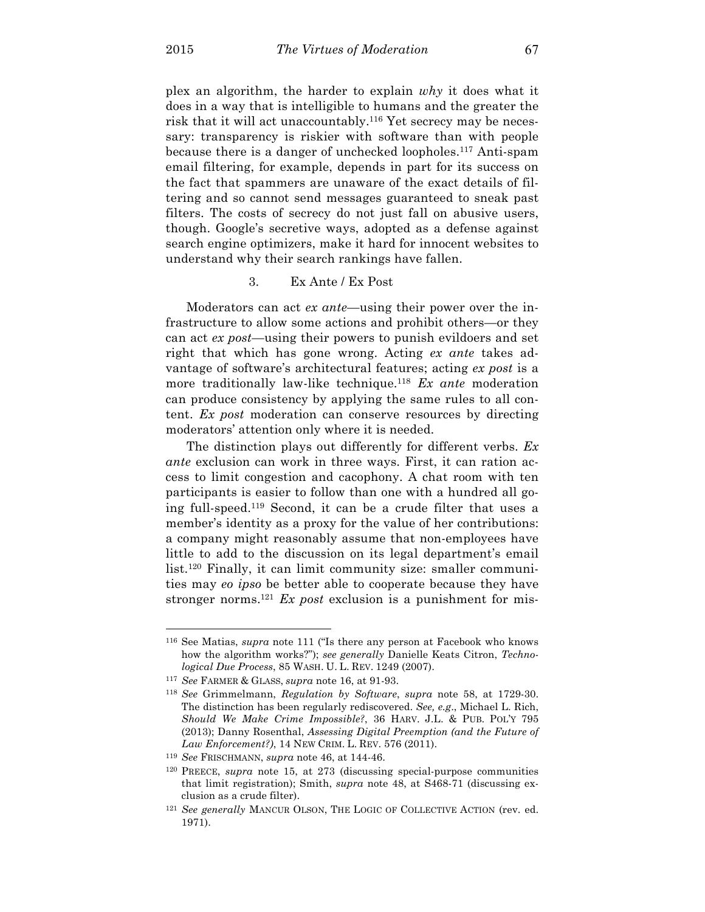plex an algorithm, the harder to explain *why* it does what it does in a way that is intelligible to humans and the greater the risk that it will act unaccountably.[116] Yet secrecy may be necessary: transparency is riskier with software than with people because there is a danger of unchecked loopholes.[117] Anti-spam email filtering, for example, depends in part for its success on the fact that spammers are unaware of the exact details of filtering and so cannot send messages guaranteed to sneak past filters. The costs of secrecy do not just fall on abusive users, though. Google's secretive ways, adopted as a defense against search engine optimizers, make it hard for innocent websites to understand why their search rankings have fallen.

### 3. Ex Ante / Ex Post

Moderators can act *ex ante*—using their power over the infrastructure to allow some actions and prohibit others—or they can act *ex post*—using their powers to punish evildoers and set right that which has gone wrong. Acting *ex ante* takes advantage of software's architectural features; acting *ex post* is a more traditionally law-like technique.[118] *Ex ante* moderation can produce consistency by applying the same rules to all content. *Ex post* moderation can conserve resources by directing moderators' attention only where it is needed.

The distinction plays out differently for different verbs. *Ex ante* exclusion can work in three ways. First, it can ration access to limit congestion and cacophony. A chat room with ten participants is easier to follow than one with a hundred all going full-speed.[119] Second, it can be a crude filter that uses a member's identity as a proxy for the value of her contributions: a company might reasonably assume that non-employees have little to add to the discussion on its legal department's email list.[120] Finally, it can limit community size: smaller communities may *eo ipso* be better able to cooperate because they have stronger norms.[121] *Ex post* exclusion is a punishment for mis-

---

[116] See Matias, *supra* note 111 ("Is there any person at Facebook who knows how the algorithm works?"); *see generally* Danielle Keats Citron, *Technological Due Process*, 85 WASH. U. L. REV. 1249 (2007).

[117] *See* FARMER & GLASS, *supra* note 16, at 91-93.

[118] *See* Grimmelmann, *Regulation by Software*, *supra* note 58, at 1729-30. The distinction has been regularly rediscovered. *See, e.g.*, Michael L. Rich, *Should We Make Crime Impossible?*, 36 HARV. J.L. & PUB. POL'Y 795 (2013); Danny Rosenthal, *Assessing Digital Preemption (and the Future of Law Enforcement?)*, 14 NEW CRIM. L. REV. 576 (2011).

[119] *See* FRISCHMANN, *supra* note 46, at 144-46.

[120] PREECE, *supra* note 15, at 273 (discussing special-purpose communities that limit registration); Smith, *supra* note 48, at S468-71 (discussing exclusion as a crude filter).

[121] *See generally* MANCUR OLSON, THE LOGIC OF COLLECTIVE ACTION (rev. ed. 1971).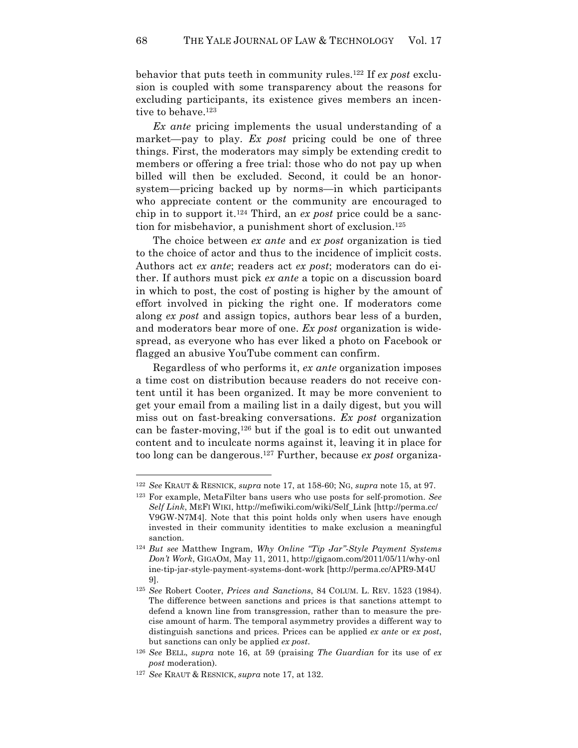behavior that puts teeth in community rules.[122] If *ex post* exclusion is coupled with some transparency about the reasons for excluding participants, its existence gives members an incentive to behave.[123]

*Ex ante* pricing implements the usual understanding of a market—pay to play. *Ex post* pricing could be one of three things. First, the moderators may simply be extending credit to members or offering a free trial: those who do not pay up when billed will then be excluded. Second, it could be an honor-system—pricing backed up by norms—in which participants who appreciate content or the community are encouraged to chip in to support it.[124] Third, an *ex post* price could be a sanction for misbehavior, a punishment short of exclusion.[125]

The choice between *ex ante* and *ex post* organization is tied to the choice of actor and thus to the incidence of implicit costs. Authors act *ex ante*; readers act *ex post*; moderators can do either. If authors must pick *ex ante* a topic on a discussion board in which to post, the cost of posting is higher by the amount of effort involved in picking the right one. If moderators come along *ex post* and assign topics, authors bear less of a burden, and moderators bear more of one. *Ex post* organization is widespread, as everyone who has ever liked a photo on Facebook or flagged an abusive YouTube comment can confirm.

Regardless of who performs it, *ex ante* organization imposes a time cost on distribution because readers do not receive content until it has been organized. It may be more convenient to get your email from a mailing list in a daily digest, but you will miss out on fast-breaking conversations. *Ex post* organization can be faster-moving,[126] but if the goal is to edit out unwanted content and to inculcate norms against it, leaving it in place for too long can be dangerous.[127] Further, because *ex post* organiza-

---

[122] *See* KRAUT & RESNICK, *supra* note 17, at 158-60; NG, *supra* note 15, at 97.

[123] For example, MetaFilter bans users who use posts for self-promotion. *See Self Link*, MEFI WIKI, http://mefiwiki.com/wiki/Self_Link [http://perma.cc/V9GW-N7M4]. Note that this point holds only when users have enough invested in their community identities to make exclusion a meaningful sanction.

[124] *But see* Matthew Ingram, *Why Online "Tip Jar"-Style Payment Systems Don't Work*, GIGAOM, May 11, 2011, http://gigaom.com/2011/05/11/why-online-tip-jar-style-payment-systems-dont-work [http://perma.cc/APR9-M4U9].

[125] *See* Robert Cooter, *Prices and Sanctions*, 84 COLUM. L. REV. 1523 (1984). The difference between sanctions and prices is that sanctions attempt to defend a known line from transgression, rather than to measure the precise amount of harm. The temporal asymmetry provides a different way to distinguish sanctions and prices. Prices can be applied *ex ante* or *ex post*, but sanctions can only be applied *ex post*.

[126] *See* BELL, *supra* note 16, at 59 (praising *The Guardian* for its use of *ex post* moderation).

[127] *See* KRAUT & RESNICK, *supra* note 17, at 132.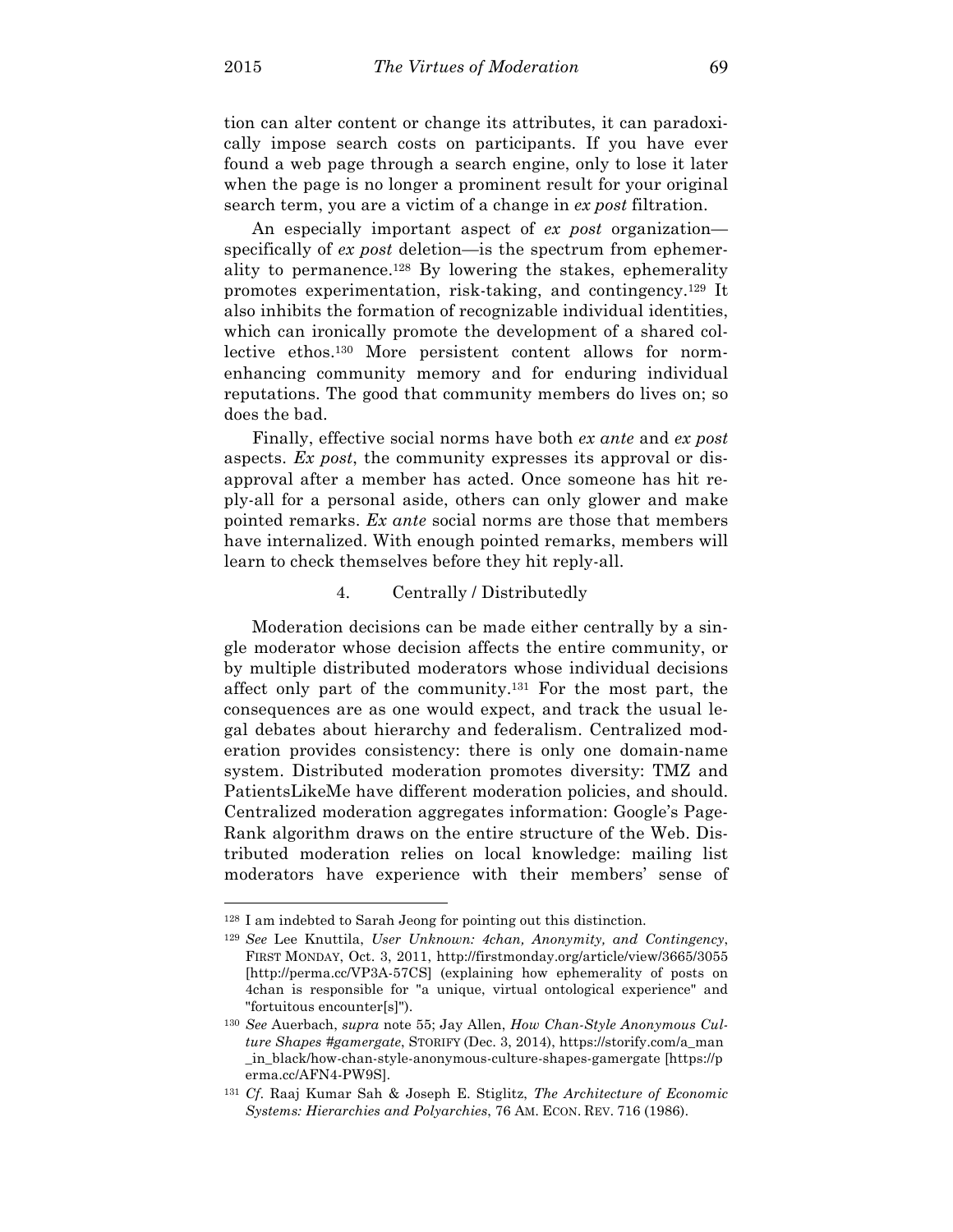tion can alter content or change its attributes, it can paradoxically impose search costs on participants. If you have ever found a web page through a search engine, only to lose it later when the page is no longer a prominent result for your original search term, you are a victim of a change in *ex post* filtration.

An especially important aspect of *ex post* organization—specifically of *ex post* deletion—is the spectrum from ephemerality to permanence.[128] By lowering the stakes, ephemerality promotes experimentation, risk-taking, and contingency.[129] It also inhibits the formation of recognizable individual identities, which can ironically promote the development of a shared collective ethos.[130] More persistent content allows for norm-enhancing community memory and for enduring individual reputations. The good that community members do lives on; so does the bad.

Finally, effective social norms have both *ex ante* and *ex post* aspects. *Ex post*, the community expresses its approval or disapproval after a member has acted. Once someone has hit reply-all for a personal aside, others can only glower and make pointed remarks. *Ex ante* social norms are those that members have internalized. With enough pointed remarks, members will learn to check themselves before they hit reply-all.

#### 4. Centrally / Distributedly

Moderation decisions can be made either centrally by a single moderator whose decision affects the entire community, or by multiple distributed moderators whose individual decisions affect only part of the community.[131] For the most part, the consequences are as one would expect, and track the usual legal debates about hierarchy and federalism. Centralized moderation provides consistency: there is only one domain-name system. Distributed moderation promotes diversity: TMZ and PatientsLikeMe have different moderation policies, and should. Centralized moderation aggregates information: Google's PageRank algorithm draws on the entire structure of the Web. Distributed moderation relies on local knowledge: mailing list moderators have experience with their members' sense of

---

[128] I am indebted to Sarah Jeong for pointing out this distinction.

[129] *See* Lee Knuttila, *User Unknown: 4chan, Anonymity, and Contingency*, FIRST MONDAY, Oct. 3, 2011, http://firstmonday.org/article/view/3665/3055 [http://perma.cc/VP3A-57CS] (explaining how ephemerality of posts on 4chan is responsible for "a unique, virtual ontological experience" and "fortuitous encounter[s]").

[130] *See* Auerbach, *supra* note 55; Jay Allen, *How Chan-Style Anonymous Culture Shapes #gamergate*, STORIFY (Dec. 3, 2014), https://storify.com/a_man_in_black/how-chan-style-anonymous-culture-shapes-gamergate [https://perma.cc/AFN4-PW9S].

[131] *Cf.* Raaj Kumar Sah & Joseph E. Stiglitz, *The Architecture of Economic Systems: Hierarchies and Polyarchies*, 76 AM. ECON. REV. 716 (1986).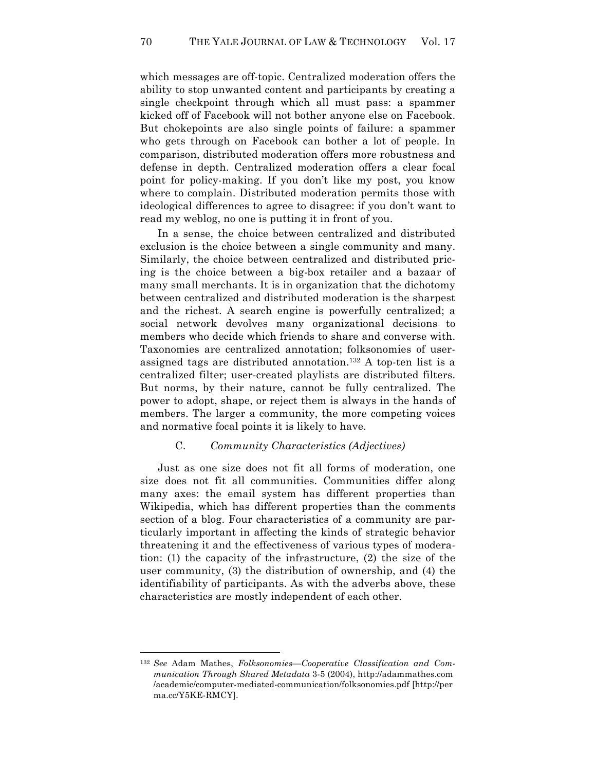which messages are off-topic. Centralized moderation offers the ability to stop unwanted content and participants by creating a single checkpoint through which all must pass: a spammer kicked off of Facebook will not bother anyone else on Facebook. But chokepoints are also single points of failure: a spammer who gets through on Facebook can bother a lot of people. In comparison, distributed moderation offers more robustness and defense in depth. Centralized moderation offers a clear focal point for policy-making. If you don't like my post, you know where to complain. Distributed moderation permits those with ideological differences to agree to disagree: if you don't want to read my weblog, no one is putting it in front of you.

In a sense, the choice between centralized and distributed exclusion is the choice between a single community and many. Similarly, the choice between centralized and distributed pricing is the choice between a big-box retailer and a bazaar of many small merchants. It is in organization that the dichotomy between centralized and distributed moderation is the sharpest and the richest. A search engine is powerfully centralized; a social network devolves many organizational decisions to members who decide which friends to share and converse with. Taxonomies are centralized annotation; folksonomies of user-assigned tags are distributed annotation.[132] A top-ten list is a centralized filter; user-created playlists are distributed filters. But norms, by their nature, cannot be fully centralized. The power to adopt, shape, or reject them is always in the hands of members. The larger a community, the more competing voices and normative focal points it is likely to have.

### C. *Community Characteristics (Adjectives)*

Just as one size does not fit all forms of moderation, one size does not fit all communities. Communities differ along many axes: the email system has different properties than Wikipedia, which has different properties than the comments section of a blog. Four characteristics of a community are particularly important in affecting the kinds of strategic behavior threatening it and the effectiveness of various types of moderation: (1) the capacity of the infrastructure, (2) the size of the user community, (3) the distribution of ownership, and (4) the identifiability of participants. As with the adverbs above, these characteristics are mostly independent of each other.

---

[132] *See* Adam Mathes, *Folksonomies—Cooperative Classification and Communication Through Shared Metadata* 3-5 (2004), http://adammathes.com/academic/computer-mediated-communication/folksonomies.pdf [http://perma.cc/Y5KE-RMCY].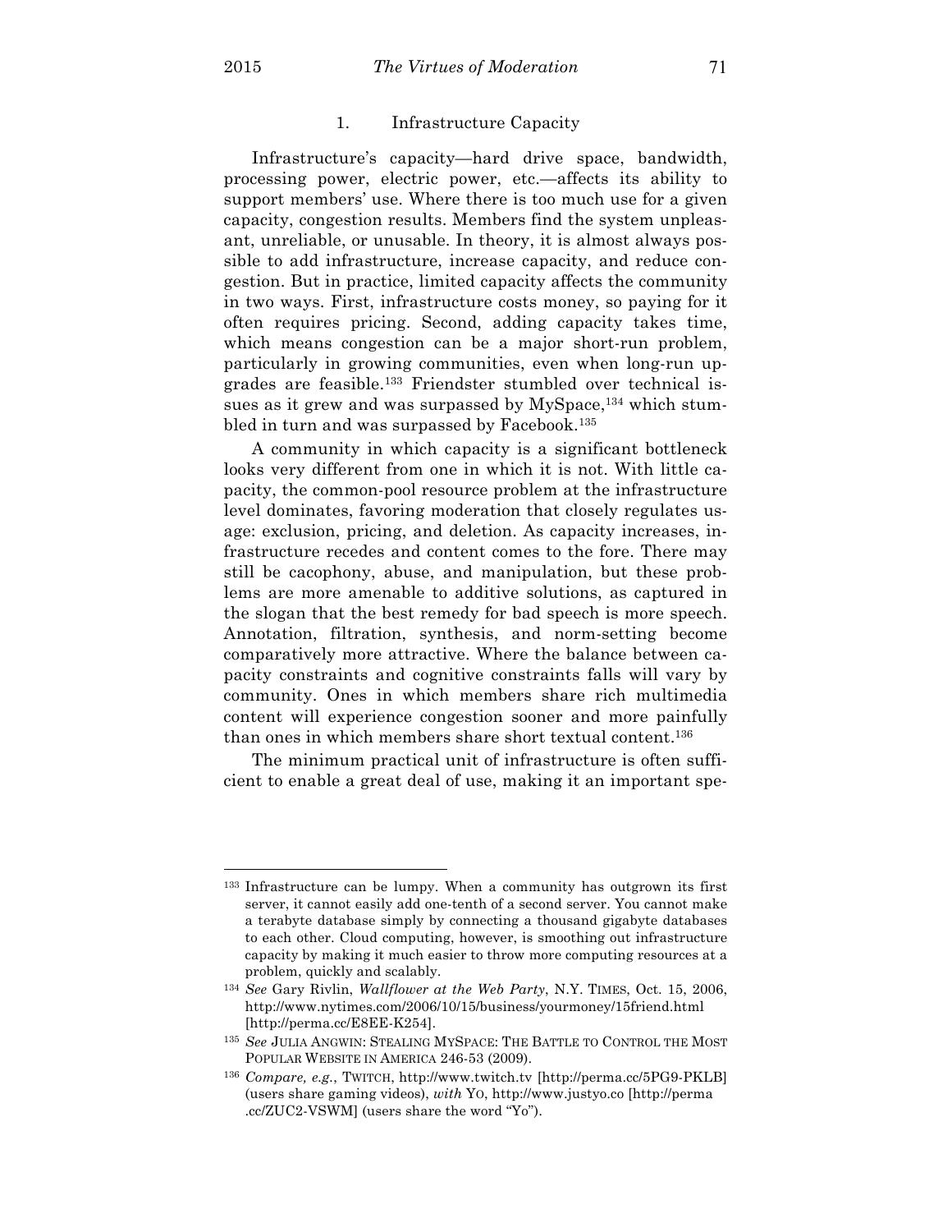### 1. Infrastructure Capacity

Infrastructure's capacity—hard drive space, bandwidth, processing power, electric power, etc.—affects its ability to support members' use. Where there is too much use for a given capacity, congestion results. Members find the system unpleasant, unreliable, or unusable. In theory, it is almost always possible to add infrastructure, increase capacity, and reduce congestion. But in practice, limited capacity affects the community in two ways. First, infrastructure costs money, so paying for it often requires pricing. Second, adding capacity takes time, which means congestion can be a major short-run problem, particularly in growing communities, even when long-run upgrades are feasible.[133] Friendster stumbled over technical issues as it grew and was surpassed by MySpace,[134] which stumbled in turn and was surpassed by Facebook.[135]

A community in which capacity is a significant bottleneck looks very different from one in which it is not. With little capacity, the common-pool resource problem at the infrastructure level dominates, favoring moderation that closely regulates usage: exclusion, pricing, and deletion. As capacity increases, infrastructure recedes and content comes to the fore. There may still be cacophony, abuse, and manipulation, but these problems are more amenable to additive solutions, as captured in the slogan that the best remedy for bad speech is more speech. Annotation, filtration, synthesis, and norm-setting become comparatively more attractive. Where the balance between capacity constraints and cognitive constraints falls will vary by community. Ones in which members share rich multimedia content will experience congestion sooner and more painfully than ones in which members share short textual content.[136]

The minimum practical unit of infrastructure is often sufficient to enable a great deal of use, making it an important spe-

---

[133] Infrastructure can be lumpy. When a community has outgrown its first server, it cannot easily add one-tenth of a second server. You cannot make a terabyte database simply by connecting a thousand gigabyte databases to each other. Cloud computing, however, is smoothing out infrastructure capacity by making it much easier to throw more computing resources at a problem, quickly and scalably.

[134] *See* Gary Rivlin, *Wallflower at the Web Party*, N.Y. TIMES, Oct. 15, 2006, http://www.nytimes.com/2006/10/15/business/yourmoney/15friend.html [http://perma.cc/E8EE-K254].

[135] *See* JULIA ANGWIN: STEALING MYSPACE: THE BATTLE TO CONTROL THE MOST POPULAR WEBSITE IN AMERICA 246-53 (2009).

[136] *Compare, e.g.*, TWITCH, http://www.twitch.tv [http://perma.cc/5PG9-PKLB] (users share gaming videos), *with* YO, http://www.justyo.co [http://perma.cc/ZUC2-VSWM] (users share the word "Yo").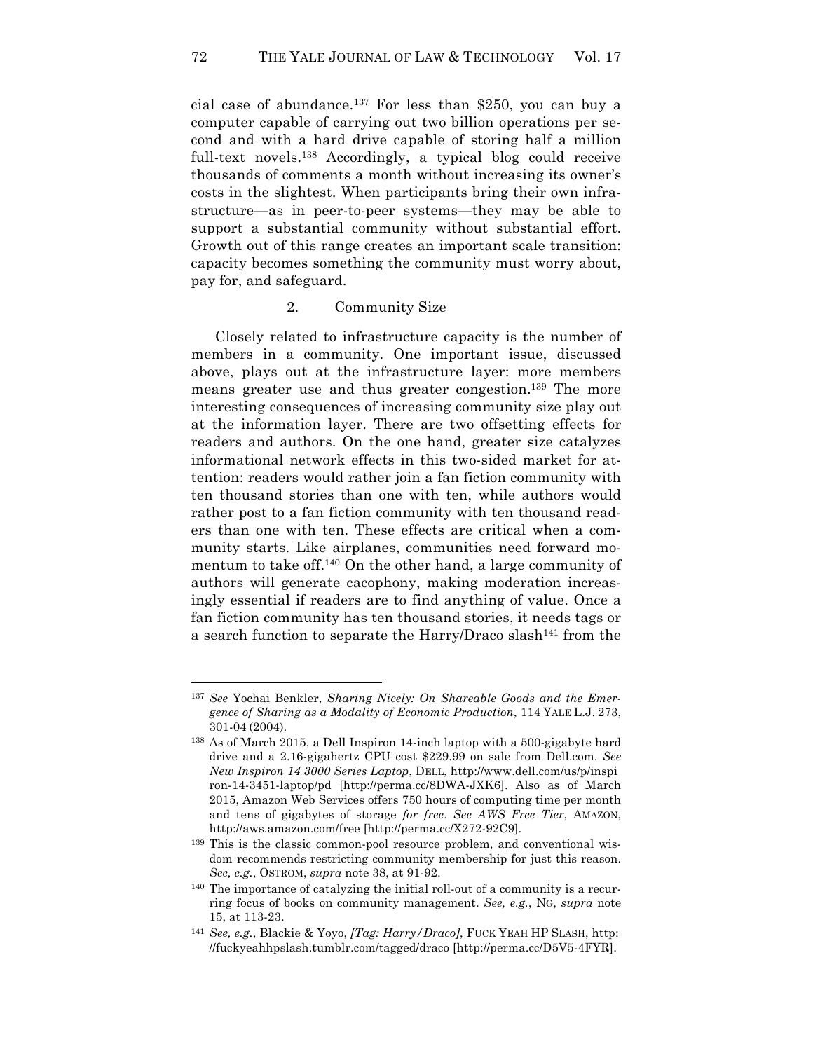cial case of abundance.[137] For less than $250, you can buy a computer capable of carrying out two billion operations per second and with a hard drive capable of storing half a million full-text novels.[138] Accordingly, a typical blog could receive thousands of comments a month without increasing its owner's costs in the slightest. When participants bring their own infrastructure—as in peer-to-peer systems—they may be able to support a substantial community without substantial effort. Growth out of this range creates an important scale transition: capacity becomes something the community must worry about, pay for, and safeguard.

### 2. Community Size

Closely related to infrastructure capacity is the number of members in a community. One important issue, discussed above, plays out at the infrastructure layer: more members means greater use and thus greater congestion.[139] The more interesting consequences of increasing community size play out at the information layer. There are two offsetting effects for readers and authors. On the one hand, greater size catalyzes informational network effects in this two-sided market for attention: readers would rather join a fan fiction community with ten thousand stories than one with ten, while authors would rather post to a fan fiction community with ten thousand readers than one with ten. These effects are critical when a community starts. Like airplanes, communities need forward momentum to take off.[140] On the other hand, a large community of authors will generate cacophony, making moderation increasingly essential if readers are to find anything of value. Once a fan fiction community has ten thousand stories, it needs tags or a search function to separate the Harry/Draco slash[141] from the

---

[137] *See* Yochai Benkler, *Sharing Nicely: On Shareable Goods and the Emergence of Sharing as a Modality of Economic Production*, 114 YALE L.J. 273, 301-04 (2004).

[138] As of March 2015, a Dell Inspiron 14-inch laptop with a 500-gigabyte hard drive and a 2.16-gigahertz CPU cost $229.99 on sale from Dell.com. *See New Inspiron 14 3000 Series Laptop*, DELL, http://www.dell.com/us/p/inspiron-14-3451-laptop/pd [http://perma.cc/8DWA-JXK6]. Also as of March 2015, Amazon Web Services offers 750 hours of computing time per month and tens of gigabytes of storage *for free*. *See AWS Free Tier*, AMAZON, http://aws.amazon.com/free [http://perma.cc/X272-92C9].

[139] This is the classic common-pool resource problem, and conventional wisdom recommends restricting community membership for just this reason. *See, e.g.*, OSTROM, *supra* note 38, at 91-92.

[140] The importance of catalyzing the initial roll-out of a community is a recurring focus of books on community management. *See, e.g.*, NG, *supra* note 15, at 113-23.

[141] *See, e.g.*, Blackie & Yoyo, *[Tag: Harry/Draco]*, FUCK YEAH HP SLASH, http://fuckyeahhpslash.tumblr.com/tagged/draco [http://perma.cc/D5V5-4FYR].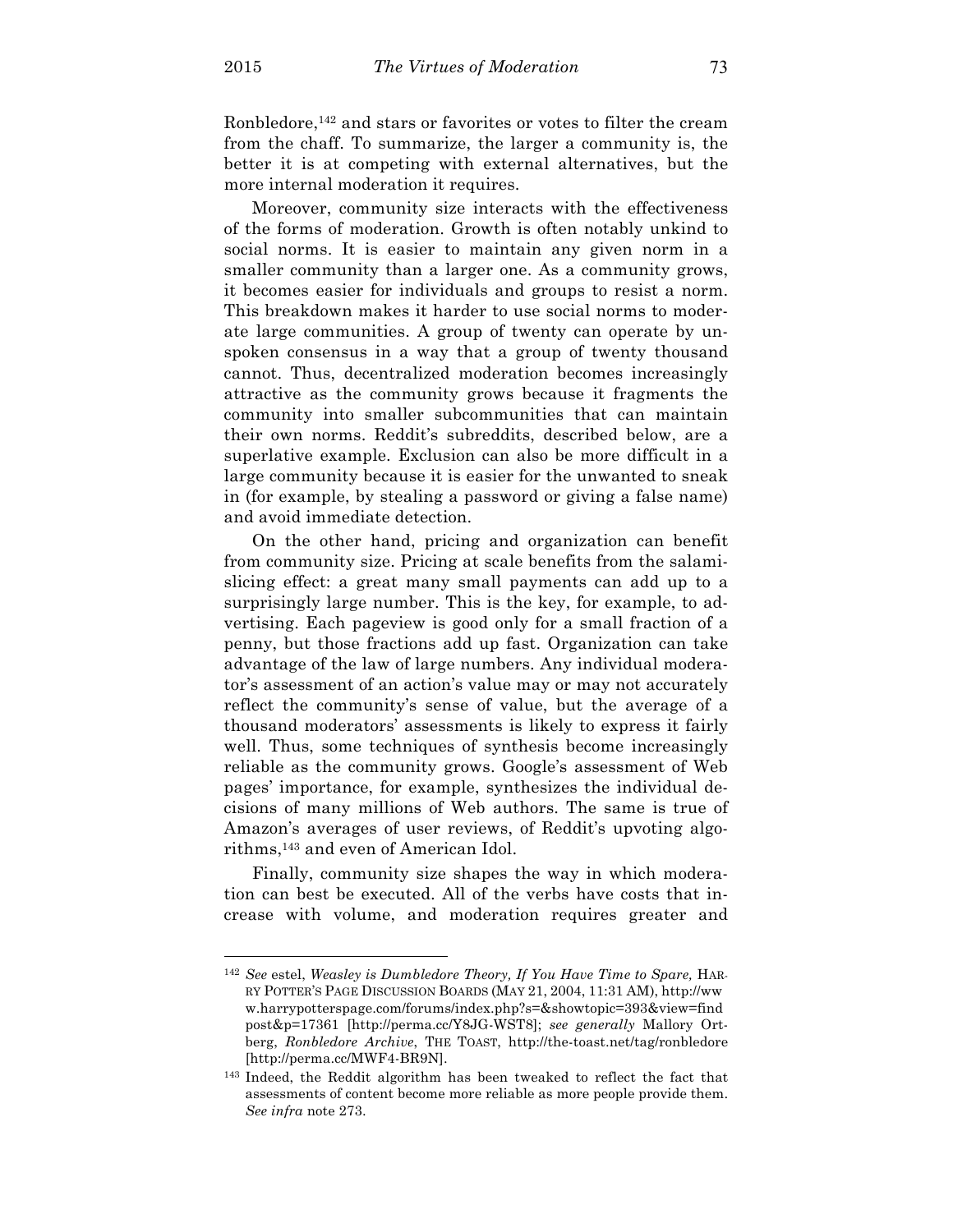Ronbledore,[142] and stars or favorites or votes to filter the cream from the chaff. To summarize, the larger a community is, the better it is at competing with external alternatives, but the more internal moderation it requires.

Moreover, community size interacts with the effectiveness of the forms of moderation. Growth is often notably unkind to social norms. It is easier to maintain any given norm in a smaller community than a larger one. As a community grows, it becomes easier for individuals and groups to resist a norm. This breakdown makes it harder to use social norms to moderate large communities. A group of twenty can operate by unspoken consensus in a way that a group of twenty thousand cannot. Thus, decentralized moderation becomes increasingly attractive as the community grows because it fragments the community into smaller subcommunities that can maintain their own norms. Reddit's subreddits, described below, are a superlative example. Exclusion can also be more difficult in a large community because it is easier for the unwanted to sneak in (for example, by stealing a password or giving a false name) and avoid immediate detection.

On the other hand, pricing and organization can benefit from community size. Pricing at scale benefits from the salami-slicing effect: a great many small payments can add up to a surprisingly large number. This is the key, for example, to advertising. Each pageview is good only for a small fraction of a penny, but those fractions add up fast. Organization can take advantage of the law of large numbers. Any individual moderator's assessment of an action's value may or may not accurately reflect the community's sense of value, but the average of a thousand moderators' assessments is likely to express it fairly well. Thus, some techniques of synthesis become increasingly reliable as the community grows. Google's assessment of Web pages' importance, for example, synthesizes the individual decisions of many millions of Web authors. The same is true of Amazon's averages of user reviews, of Reddit's upvoting algorithms,[143] and even of American Idol.

Finally, community size shapes the way in which moderation can best be executed. All of the verbs have costs that increase with volume, and moderation requires greater and

---

[142] *See* estel, *Weasley is Dumbledore Theory, If You Have Time to Spare,* HARRY POTTER'S PAGE DISCUSSION BOARDS (MAY 21, 2004, 11:31 AM), http://www.harrypotterspage.com/forums/index.php?s=&showtopic=393&view=findpost&p=17361 [http://perma.cc/Y8JG-WST8]; *see generally* Mallory Ortberg, *Ronbledore Archive*, THE TOAST, http://the-toast.net/tag/ronbledore [http://perma.cc/MWF4-BR9N].

[143] Indeed, the Reddit algorithm has been tweaked to reflect the fact that assessments of content become more reliable as more people provide them. *See infra* note 273.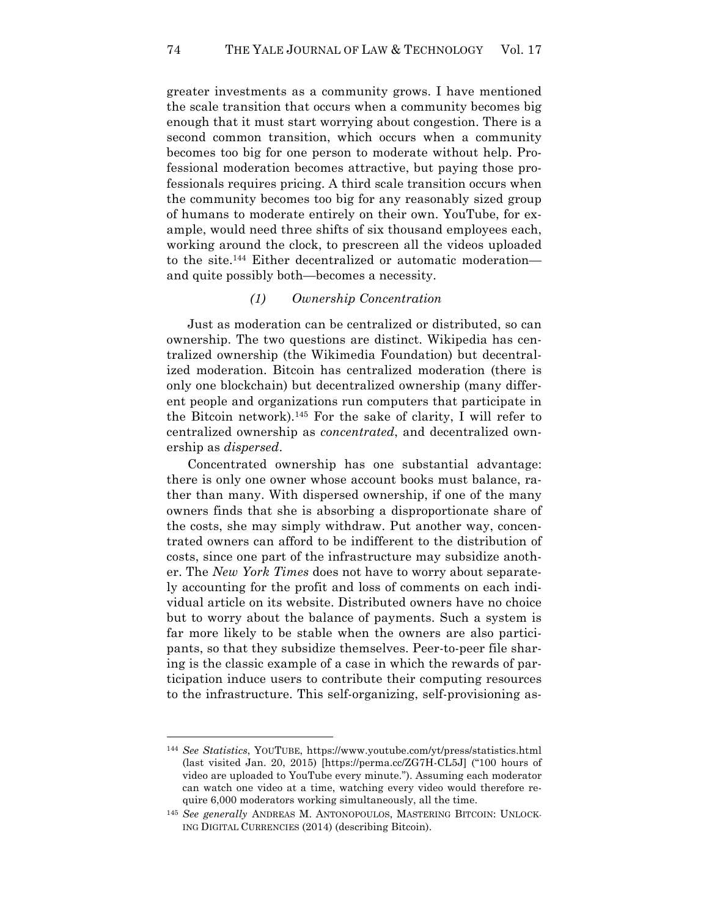greater investments as a community grows. I have mentioned the scale transition that occurs when a community becomes big enough that it must start worrying about congestion. There is a second common transition, which occurs when a community becomes too big for one person to moderate without help. Professional moderation becomes attractive, but paying those professionals requires pricing. A third scale transition occurs when the community becomes too big for any reasonably sized group of humans to moderate entirely on their own. YouTube, for example, would need three shifts of six thousand employees each, working around the clock, to prescreen all the videos uploaded to the site.[144] Either decentralized or automatic moderation—and quite possibly both—becomes a necessity.

#### *(1) Ownership Concentration*

Just as moderation can be centralized or distributed, so can ownership. The two questions are distinct. Wikipedia has centralized ownership (the Wikimedia Foundation) but decentralized moderation. Bitcoin has centralized moderation (there is only one blockchain) but decentralized ownership (many different people and organizations run computers that participate in the Bitcoin network).[145] For the sake of clarity, I will refer to centralized ownership as *concentrated*, and decentralized ownership as *dispersed*.

Concentrated ownership has one substantial advantage: there is only one owner whose account books must balance, rather than many. With dispersed ownership, if one of the many owners finds that she is absorbing a disproportionate share of the costs, she may simply withdraw. Put another way, concentrated owners can afford to be indifferent to the distribution of costs, since one part of the infrastructure may subsidize another. The *New York Times* does not have to worry about separately accounting for the profit and loss of comments on each individual article on its website. Distributed owners have no choice but to worry about the balance of payments. Such a system is far more likely to be stable when the owners are also participants, so that they subsidize themselves. Peer-to-peer file sharing is the classic example of a case in which the rewards of participation induce users to contribute their computing resources to the infrastructure. This self-organizing, self-provisioning as-

---

[144] *See Statistics*, YOUTUBE, https://www.youtube.com/yt/press/statistics.html (last visited Jan. 20, 2015) [https://perma.cc/ZG7H-CL5J] ("100 hours of video are uploaded to YouTube every minute."). Assuming each moderator can watch one video at a time, watching every video would therefore require 6,000 moderators working simultaneously, all the time.

[145] *See generally* ANDREAS M. ANTONOPOULOS, MASTERING BITCOIN: UNLOCKING DIGITAL CURRENCIES (2014) (describing Bitcoin).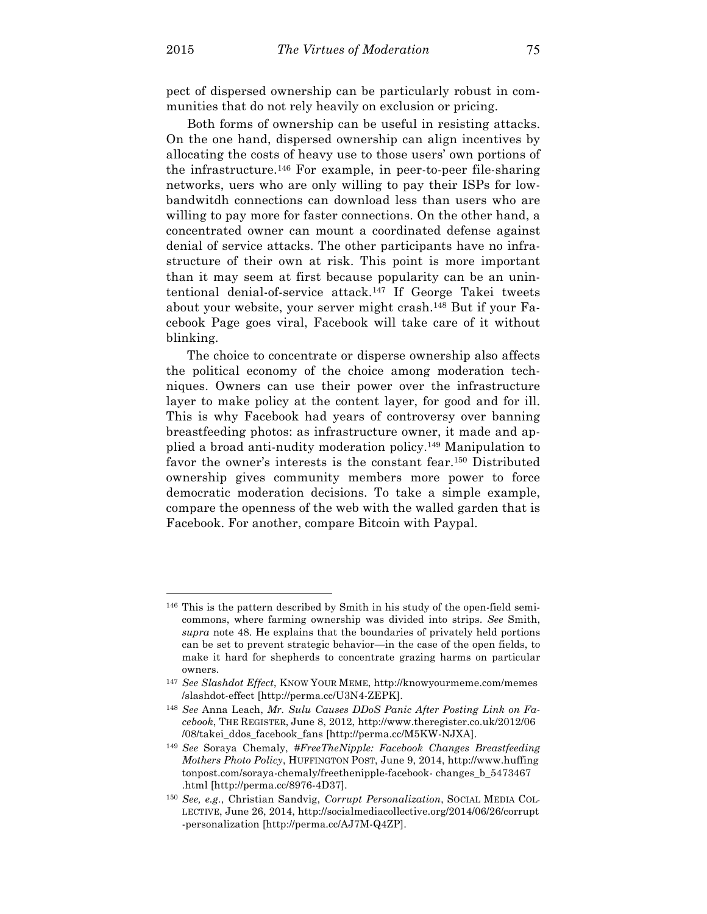pect of dispersed ownership can be particularly robust in communities that do not rely heavily on exclusion or pricing.

Both forms of ownership can be useful in resisting attacks. On the one hand, dispersed ownership can align incentives by allocating the costs of heavy use to those users' own portions of the infrastructure.[146] For example, in peer-to-peer file-sharing networks, uers who are only willing to pay their ISPs for low-bandwitdh connections can download less than users who are willing to pay more for faster connections. On the other hand, a concentrated owner can mount a coordinated defense against denial of service attacks. The other participants have no infrastructure of their own at risk. This point is more important than it may seem at first because popularity can be an unintentional denial-of-service attack.[147] If George Takei tweets about your website, your server might crash.[148] But if your Facebook Page goes viral, Facebook will take care of it without blinking.

The choice to concentrate or disperse ownership also affects the political economy of the choice among moderation techniques. Owners can use their power over the infrastructure layer to make policy at the content layer, for good and for ill. This is why Facebook had years of controversy over banning breastfeeding photos: as infrastructure owner, it made and applied a broad anti-nudity moderation policy.[149] Manipulation to favor the owner's interests is the constant fear.[150] Distributed ownership gives community members more power to force democratic moderation decisions. To take a simple example, compare the openness of the web with the walled garden that is Facebook. For another, compare Bitcoin with Paypal.

---

[146] This is the pattern described by Smith in his study of the open-field semicommons, where farming ownership was divided into strips. *See* Smith, *supra* note 48. He explains that the boundaries of privately held portions can be set to prevent strategic behavior—in the case of the open fields, to make it hard for shepherds to concentrate grazing harms on particular owners.

[147] *See Slashdot Effect*, KNOW YOUR MEME, http://knowyourmeme.com/memes/slashdot-effect [http://perma.cc/U3N4-ZEPK].

[148] *See* Anna Leach, *Mr. Sulu Causes DDoS Panic After Posting Link on Facebook*, THE REGISTER, June 8, 2012, http://www.theregister.co.uk/2012/06/08/takei_ddos_facebook_fans [http://perma.cc/M5KW-NJXA].

[149] *See* Soraya Chemaly, *#FreeTheNipple: Facebook Changes Breastfeeding Mothers Photo Policy*, HUFFINGTON POST, June 9, 2014, http://www.huffingtonpost.com/soraya-chemaly/freethenipple-facebook- changes_b_5473467.html [http://perma.cc/8976-4D37].

[150] *See, e.g.*, Christian Sandvig, *Corrupt Personalization*, SOCIAL MEDIA COLLECTIVE, June 26, 2014, http://socialmediacollective.org/2014/06/26/corrupt-personalization [http://perma.cc/AJ7M-Q4ZP].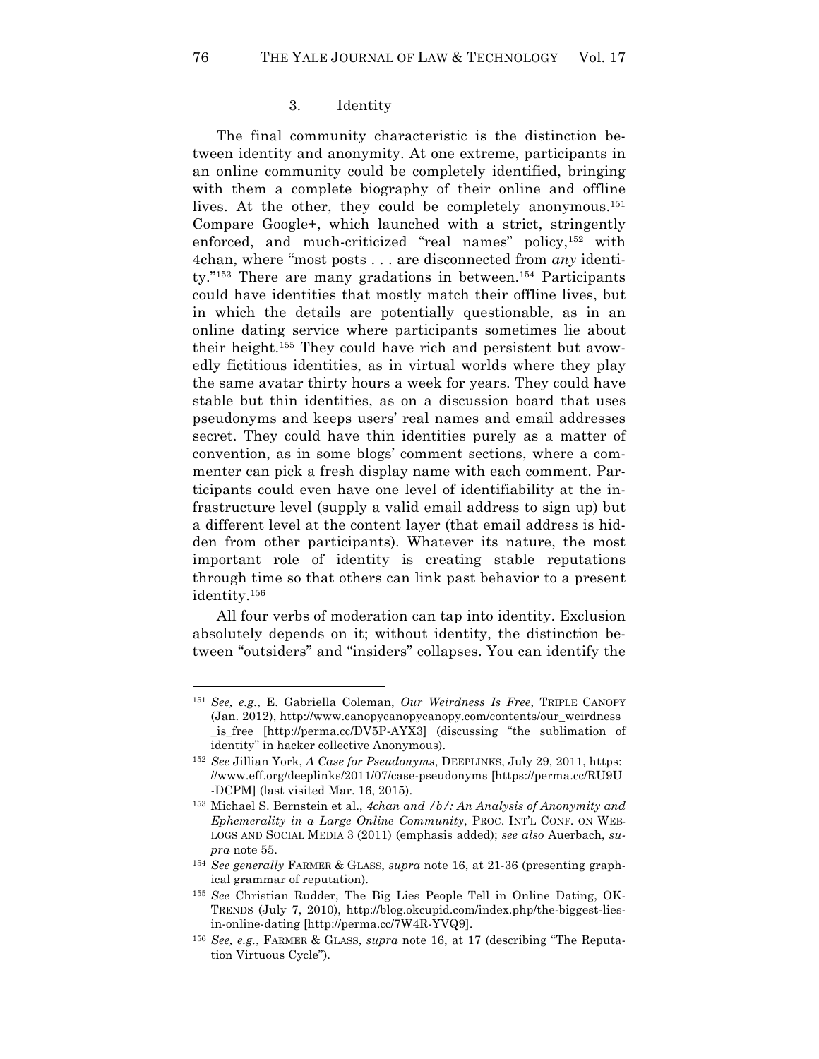### 3. Identity

The final community characteristic is the distinction between identity and anonymity. At one extreme, participants in an online community could be completely identified, bringing with them a complete biography of their online and offline lives. At the other, they could be completely anonymous.[151] Compare Google+, which launched with a strict, stringently enforced, and much-criticized "real names" policy,[152] with 4chan, where "most posts . . . are disconnected from *any* identity."[153] There are many gradations in between.[154] Participants could have identities that mostly match their offline lives, but in which the details are potentially questionable, as in an online dating service where participants sometimes lie about their height.[155] They could have rich and persistent but avowedly fictitious identities, as in virtual worlds where they play the same avatar thirty hours a week for years. They could have stable but thin identities, as on a discussion board that uses pseudonyms and keeps users' real names and email addresses secret. They could have thin identities purely as a matter of convention, as in some blogs' comment sections, where a commenter can pick a fresh display name with each comment. Participants could even have one level of identifiability at the infrastructure level (supply a valid email address to sign up) but a different level at the content layer (that email address is hidden from other participants). Whatever its nature, the most important role of identity is creating stable reputations through time so that others can link past behavior to a present identity.[156]

All four verbs of moderation can tap into identity. Exclusion absolutely depends on it; without identity, the distinction between "outsiders" and "insiders" collapses. You can identify the

---

[151] *See, e.g.*, E. Gabriella Coleman, *Our Weirdness Is Free*, TRIPLE CANOPY (Jan. 2012), http://www.canopycanopycanopy.com/contents/our_weirdness_is_free [http://perma.cc/DV5P-AYX3] (discussing "the sublimation of identity" in hacker collective Anonymous).

[152] *See* Jillian York, *A Case for Pseudonyms*, DEEPLINKS, July 29, 2011, https://www.eff.org/deeplinks/2011/07/case-pseudonyms [https://perma.cc/RU9U-DCPM] (last visited Mar. 16, 2015).

[153] Michael S. Bernstein et al., *4chan and /b/: An Analysis of Anonymity and Ephemerality in a Large Online Community*, PROC. INT'L CONF. ON WEBLOGS AND SOCIAL MEDIA 3 (2011) (emphasis added); *see also* Auerbach, *supra* note 55.

[154] *See generally* FARMER & GLASS, *supra* note 16, at 21-36 (presenting graphical grammar of reputation).

[155] *See* Christian Rudder, The Big Lies People Tell in Online Dating, OKTRENDS (July 7, 2010), http://blog.okcupid.com/index.php/the-biggest-lies-in-online-dating [http://perma.cc/7W4R-YVQ9].

[156] *See, e.g.*, FARMER & GLASS, *supra* note 16, at 17 (describing "The Reputation Virtuous Cycle").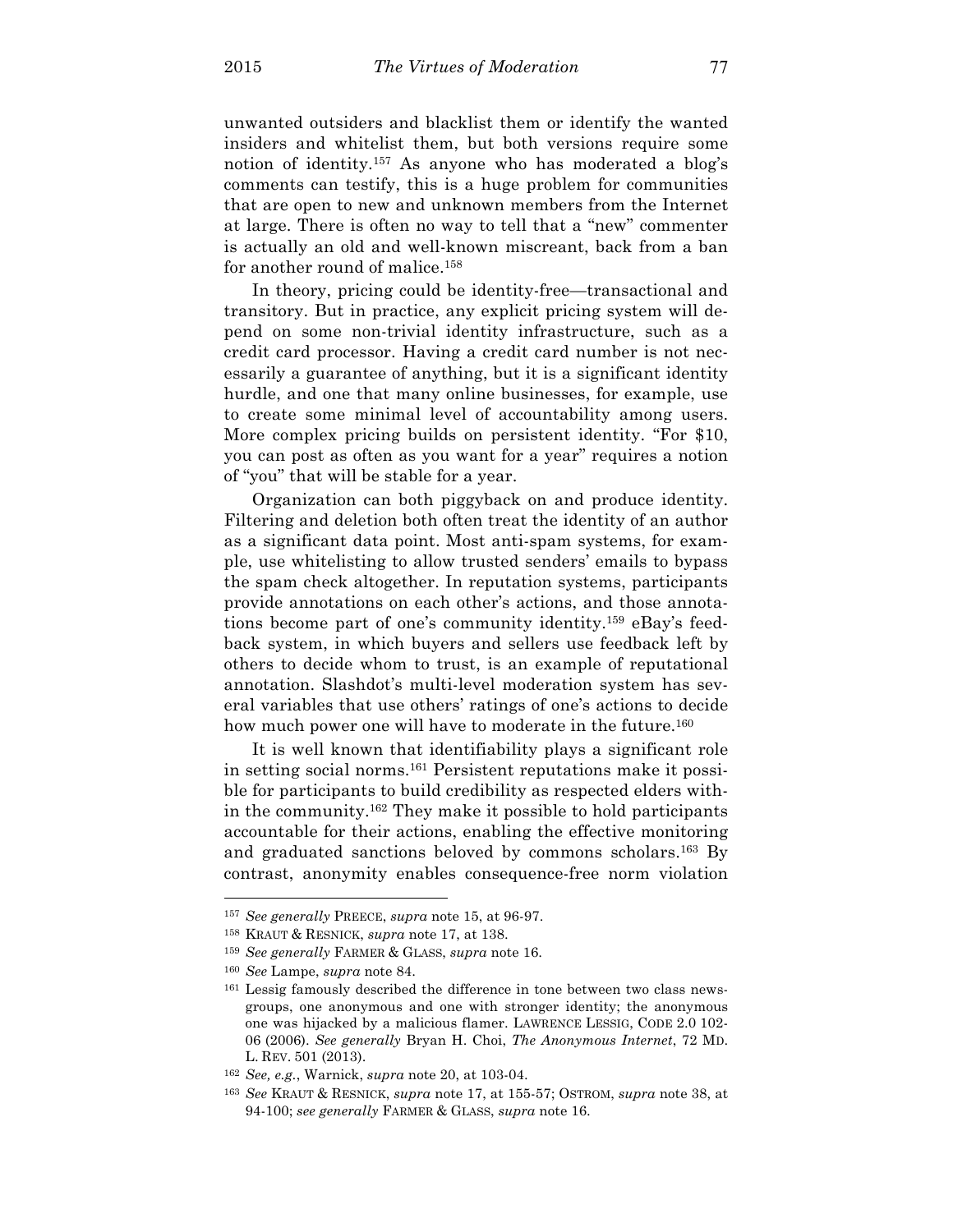unwanted outsiders and blacklist them or identify the wanted insiders and whitelist them, but both versions require some notion of identity.[157] As anyone who has moderated a blog's comments can testify, this is a huge problem for communities that are open to new and unknown members from the Internet at large. There is often no way to tell that a "new" commenter is actually an old and well-known miscreant, back from a ban for another round of malice.[158]

In theory, pricing could be identity-free—transactional and transitory. But in practice, any explicit pricing system will depend on some non-trivial identity infrastructure, such as a credit card processor. Having a credit card number is not necessarily a guarantee of anything, but it is a significant identity hurdle, and one that many online businesses, for example, use to create some minimal level of accountability among users. More complex pricing builds on persistent identity. "For $10, you can post as often as you want for a year" requires a notion of "you" that will be stable for a year.

Organization can both piggyback on and produce identity. Filtering and deletion both often treat the identity of an author as a significant data point. Most anti-spam systems, for example, use whitelisting to allow trusted senders' emails to bypass the spam check altogether. In reputation systems, participants provide annotations on each other's actions, and those annotations become part of one's community identity.[159] eBay's feedback system, in which buyers and sellers use feedback left by others to decide whom to trust, is an example of reputational annotation. Slashdot's multi-level moderation system has several variables that use others' ratings of one's actions to decide how much power one will have to moderate in the future.[160]

It is well known that identifiability plays a significant role in setting social norms.[161] Persistent reputations make it possible for participants to build credibility as respected elders within the community.[162] They make it possible to hold participants accountable for their actions, enabling the effective monitoring and graduated sanctions beloved by commons scholars.[163] By contrast, anonymity enables consequence-free norm violation

---

[157] *See generally* PREECE, *supra* note 15, at 96-97.

[158] KRAUT & RESNICK, *supra* note 17, at 138.

[159] *See generally* FARMER & GLASS, *supra* note 16.

[160] *See* Lampe, *supra* note 84.

[161] Lessig famously described the difference in tone between two class newsgroups, one anonymous and one with stronger identity; the anonymous one was hijacked by a malicious flamer. LAWRENCE LESSIG, CODE 2.0 102-06 (2006). *See generally* Bryan H. Choi, *The Anonymous Internet*, 72 MD. L. REV. 501 (2013).

[162] *See, e.g.*, Warnick, *supra* note 20, at 103-04.

[163] *See* KRAUT & RESNICK, *supra* note 17, at 155-57; OSTROM, *supra* note 38, at 94-100; *see generally* FARMER & GLASS, *supra* note 16.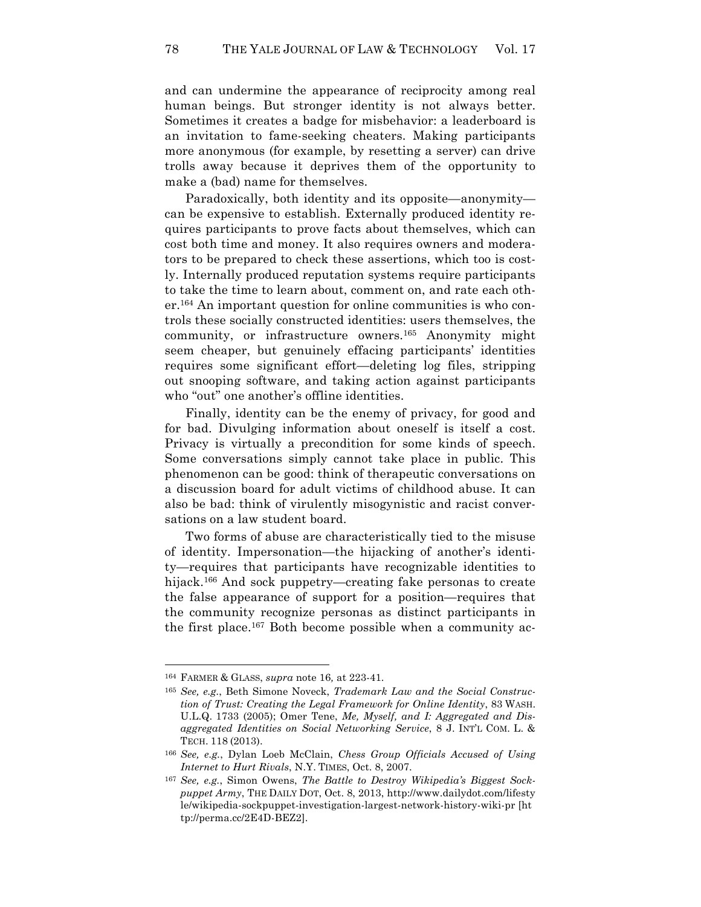and can undermine the appearance of reciprocity among real human beings. But stronger identity is not always better. Sometimes it creates a badge for misbehavior: a leaderboard is an invitation to fame-seeking cheaters. Making participants more anonymous (for example, by resetting a server) can drive trolls away because it deprives them of the opportunity to make a (bad) name for themselves.

Paradoxically, both identity and its opposite—anonymity—can be expensive to establish. Externally produced identity requires participants to prove facts about themselves, which can cost both time and money. It also requires owners and moderators to be prepared to check these assertions, which too is costly. Internally produced reputation systems require participants to take the time to learn about, comment on, and rate each other.[164] An important question for online communities is who controls these socially constructed identities: users themselves, the community, or infrastructure owners.[165] Anonymity might seem cheaper, but genuinely effacing participants' identities requires some significant effort—deleting log files, stripping out snooping software, and taking action against participants who "out" one another's offline identities.

Finally, identity can be the enemy of privacy, for good and for bad. Divulging information about oneself is itself a cost. Privacy is virtually a precondition for some kinds of speech. Some conversations simply cannot take place in public. This phenomenon can be good: think of therapeutic conversations on a discussion board for adult victims of childhood abuse. It can also be bad: think of virulently misogynistic and racist conversations on a law student board.

Two forms of abuse are characteristically tied to the misuse of identity. Impersonation—the hijacking of another's identity—requires that participants have recognizable identities to hijack.[166] And sock puppetry—creating fake personas to create the false appearance of support for a position—requires that the community recognize personas as distinct participants in the first place.[167] Both become possible when a community ac-

---

[164] FARMER & GLASS, *supra* note 16, at 223-41.

[165] *See, e.g.*, Beth Simone Noveck, *Trademark Law and the Social Construction of Trust: Creating the Legal Framework for Online Identity*, 83 WASH. U.L.Q. 1733 (2005); Omer Tene, *Me, Myself, and I: Aggregated and Disaggregated Identities on Social Networking Service*, 8 J. INT'L COM. L. & TECH. 118 (2013).

[166] *See, e.g.*, Dylan Loeb McClain, *Chess Group Officials Accused of Using Internet to Hurt Rivals*, N.Y. TIMES, Oct. 8, 2007.

[167] *See, e.g.*, Simon Owens, *The Battle to Destroy Wikipedia's Biggest Sockpuppet Army*, THE DAILY DOT, Oct. 8, 2013, http://www.dailydot.com/lifestyle/wikipedia-sockpuppet-investigation-largest-network-history-wiki-pr [http://perma.cc/2E4D-BEZ2].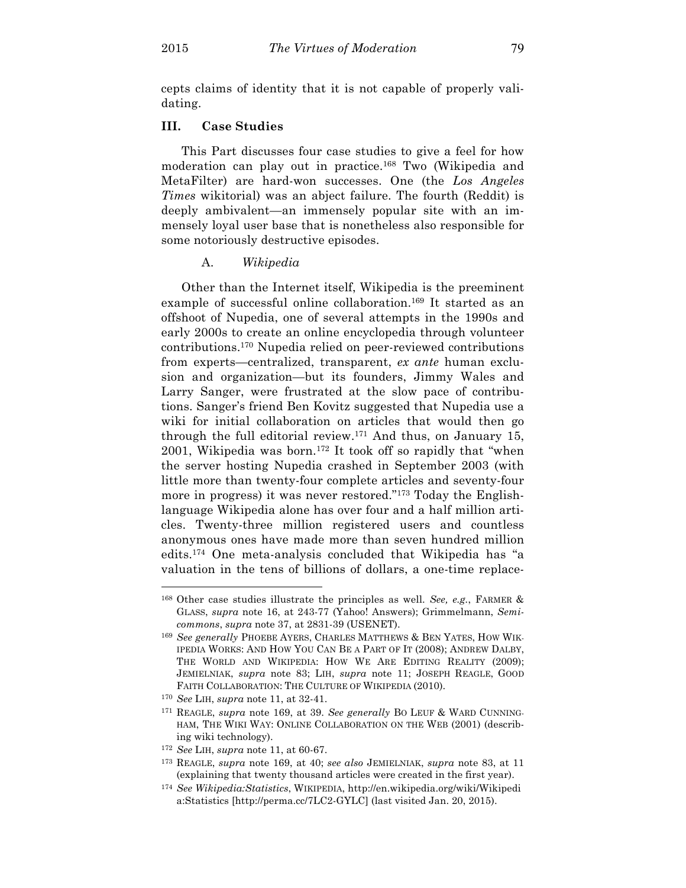cepts claims of identity that it is not capable of properly validating.

## III. Case Studies

This Part discusses four case studies to give a feel for how moderation can play out in practice.[168] Two (Wikipedia and MetaFilter) are hard-won successes. One (the *Los Angeles Times* wikitorial) was an abject failure. The fourth (Reddit) is deeply ambivalent—an immensely popular site with an immensely loyal user base that is nonetheless also responsible for some notoriously destructive episodes.

### A. *Wikipedia*

Other than the Internet itself, Wikipedia is the preeminent example of successful online collaboration.[169] It started as an offshoot of Nupedia, one of several attempts in the 1990s and early 2000s to create an online encyclopedia through volunteer contributions.[170] Nupedia relied on peer-reviewed contributions from experts—centralized, transparent, *ex ante* human exclusion and organization—but its founders, Jimmy Wales and Larry Sanger, were frustrated at the slow pace of contributions. Sanger's friend Ben Kovitz suggested that Nupedia use a wiki for initial collaboration on articles that would then go through the full editorial review.[171] And thus, on January 15, 2001, Wikipedia was born.[172] It took off so rapidly that "when the server hosting Nupedia crashed in September 2003 (with little more than twenty-four complete articles and seventy-four more in progress) it was never restored."[173] Today the English-language Wikipedia alone has over four and a half million articles. Twenty-three million registered users and countless anonymous ones have made more than seven hundred million edits.[174] One meta-analysis concluded that Wikipedia has "a valuation in the tens of billions of dollars, a one-time replace-

---

[168] Other case studies illustrate the principles as well. *See, e.g.*, FARMER & GLASS, *supra* note 16, at 243-77 (Yahoo! Answers); Grimmelmann, *Semicommons*, *supra* note 37, at 2831-39 (USENET).

[169] *See generally* PHOEBE AYERS, CHARLES MATTHEWS & BEN YATES, HOW WIKIPEDIA WORKS: AND HOW YOU CAN BE A PART OF IT (2008); ANDREW DALBY, THE WORLD AND WIKIPEDIA: HOW WE ARE EDITING REALITY (2009); JEMIELNIAK, *supra* note 83; LIH, *supra* note 11; JOSEPH REAGLE, GOOD FAITH COLLABORATION: THE CULTURE OF WIKIPEDIA (2010).

[170] *See* LIH, *supra* note 11, at 32-41.

[171] REAGLE, *supra* note 169, at 39. *See generally* BO LEUF & WARD CUNNINGHAM, THE WIKI WAY: ONLINE COLLABORATION ON THE WEB (2001) (describing wiki technology).

[172] *See* LIH, *supra* note 11, at 60-67.

[173] REAGLE, *supra* note 169, at 40; *see also* JEMIELNIAK, *supra* note 83, at 11 (explaining that twenty thousand articles were created in the first year).

[174] *See Wikipedia:Statistics*, WIKIPEDIA, http://en.wikipedia.org/wiki/Wikipedia:Statistics [http://perma.cc/7LC2-GYLC] (last visited Jan. 20, 2015).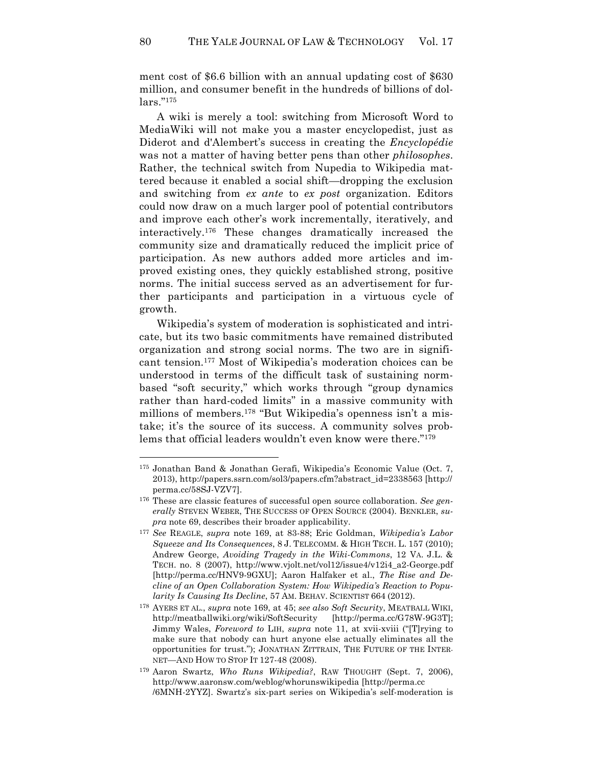ment cost of $6.6 billion with an annual updating cost of $630 million, and consumer benefit in the hundreds of billions of dollars."[175]

A wiki is merely a tool: switching from Microsoft Word to MediaWiki will not make you a master encyclopedist, just as Diderot and d'Alembert's success in creating the *Encyclopédie* was not a matter of having better pens than other *philosophes*. Rather, the technical switch from Nupedia to Wikipedia mattered because it enabled a social shift—dropping the exclusion and switching from *ex ante* to *ex post* organization. Editors could now draw on a much larger pool of potential contributors and improve each other's work incrementally, iteratively, and interactively.[176] These changes dramatically increased the community size and dramatically reduced the implicit price of participation. As new authors added more articles and improved existing ones, they quickly established strong, positive norms. The initial success served as an advertisement for further participants and participation in a virtuous cycle of growth.

Wikipedia's system of moderation is sophisticated and intricate, but its two basic commitments have remained distributed organization and strong social norms. The two are in significant tension.[177] Most of Wikipedia's moderation choices can be understood in terms of the difficult task of sustaining norm-based "soft security," which works through "group dynamics rather than hard-coded limits" in a massive community with millions of members.[178] "But Wikipedia's openness isn't a mistake; it's the source of its success. A community solves problems that official leaders wouldn't even know were there."[179]

---

[175] Jonathan Band & Jonathan Gerafi, Wikipedia's Economic Value (Oct. 7, 2013), http://papers.ssrn.com/sol3/papers.cfm?abstract_id=2338563 [http://perma.cc/58SJ-VZV7].

[176] These are classic features of successful open source collaboration. *See generally* STEVEN WEBER, THE SUCCESS OF OPEN SOURCE (2004). BENKLER, *supra* note 69, describes their broader applicability.

[177] *See* REAGLE, *supra* note 169, at 83-88; Eric Goldman, *Wikipedia's Labor Squeeze and Its Consequences*, 8 J. TELECOMM. & HIGH TECH. L. 157 (2010); Andrew George, *Avoiding Tragedy in the Wiki-Commons*, 12 VA. J.L. & TECH. no. 8 (2007), http://www.vjolt.net/vol12/issue4/v12i4_a2-George.pdf [http://perma.cc/HNV9-9GXU]; Aaron Halfaker et al., *The Rise and Decline of an Open Collaboration System: How Wikipedia's Reaction to Popularity Is Causing Its Decline*, 57 AM. BEHAV. SCIENTIST 664 (2012).

[178] AYERS ET AL., *supra* note 169, at 45; *see also Soft Security*, MEATBALL WIKI, http://meatballwiki.org/wiki/SoftSecurity [http://perma.cc/G78W-9G3T]; Jimmy Wales, *Foreword to* LIH, *supra* note 11, at xvii-xviii ("[T]rying to make sure that nobody can hurt anyone else actually eliminates all the opportunities for trust."); JONATHAN ZITTRAIN, THE FUTURE OF THE INTERNET—AND HOW TO STOP IT 127-48 (2008).

[179] Aaron Swartz, *Who Runs Wikipedia?*, RAW THOUGHT (Sept. 7, 2006), http://www.aaronsw.com/weblog/whorunswikipedia [http://perma.cc/6MNH-2YYZ]. Swartz's six-part series on Wikipedia's self-moderation is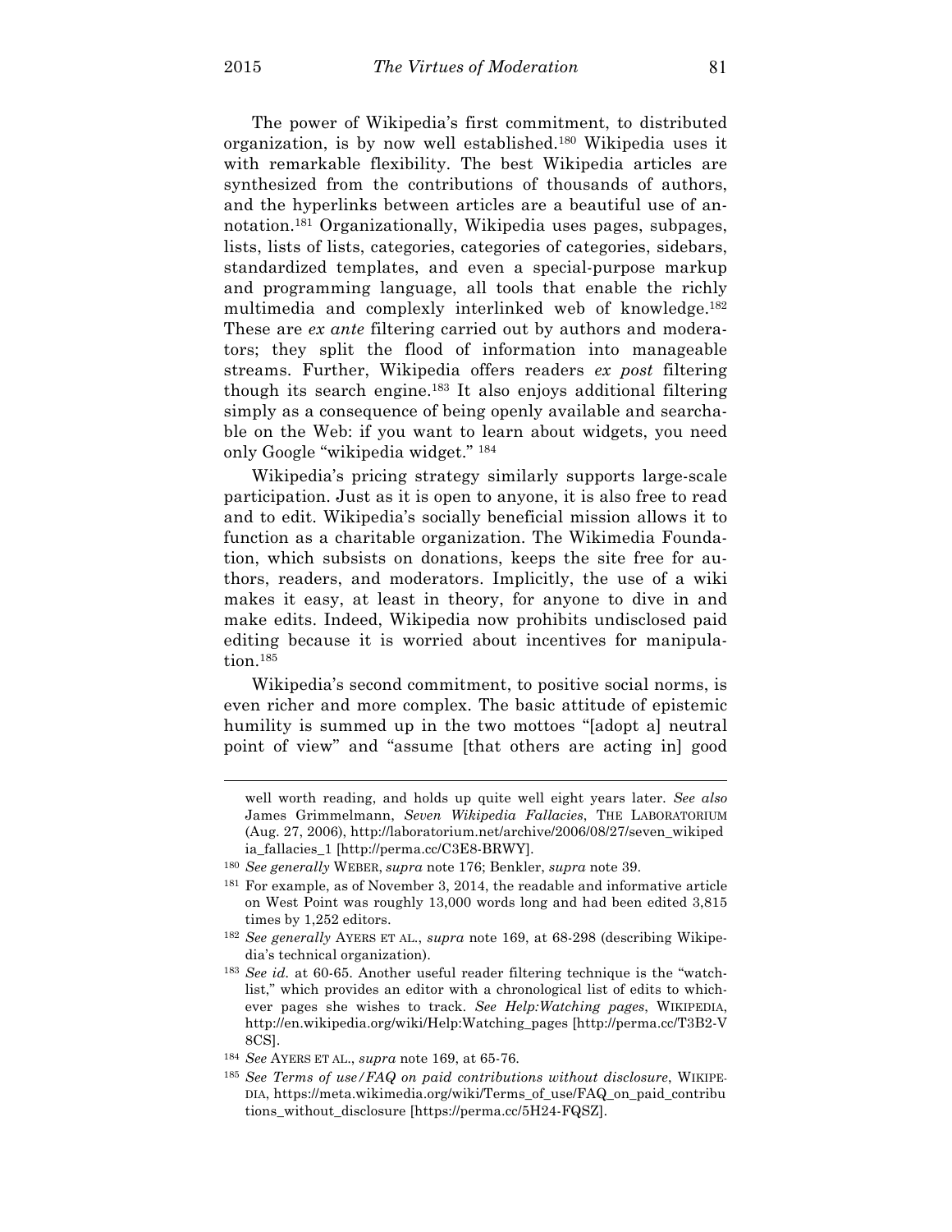The power of Wikipedia's first commitment, to distributed organization, is by now well established.[180] Wikipedia uses it with remarkable flexibility. The best Wikipedia articles are synthesized from the contributions of thousands of authors, and the hyperlinks between articles are a beautiful use of annotation.[181] Organizationally, Wikipedia uses pages, subpages, lists, lists of lists, categories, categories of categories, sidebars, standardized templates, and even a special-purpose markup and programming language, all tools that enable the richly multimedia and complexly interlinked web of knowledge.[182] These are *ex ante* filtering carried out by authors and moderators; they split the flood of information into manageable streams. Further, Wikipedia offers readers *ex post* filtering though its search engine.[183] It also enjoys additional filtering simply as a consequence of being openly available and searchable on the Web: if you want to learn about widgets, you need only Google "wikipedia widget." [184]

Wikipedia's pricing strategy similarly supports large-scale participation. Just as it is open to anyone, it is also free to read and to edit. Wikipedia's socially beneficial mission allows it to function as a charitable organization. The Wikimedia Foundation, which subsists on donations, keeps the site free for authors, readers, and moderators. Implicitly, the use of a wiki makes it easy, at least in theory, for anyone to dive in and make edits. Indeed, Wikipedia now prohibits undisclosed paid editing because it is worried about incentives for manipulation.[185]

Wikipedia's second commitment, to positive social norms, is even richer and more complex. The basic attitude of epistemic humility is summed up in the two mottoes "[adopt a] neutral point of view" and "assume [that others are acting in] good

---

well worth reading, and holds up quite well eight years later. *See also* James Grimmelmann, *Seven Wikipedia Fallacies*, THE LABORATORIUM (Aug. 27, 2006), http://laboratorium.net/archive/2006/08/27/seven_wikipedia_fallacies_1 [http://perma.cc/C3E8-BRWY].

[180] *See generally* WEBER, *supra* note 176; Benkler, *supra* note 39.

[181] For example, as of November 3, 2014, the readable and informative article on West Point was roughly 13,000 words long and had been edited 3,815 times by 1,252 editors.

[182] *See generally* AYERS ET AL., *supra* note 169, at 68-298 (describing Wikipedia's technical organization).

[183] *See id.* at 60-65. Another useful reader filtering technique is the "watchlist," which provides an editor with a chronological list of edits to whichever pages she wishes to track. *See Help:Watching pages*, WIKIPEDIA, http://en.wikipedia.org/wiki/Help:Watching_pages [http://perma.cc/T3B2-V8CS].

[184] *See* AYERS ET AL., *supra* note 169, at 65-76.

[185] *See Terms of use/FAQ on paid contributions without disclosure*, WIKIPEDIA, https://meta.wikimedia.org/wiki/Terms_of_use/FAQ_on_paid_contributions_without_disclosure [https://perma.cc/5H24-FQSZ].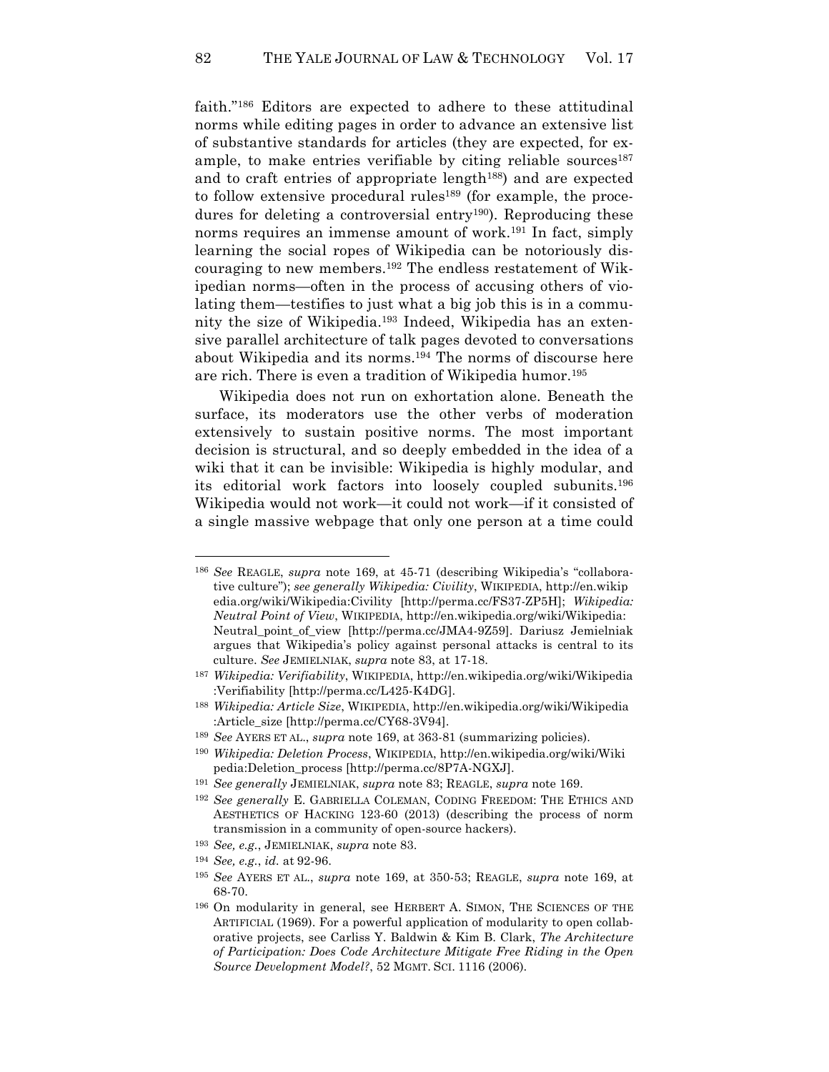faith."[186] Editors are expected to adhere to these attitudinal norms while editing pages in order to advance an extensive list of substantive standards for articles (they are expected, for example, to make entries verifiable by citing reliable sources[187] and to craft entries of appropriate length[188]) and are expected to follow extensive procedural rules[189] (for example, the procedures for deleting a controversial entry[190]). Reproducing these norms requires an immense amount of work.[191] In fact, simply learning the social ropes of Wikipedia can be notoriously discouraging to new members.[192] The endless restatement of Wikipedian norms—often in the process of accusing others of violating them—testifies to just what a big job this is in a community the size of Wikipedia.[193] Indeed, Wikipedia has an extensive parallel architecture of talk pages devoted to conversations about Wikipedia and its norms.[194] The norms of discourse here are rich. There is even a tradition of Wikipedia humor.[195]

Wikipedia does not run on exhortation alone. Beneath the surface, its moderators use the other verbs of moderation extensively to sustain positive norms. The most important decision is structural, and so deeply embedded in the idea of a wiki that it can be invisible: Wikipedia is highly modular, and its editorial work factors into loosely coupled subunits.[196] Wikipedia would not work—it could not work—if it consisted of a single massive webpage that only one person at a time could

---

[186] *See* REAGLE, *supra* note 169, at 45-71 (describing Wikipedia's "collaborative culture"); *see generally Wikipedia: Civility*, WIKIPEDIA, http://en.wikipedia.org/wiki/Wikipedia:Civility [http://perma.cc/FS37-ZP5H]; *Wikipedia: Neutral Point of View*, WIKIPEDIA, http://en.wikipedia.org/wiki/Wikipedia:Neutral_point_of_view [http://perma.cc/JMA4-9Z59]. Dariusz Jemielniak argues that Wikipedia's policy against personal attacks is central to its culture. *See* JEMIELNIAK, *supra* note 83, at 17-18.

[187] *Wikipedia: Verifiability*, WIKIPEDIA, http://en.wikipedia.org/wiki/Wikipedia:Verifiability [http://perma.cc/L425-K4DG].

[188] *Wikipedia: Article Size*, WIKIPEDIA, http://en.wikipedia.org/wiki/Wikipedia:Article_size [http://perma.cc/CY68-3V94].

[189] *See* AYERS ET AL., *supra* note 169, at 363-81 (summarizing policies).

[190] *Wikipedia: Deletion Process*, WIKIPEDIA, http://en.wikipedia.org/wiki/Wikipedia:Deletion_process [http://perma.cc/8P7A-NGXJ].

[191] *See generally* JEMIELNIAK, *supra* note 83; REAGLE, *supra* note 169.

[192] *See generally* E. GABRIELLA COLEMAN, CODING FREEDOM: THE ETHICS AND AESTHETICS OF HACKING 123-60 (2013) (describing the process of norm transmission in a community of open-source hackers).

[193] *See, e.g.*, JEMIELNIAK, *supra* note 83.

[194] *See, e.g.*, *id.* at 92-96.

[195] *See* AYERS ET AL., *supra* note 169, at 350-53; REAGLE, *supra* note 169, at 68-70.

[196] On modularity in general, see HERBERT A. SIMON, THE SCIENCES OF THE ARTIFICIAL (1969). For a powerful application of modularity to open collaborative projects, see Carliss Y. Baldwin & Kim B. Clark, *The Architecture of Participation: Does Code Architecture Mitigate Free Riding in the Open Source Development Model?*, 52 MGMT. SCI. 1116 (2006).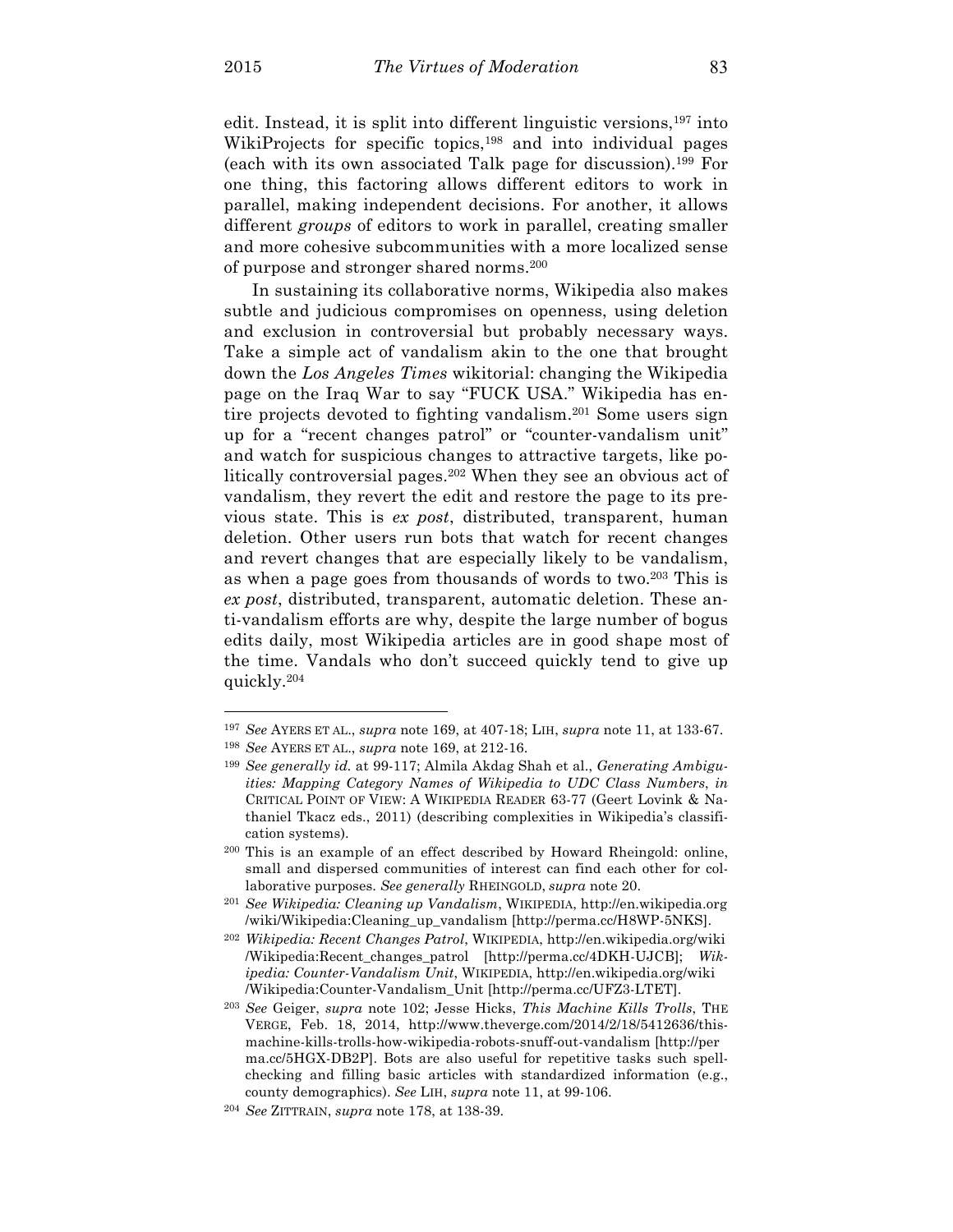edit. Instead, it is split into different linguistic versions,[197] into WikiProjects for specific topics,[198] and into individual pages (each with its own associated Talk page for discussion).[199] For one thing, this factoring allows different editors to work in parallel, making independent decisions. For another, it allows different *groups* of editors to work in parallel, creating smaller and more cohesive subcommunities with a more localized sense of purpose and stronger shared norms.[200]

In sustaining its collaborative norms, Wikipedia also makes subtle and judicious compromises on openness, using deletion and exclusion in controversial but probably necessary ways. Take a simple act of vandalism akin to the one that brought down the *Los Angeles Times* wikitorial: changing the Wikipedia page on the Iraq War to say "FUCK USA." Wikipedia has entire projects devoted to fighting vandalism.[201] Some users sign up for a "recent changes patrol" or "counter-vandalism unit" and watch for suspicious changes to attractive targets, like politically controversial pages.[202] When they see an obvious act of vandalism, they revert the edit and restore the page to its previous state. This is *ex post*, distributed, transparent, human deletion. Other users run bots that watch for recent changes and revert changes that are especially likely to be vandalism, as when a page goes from thousands of words to two.[203] This is *ex post*, distributed, transparent, automatic deletion. These anti-vandalism efforts are why, despite the large number of bogus edits daily, most Wikipedia articles are in good shape most of the time. Vandals who don't succeed quickly tend to give up quickly.[204]

---

[197] *See* AYERS ET AL., *supra* note 169, at 407-18; LIH, *supra* note 11, at 133-67.

[198] *See* AYERS ET AL., *supra* note 169, at 212-16.

[199] *See generally id.* at 99-117; Almila Akdag Shah et al., *Generating Ambiguities: Mapping Category Names of Wikipedia to UDC Class Numbers*, *in* CRITICAL POINT OF VIEW: A WIKIPEDIA READER 63-77 (Geert Lovink & Nathaniel Tkacz eds., 2011) (describing complexities in Wikipedia's classification systems).

[200] This is an example of an effect described by Howard Rheingold: online, small and dispersed communities of interest can find each other for collaborative purposes. *See generally* RHEINGOLD, *supra* note 20.

[201] *See Wikipedia: Cleaning up Vandalism*, WIKIPEDIA, http://en.wikipedia.org/wiki/Wikipedia:Cleaning_up_vandalism [http://perma.cc/H8WP-5NKS].

[202] *Wikipedia: Recent Changes Patrol*, WIKIPEDIA, http://en.wikipedia.org/wiki/Wikipedia:Recent_changes_patrol [http://perma.cc/4DKH-UJCB]; *Wikipedia: Counter-Vandalism Unit*, WIKIPEDIA, http://en.wikipedia.org/wiki/Wikipedia:Counter-Vandalism_Unit [http://perma.cc/UFZ3-LTET].

[203] *See* Geiger, *supra* note 102; Jesse Hicks, *This Machine Kills Trolls*, THE VERGE, Feb. 18, 2014, http://www.theverge.com/2014/2/18/5412636/this-machine-kills-trolls-how-wikipedia-robots-snuff-out-vandalism [http://perma.cc/5HGX-DB2P]. Bots are also useful for repetitive tasks such spell-checking and filling basic articles with standardized information (e.g., county demographics). *See* LIH, *supra* note 11, at 99-106.

[204] *See* ZITTRAIN, *supra* note 178, at 138-39.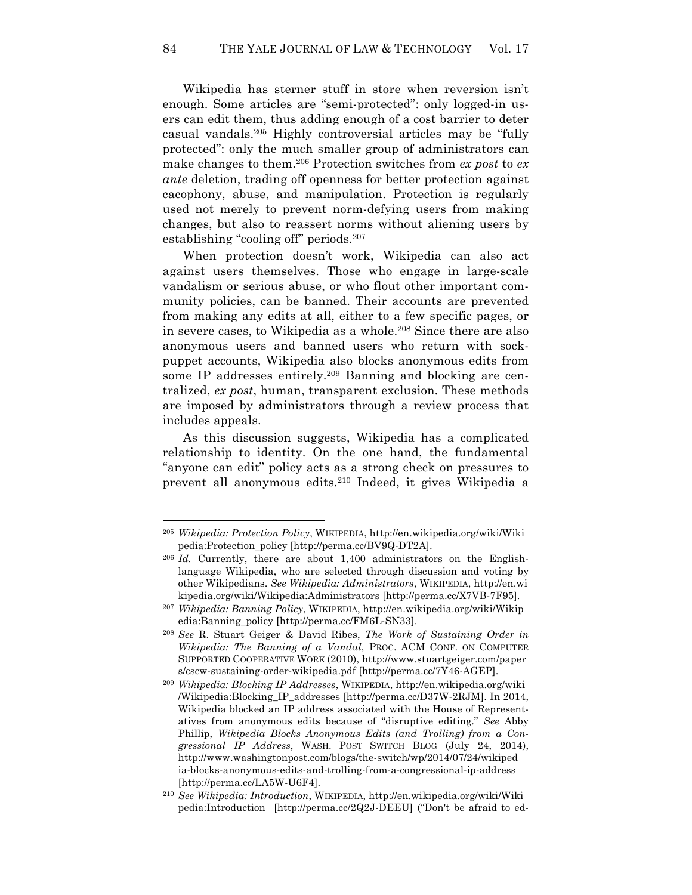Wikipedia has sterner stuff in store when reversion isn't enough. Some articles are "semi-protected": only logged-in users can edit them, thus adding enough of a cost barrier to deter casual vandals.[205] Highly controversial articles may be "fully protected": only the much smaller group of administrators can make changes to them.[206] Protection switches from *ex post* to *ex ante* deletion, trading off openness for better protection against cacophony, abuse, and manipulation. Protection is regularly used not merely to prevent norm-defying users from making changes, but also to reassert norms without aliening users by establishing "cooling off" periods.[207]

When protection doesn't work, Wikipedia can also act against users themselves. Those who engage in large-scale vandalism or serious abuse, or who flout other important community policies, can be banned. Their accounts are prevented from making any edits at all, either to a few specific pages, or in severe cases, to Wikipedia as a whole.[208] Since there are also anonymous users and banned users who return with sock-puppet accounts, Wikipedia also blocks anonymous edits from some IP addresses entirely.[209] Banning and blocking are centralized, *ex post*, human, transparent exclusion. These methods are imposed by administrators through a review process that includes appeals.

As this discussion suggests, Wikipedia has a complicated relationship to identity. On the one hand, the fundamental "anyone can edit" policy acts as a strong check on pressures to prevent all anonymous edits.[210] Indeed, it gives Wikipedia a

---

[205] *Wikipedia: Protection Policy*, WIKIPEDIA, http://en.wikipedia.org/wiki/Wikipedia:Protection_policy [http://perma.cc/BV9Q-DT2A].

[206] *Id.* Currently, there are about 1,400 administrators on the English-language Wikipedia, who are selected through discussion and voting by other Wikipedians. *See Wikipedia: Administrators*, WIKIPEDIA, http://en.wikipedia.org/wiki/Wikipedia:Administrators [http://perma.cc/X7VB-7F95].

[207] *Wikipedia: Banning Policy*, WIKIPEDIA, http://en.wikipedia.org/wiki/Wikipedia:Banning_policy [http://perma.cc/FM6L-SN33].

[208] *See* R. Stuart Geiger & David Ribes, *The Work of Sustaining Order in Wikipedia: The Banning of a Vandal*, PROC. ACM CONF. ON COMPUTER SUPPORTED COOPERATIVE WORK (2010), http://www.stuartgeiger.com/papers/cscw-sustaining-order-wikipedia.pdf [http://perma.cc/7Y46-AGEP].

[209] *Wikipedia: Blocking IP Addresses*, WIKIPEDIA, http://en.wikipedia.org/wiki/Wikipedia:Blocking_IP_addresses [http://perma.cc/D37W-2RJM]. In 2014, Wikipedia blocked an IP address associated with the House of Representatives from anonymous edits because of "disruptive editing." *See* Abby Phillip, *Wikipedia Blocks Anonymous Edits (and Trolling) from a Congressional IP Address*, WASH. POST SWITCH BLOG (July 24, 2014), http://www.washingtonpost.com/blogs/the-switch/wp/2014/07/24/wikipedia-blocks-anonymous-edits-and-trolling-from-a-congressional-ip-address [http://perma.cc/LA5W-U6F4].

[210] *See Wikipedia: Introduction*, WIKIPEDIA, http://en.wikipedia.org/wiki/Wikipedia:Introduction [http://perma.cc/2Q2J-DEEU] ("Don't be afraid to ed-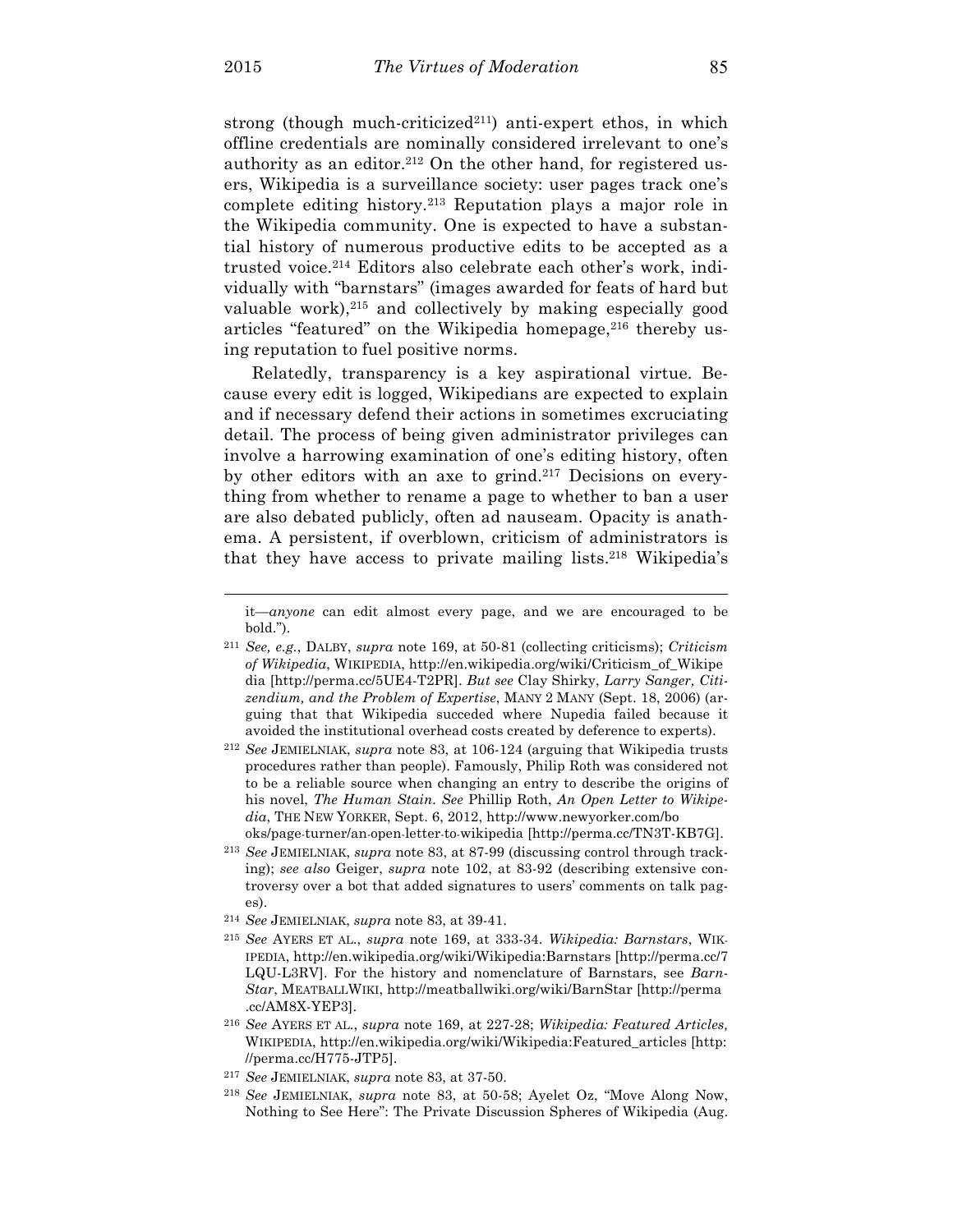strong (though much-criticized[211]) anti-expert ethos, in which offline credentials are nominally considered irrelevant to one's authority as an editor.[212] On the other hand, for registered users, Wikipedia is a surveillance society: user pages track one's complete editing history.[213] Reputation plays a major role in the Wikipedia community. One is expected to have a substantial history of numerous productive edits to be accepted as a trusted voice.[214] Editors also celebrate each other's work, individually with "barnstars" (images awarded for feats of hard but valuable work),[215] and collectively by making especially good articles "featured" on the Wikipedia homepage,[216] thereby using reputation to fuel positive norms.

Relatedly, transparency is a key aspirational virtue. Because every edit is logged, Wikipedians are expected to explain and if necessary defend their actions in sometimes excruciating detail. The process of being given administrator privileges can involve a harrowing examination of one's editing history, often by other editors with an axe to grind.[217] Decisions on everything from whether to rename a page to whether to ban a user are also debated publicly, often ad nauseam. Opacity is anathema. A persistent, if overblown, criticism of administrators is that they have access to private mailing lists.[218] Wikipedia's

---

it—*anyone* can edit almost every page, and we are encouraged to be bold.").

[211] *See, e.g.*, DALBY, *supra* note 169, at 50-81 (collecting criticisms); *Criticism of Wikipedia*, WIKIPEDIA, http://en.wikipedia.org/wiki/Criticism_of_Wikipedia [http://perma.cc/5UE4-T2PR]. *But see* Clay Shirky, *Larry Sanger, Citizendium, and the Problem of Expertise*, MANY 2 MANY (Sept. 18, 2006) (arguing that that Wikipedia succeded where Nupedia failed because it avoided the institutional overhead costs created by deference to experts).

[212] *See* JEMIELNIAK, *supra* note 83, at 106-124 (arguing that Wikipedia trusts procedures rather than people). Famously, Philip Roth was considered not to be a reliable source when changing an entry to describe the origins of his novel, *The Human Stain*. *See* Phillip Roth, *An Open Letter to Wikipedia*, THE NEW YORKER, Sept. 6, 2012, http://www.newyorker.com/books/page-turner/an-open-letter-to-wikipedia [http://perma.cc/TN3T-KB7G].

[213] *See* JEMIELNIAK, *supra* note 83, at 87-99 (discussing control through tracking); *see also* Geiger, *supra* note 102, at 83-92 (describing extensive controversy over a bot that added signatures to users' comments on talk pages).

[214] *See* JEMIELNIAK, *supra* note 83, at 39-41.

[215] *See* AYERS ET AL., *supra* note 169, at 333-34. *Wikipedia: Barnstars*, WIKIPEDIA, http://en.wikipedia.org/wiki/Wikipedia:Barnstars [http://perma.cc/7LQU-L3RV]. For the history and nomenclature of Barnstars, see *BarnStar*, MEATBALLWIKI, http://meatballwiki.org/wiki/BarnStar [http://perma.cc/AM8X-YEP3].

[216] *See* AYERS ET AL., *supra* note 169, at 227-28; *Wikipedia: Featured Articles,* WIKIPEDIA, http://en.wikipedia.org/wiki/Wikipedia:Featured_articles [http://perma.cc/H775-JTP5].

[217] *See* JEMIELNIAK, *supra* note 83, at 37-50.

[218] *See* JEMIELNIAK, *supra* note 83, at 50-58; Ayelet Oz, "Move Along Now, Nothing to See Here": The Private Discussion Spheres of Wikipedia (Aug.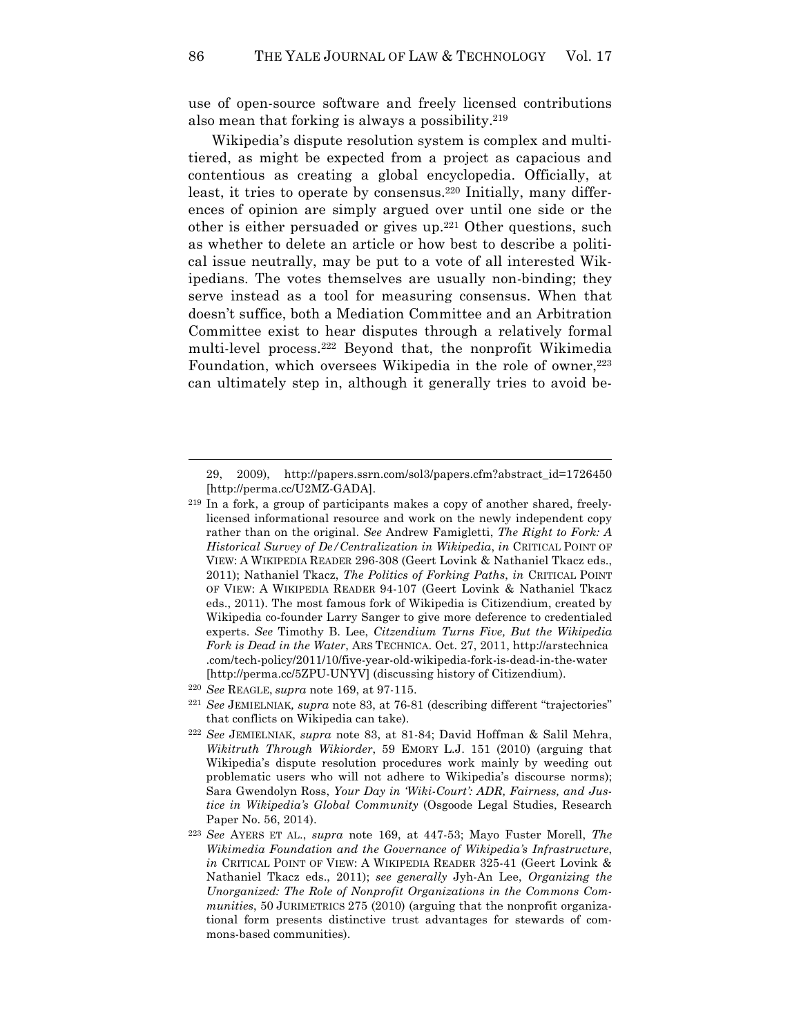use of open-source software and freely licensed contributions also mean that forking is always a possibility.[219]

Wikipedia's dispute resolution system is complex and multi-tiered, as might be expected from a project as capacious and contentious as creating a global encyclopedia. Officially, at least, it tries to operate by consensus.[220] Initially, many differences of opinion are simply argued over until one side or the other is either persuaded or gives up.[221] Other questions, such as whether to delete an article or how best to describe a political issue neutrally, may be put to a vote of all interested Wikipedians. The votes themselves are usually non-binding; they serve instead as a tool for measuring consensus. When that doesn't suffice, both a Mediation Committee and an Arbitration Committee exist to hear disputes through a relatively formal multi-level process.[222] Beyond that, the nonprofit Wikimedia Foundation, which oversees Wikipedia in the role of owner,[223] can ultimately step in, although it generally tries to avoid be-

---

29, 2009), http://papers.ssrn.com/sol3/papers.cfm?abstract_id=1726450 [http://perma.cc/U2MZ-GADA].

[219] In a fork, a group of participants makes a copy of another shared, freely-licensed informational resource and work on the newly independent copy rather than on the original. *See* Andrew Famigletti, *The Right to Fork: A Historical Survey of De/Centralization in Wikipedia*, *in* CRITICAL POINT OF VIEW: A WIKIPEDIA READER 296-308 (Geert Lovink & Nathaniel Tkacz eds., 2011); Nathaniel Tkacz, *The Politics of Forking Paths*, *in* CRITICAL POINT OF VIEW: A WIKIPEDIA READER 94-107 (Geert Lovink & Nathaniel Tkacz eds., 2011). The most famous fork of Wikipedia is Citizendium, created by Wikipedia co-founder Larry Sanger to give more deference to credentialed experts. *See* Timothy B. Lee, *Citzendium Turns Five, But the Wikipedia Fork is Dead in the Water*, ARS TECHNICA. Oct. 27, 2011, http://arstechnica.com/tech-policy/2011/10/five-year-old-wikipedia-fork-is-dead-in-the-water [http://perma.cc/5ZPU-UNYV] (discussing history of Citizendium).

[220] *See* REAGLE, *supra* note 169, at 97-115.

[221] *See* JEMIELNIAK, *supra* note 83, at 76-81 (describing different "trajectories" that conflicts on Wikipedia can take).

[222] *See* JEMIELNIAK, *supra* note 83, at 81-84; David Hoffman & Salil Mehra, *Wikitruth Through Wikiorder*, 59 EMORY L.J. 151 (2010) (arguing that Wikipedia's dispute resolution procedures work mainly by weeding out problematic users who will not adhere to Wikipedia's discourse norms); Sara Gwendolyn Ross, *Your Day in 'Wiki-Court': ADR, Fairness, and Justice in Wikipedia's Global Community* (Osgoode Legal Studies, Research Paper No. 56, 2014).

[223] *See* AYERS ET AL., *supra* note 169, at 447-53; Mayo Fuster Morell, *The Wikimedia Foundation and the Governance of Wikipedia's Infrastructure*, *in* CRITICAL POINT OF VIEW: A WIKIPEDIA READER 325-41 (Geert Lovink & Nathaniel Tkacz eds., 2011); *see generally* Jyh-An Lee, *Organizing the Unorganized: The Role of Nonprofit Organizations in the Commons Communities*, 50 JURIMETRICS 275 (2010) (arguing that the nonprofit organizational form presents distinctive trust advantages for stewards of commons-based communities).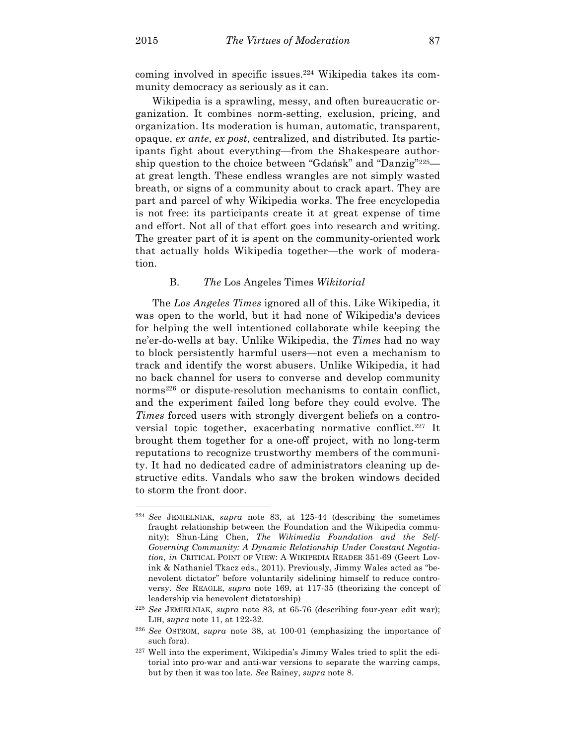coming involved in specific issues.[224] Wikipedia takes its community democracy as seriously as it can.

Wikipedia is a sprawling, messy, and often bureaucratic organization. It combines norm-setting, exclusion, pricing, and organization. Its moderation is human, automatic, transparent, opaque, *ex ante*, *ex post*, centralized, and distributed. Its participants fight about everything—from the Shakespeare authorship question to the choice between "Gdańsk" and "Danzig"[225]—at great length. These endless wrangles are not simply wasted breath, or signs of a community about to crack apart. They are part and parcel of why Wikipedia works. The free encyclopedia is not free: its participants create it at great expense of time and effort. Not all of that effort goes into research and writing. The greater part of it is spent on the community-oriented work that actually holds Wikipedia together—the work of moderation.

### B. *The* Los Angeles Times *Wikitorial*

The *Los Angeles Times* ignored all of this. Like Wikipedia, it was open to the world, but it had none of Wikipedia's devices for helping the well intentioned collaborate while keeping the ne'er-do-wells at bay. Unlike Wikipedia, the *Times* had no way to block persistently harmful users—not even a mechanism to track and identify the worst abusers. Unlike Wikipedia, it had no back channel for users to converse and develop community norms[226] or dispute-resolution mechanisms to contain conflict, and the experiment failed long before they could evolve. The *Times* forced users with strongly divergent beliefs on a controversial topic together, exacerbating normative conflict.[227] It brought them together for a one-off project, with no long-term reputations to recognize trustworthy members of the community. It had no dedicated cadre of administrators cleaning up destructive edits. Vandals who saw the broken windows decided to storm the front door.

---

[224] *See* JEMIELNIAK, *supra* note 83, at 125-44 (describing the sometimes fraught relationship between the Foundation and the Wikipedia community); Shun-Ling Chen, *The Wikimedia Foundation and the Self-Governing Community: A Dynamic Relationship Under Constant Negotiation*, *in* CRITICAL POINT OF VIEW: A WIKIPEDIA READER 351-69 (Geert Lovink & Nathaniel Tkacz eds., 2011). Previously, Jimmy Wales acted as "benevolent dictator" before voluntarily sidelining himself to reduce controversy. *See* REAGLE, *supra* note 169, at 117-35 (theorizing the concept of leadership via benevolent dictatorship)

[225] *See* JEMIELNIAK, *supra* note 83, at 65-76 (describing four-year edit war); LIH, *supra* note 11, at 122-32.

[226] *See* OSTROM, *supra* note 38, at 100-01 (emphasizing the importance of such fora).

[227] Well into the experiment, Wikipedia's Jimmy Wales tried to split the editorial into pro-war and anti-war versions to separate the warring camps, but by then it was too late. *See* Rainey, *supra* note 8.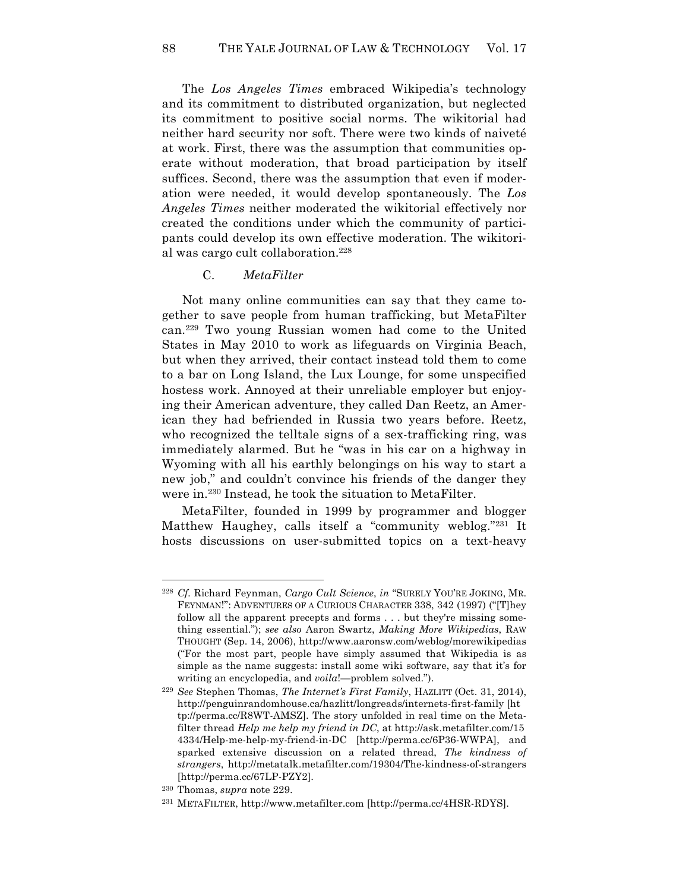The *Los Angeles Times* embraced Wikipedia's technology and its commitment to distributed organization, but neglected its commitment to positive social norms. The wikitorial had neither hard security nor soft. There were two kinds of naiveté at work. First, there was the assumption that communities operate without moderation, that broad participation by itself suffices. Second, there was the assumption that even if moderation were needed, it would develop spontaneously. The *Los Angeles Times* neither moderated the wikitorial effectively nor created the conditions under which the community of participants could develop its own effective moderation. The wikitorial was cargo cult collaboration.[228]

### C. *MetaFilter*

Not many online communities can say that they came together to save people from human trafficking, but MetaFilter can.[229] Two young Russian women had come to the United States in May 2010 to work as lifeguards on Virginia Beach, but when they arrived, their contact instead told them to come to a bar on Long Island, the Lux Lounge, for some unspecified hostess work. Annoyed at their unreliable employer but enjoying their American adventure, they called Dan Reetz, an American they had befriended in Russia two years before. Reetz, who recognized the telltale signs of a sex-trafficking ring, was immediately alarmed. But he "was in his car on a highway in Wyoming with all his earthly belongings on his way to start a new job," and couldn't convince his friends of the danger they were in.[230] Instead, he took the situation to MetaFilter.

MetaFilter, founded in 1999 by programmer and blogger Matthew Haughey, calls itself a "community weblog."[231] It hosts discussions on user-submitted topics on a text-heavy

---

[228] *Cf.* Richard Feynman, *Cargo Cult Science*, *in* "SURELY YOU'RE JOKING, MR. FEYNMAN!": ADVENTURES OF A CURIOUS CHARACTER 338, 342 (1997) ("[T]hey follow all the apparent precepts and forms . . . but they're missing something essential."); *see also* Aaron Swartz, *Making More Wikipedias*, RAW THOUGHT (Sep. 14, 2006), http://www.aaronsw.com/weblog/morewikipedias ("For the most part, people have simply assumed that Wikipedia is as simple as the name suggests: install some wiki software, say that it's for writing an encyclopedia, and *voila*!—problem solved.").

[229] *See* Stephen Thomas, *The Internet's First Family*, HAZLITT (Oct. 31, 2014), http://penguinrandomhouse.ca/hazlitt/longreads/internets-first-family [http://perma.cc/R8WT-AMSZ]. The story unfolded in real time on the Metafilter thread *Help me help my friend in DC*, at http://ask.metafilter.com/154334/Help-me-help-my-friend-in-DC [http://perma.cc/6P36-WWPA], and sparked extensive discussion on a related thread, *The kindness of strangers*, http://metatalk.metafilter.com/19304/The-kindness-of-strangers [http://perma.cc/67LP-PZY2].

[230] Thomas, *supra* note 229.

[231] METAFILTER, http://www.metafilter.com [http://perma.cc/4HSR-RDYS].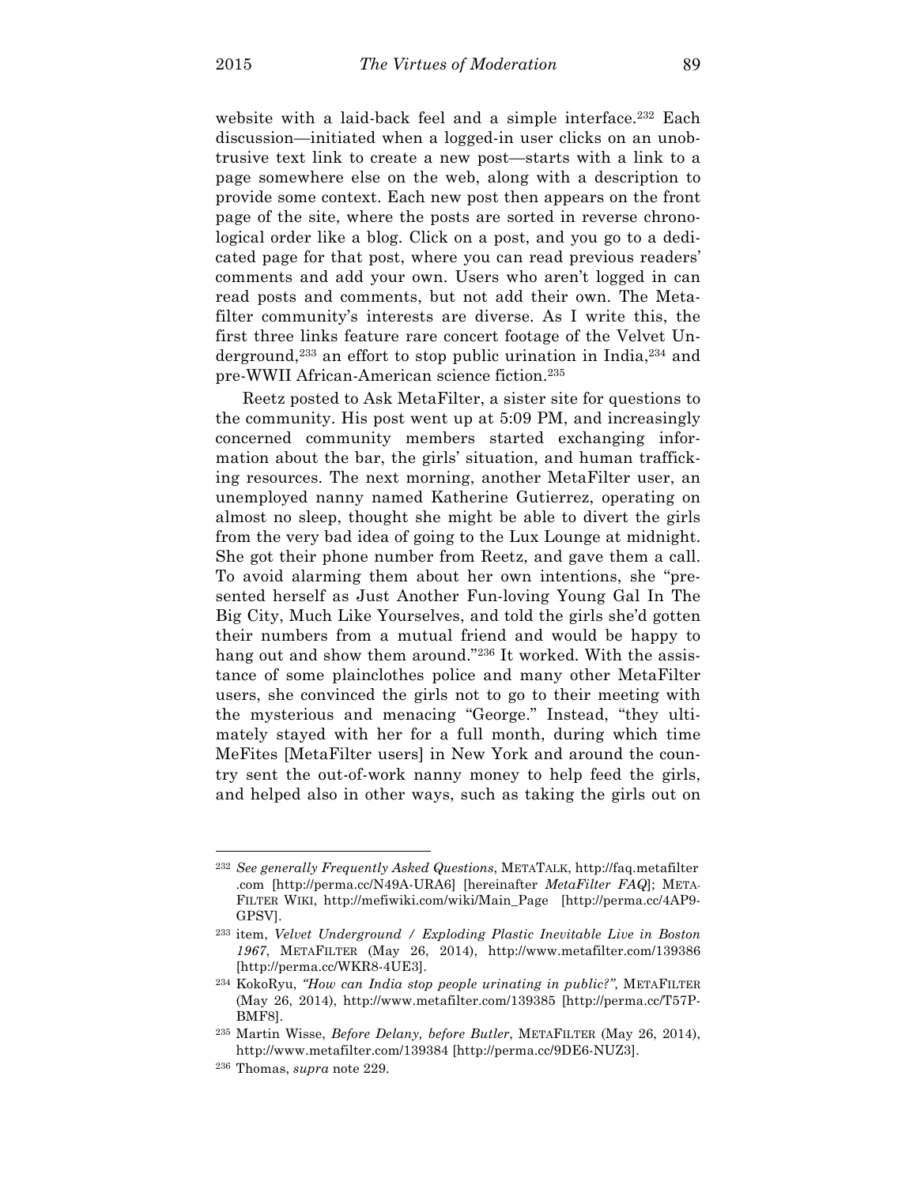website with a laid-back feel and a simple interface.[232] Each discussion—initiated when a logged-in user clicks on an unobtrusive text link to create a new post—starts with a link to a page somewhere else on the web, along with a description to provide some context. Each new post then appears on the front page of the site, where the posts are sorted in reverse chronological order like a blog. Click on a post, and you go to a dedicated page for that post, where you can read previous readers' comments and add your own. Users who aren't logged in can read posts and comments, but not add their own. The Metafilter community's interests are diverse. As I write this, the first three links feature rare concert footage of the Velvet Underground,[233] an effort to stop public urination in India,[234] and pre-WWII African-American science fiction.[235]

Reetz posted to Ask MetaFilter, a sister site for questions to the community. His post went up at 5:09 PM, and increasingly concerned community members started exchanging information about the bar, the girls' situation, and human trafficking resources. The next morning, another MetaFilter user, an unemployed nanny named Katherine Gutierrez, operating on almost no sleep, thought she might be able to divert the girls from the very bad idea of going to the Lux Lounge at midnight. She got their phone number from Reetz, and gave them a call. To avoid alarming them about her own intentions, she "presented herself as Just Another Fun-loving Young Gal In The Big City, Much Like Yourselves, and told the girls she'd gotten their numbers from a mutual friend and would be happy to hang out and show them around."[236] It worked. With the assistance of some plainclothes police and many other MetaFilter users, she convinced the girls not to go to their meeting with the mysterious and menacing "George." Instead, "they ultimately stayed with her for a full month, during which time MeFites [MetaFilter users] in New York and around the country sent the out-of-work nanny money to help feed the girls, and helped also in other ways, such as taking the girls out on

---

[232] *See generally Frequently Asked Questions*, METATALK, http://faq.metafilter.com [http://perma.cc/N49A-URA6] [hereinafter *MetaFilter FAQ*]; METAFILTER WIKI, http://mefiwiki.com/wiki/Main_Page [http://perma.cc/4AP9-GPSV].

[233] item, *Velvet Underground / Exploding Plastic Inevitable Live in Boston 1967*, METAFILTER (May 26, 2014), http://www.metafilter.com/139386 [http://perma.cc/WKR8-4UE3].

[234] KokoRyu, *"How can India stop people urinating in public?"*, METAFILTER (May 26, 2014), http://www.metafilter.com/139385 [http://perma.cc/T57P-BMF8].

[235] Martin Wisse, *Before Delany, before Butler*, METAFILTER (May 26, 2014), http://www.metafilter.com/139384 [http://perma.cc/9DE6-NUZ3].

[236] Thomas, *supra* note 229.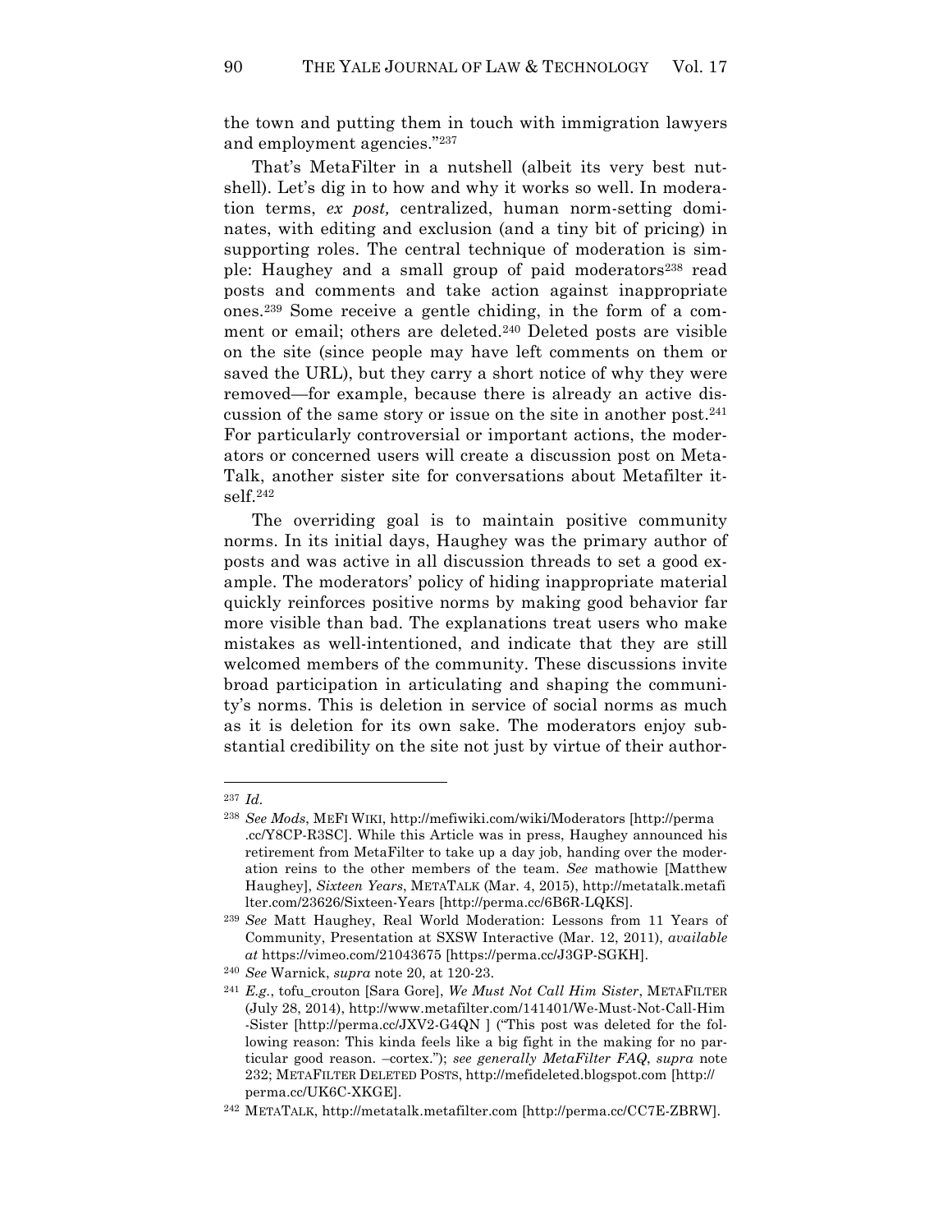the town and putting them in touch with immigration lawyers and employment agencies."[237]

That's MetaFilter in a nutshell (albeit its very best nutshell). Let's dig in to how and why it works so well. In moderation terms, *ex post,* centralized, human norm-setting dominates, with editing and exclusion (and a tiny bit of pricing) in supporting roles. The central technique of moderation is simple: Haughey and a small group of paid moderators[238] read posts and comments and take action against inappropriate ones.[239] Some receive a gentle chiding, in the form of a comment or email; others are deleted.[240] Deleted posts are visible on the site (since people may have left comments on them or saved the URL), but they carry a short notice of why they were removed—for example, because there is already an active discussion of the same story or issue on the site in another post.[241] For particularly controversial or important actions, the moderators or concerned users will create a discussion post on MetaTalk, another sister site for conversations about Metafilter itself.[242]

The overriding goal is to maintain positive community norms. In its initial days, Haughey was the primary author of posts and was active in all discussion threads to set a good example. The moderators' policy of hiding inappropriate material quickly reinforces positive norms by making good behavior far more visible than bad. The explanations treat users who make mistakes as well-intentioned, and indicate that they are still welcomed members of the community. These discussions invite broad participation in articulating and shaping the community's norms. This is deletion in service of social norms as much as it is deletion for its own sake. The moderators enjoy substantial credibility on the site not just by virtue of their author-

---

[237] *Id.*

[238] *See Mods*, MEFI WIKI, http://mefiwiki.com/wiki/Moderators [http://perma.cc/Y8CP-R3SC]. While this Article was in press, Haughey announced his retirement from MetaFilter to take up a day job, handing over the moderation reins to the other members of the team. *See* mathowie [Matthew Haughey], *Sixteen Years*, METATALK (Mar. 4, 2015), http://metatalk.metafilter.com/23626/Sixteen-Years [http://perma.cc/6B6R-LQKS].

[239] *See* Matt Haughey, Real World Moderation: Lessons from 11 Years of Community, Presentation at SXSW Interactive (Mar. 12, 2011), *available at* https://vimeo.com/21043675 [https://perma.cc/J3GP-SGKH].

[240] *See* Warnick, *supra* note 20, at 120-23.

[241] *E.g.*, tofu_crouton [Sara Gore], *We Must Not Call Him Sister*, METAFILTER (July 28, 2014), http://www.metafilter.com/141401/We-Must-Not-Call-Him-Sister [http://perma.cc/JXV2-G4QN ] ("This post was deleted for the following reason: This kinda feels like a big fight in the making for no particular good reason. –cortex."); *see generally MetaFilter FAQ*, *supra* note 232; METAFILTER DELETED POSTS, http://mefideleted.blogspot.com [http://perma.cc/UK6C-XKGE].

[242] METATALK, http://metatalk.metafilter.com [http://perma.cc/CC7E-ZBRW].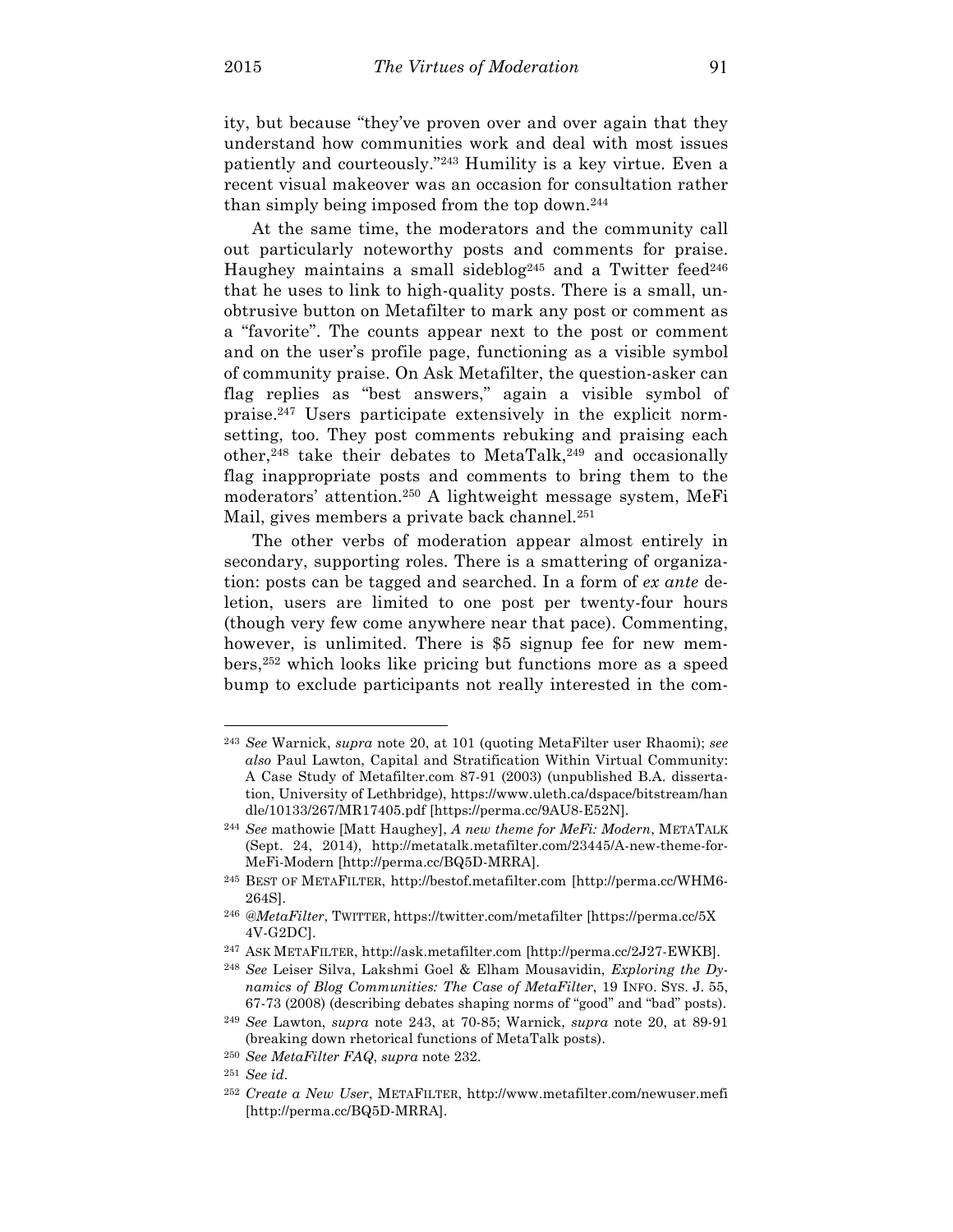ity, but because "they've proven over and over again that they understand how communities work and deal with most issues patiently and courteously."[243] Humility is a key virtue. Even a recent visual makeover was an occasion for consultation rather than simply being imposed from the top down.[244]

At the same time, the moderators and the community call out particularly noteworthy posts and comments for praise. Haughey maintains a small sideblog[245] and a Twitter feed[246] that he uses to link to high-quality posts. There is a small, unobtrusive button on Metafilter to mark any post or comment as a "favorite". The counts appear next to the post or comment and on the user's profile page, functioning as a visible symbol of community praise. On Ask Metafilter, the question-asker can flag replies as "best answers," again a visible symbol of praise.[247] Users participate extensively in the explicit norm-setting, too. They post comments rebuking and praising each other,[248] take their debates to MetaTalk,[249] and occasionally flag inappropriate posts and comments to bring them to the moderators' attention.[250] A lightweight message system, MeFi Mail, gives members a private back channel.[251]

The other verbs of moderation appear almost entirely in secondary, supporting roles. There is a smattering of organization: posts can be tagged and searched. In a form of *ex ante* deletion, users are limited to one post per twenty-four hours (though very few come anywhere near that pace). Commenting, however, is unlimited. There is $5 signup fee for new members,[252] which looks like pricing but functions more as a speed bump to exclude participants not really interested in the com-

---

[243] *See* Warnick, *supra* note 20, at 101 (quoting MetaFilter user Rhaomi); *see also* Paul Lawton, Capital and Stratification Within Virtual Community: A Case Study of Metafilter.com 87-91 (2003) (unpublished B.A. dissertation, University of Lethbridge), https://www.uleth.ca/dspace/bitstream/handle/10133/267/MR17405.pdf [https://perma.cc/9AU8-E52N].

[244] *See* mathowie [Matt Haughey], *A new theme for MeFi: Modern*, METATALK (Sept. 24, 2014), http://metatalk.metafilter.com/23445/A-new-theme-for-MeFi-Modern [http://perma.cc/BQ5D-MRRA].

[245] BEST OF METAFILTER, http://bestof.metafilter.com [http://perma.cc/WHM6-264S].

[246] *@MetaFilter*, TWITTER, https://twitter.com/metafilter [https://perma.cc/5X4V-G2DC].

[247] ASK METAFILTER, http://ask.metafilter.com [http://perma.cc/2J27-EWKB].

[248] *See* Leiser Silva, Lakshmi Goel & Elham Mousavidin, *Exploring the Dynamics of Blog Communities: The Case of MetaFilter*, 19 INFO. SYS. J. 55, 67-73 (2008) (describing debates shaping norms of "good" and "bad" posts).

[249] *See* Lawton, *supra* note 243, at 70-85; Warnick, *supra* note 20, at 89-91 (breaking down rhetorical functions of MetaTalk posts).

[250] *See MetaFilter FAQ*, *supra* note 232.

[251] *See id.*

[252] *Create a New User*, METAFILTER, http://www.metafilter.com/newuser.mefi [http://perma.cc/BQ5D-MRRA].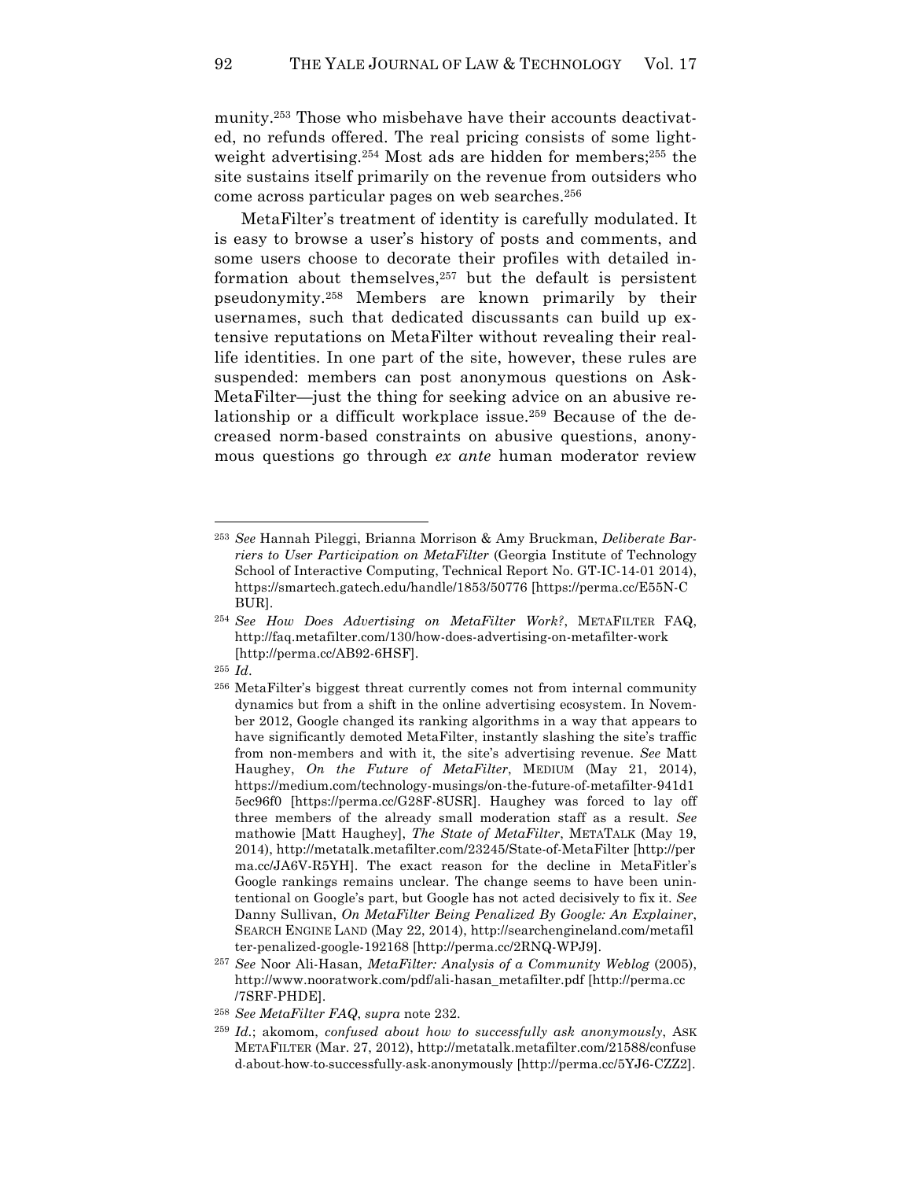munity.[253] Those who misbehave have their accounts deactivated, no refunds offered. The real pricing consists of some lightweight advertising.[254] Most ads are hidden for members;[255] the site sustains itself primarily on the revenue from outsiders who come across particular pages on web searches.[256]

MetaFilter's treatment of identity is carefully modulated. It is easy to browse a user's history of posts and comments, and some users choose to decorate their profiles with detailed information about themselves,[257] but the default is persistent pseudonymity.[258] Members are known primarily by their usernames, such that dedicated discussants can build up extensive reputations on MetaFilter without revealing their real-life identities. In one part of the site, however, these rules are suspended: members can post anonymous questions on AskMetaFilter—just the thing for seeking advice on an abusive relationship or a difficult workplace issue.[259] Because of the decreased norm-based constraints on abusive questions, anonymous questions go through *ex ante* human moderator review

---

[253] *See* Hannah Pileggi, Brianna Morrison & Amy Bruckman, *Deliberate Barriers to User Participation on MetaFilter* (Georgia Institute of Technology School of Interactive Computing, Technical Report No. GT-IC-14-01 2014), https://smartech.gatech.edu/handle/1853/50776 [https://perma.cc/E55N-CBUR].

[254] *See How Does Advertising on MetaFilter Work?*, METAFILTER FAQ, http://faq.metafilter.com/130/how-does-advertising-on-metafilter-work [http://perma.cc/AB92-6HSF].

[255] *Id*.

[256] MetaFilter's biggest threat currently comes not from internal community dynamics but from a shift in the online advertising ecosystem. In November 2012, Google changed its ranking algorithms in a way that appears to have significantly demoted MetaFilter, instantly slashing the site's traffic from non-members and with it, the site's advertising revenue. *See* Matt Haughey, *On the Future of MetaFilter*, MEDIUM (May 21, 2014), https://medium.com/technology-musings/on-the-future-of-metafilter-941d15ec96f0 [https://perma.cc/G28F-8USR]. Haughey was forced to lay off three members of the already small moderation staff as a result. *See* mathowie [Matt Haughey], *The State of MetaFilter*, METATALK (May 19, 2014), http://metatalk.metafilter.com/23245/State-of-MetaFilter [http://perma.cc/JA6V-R5YH]. The exact reason for the decline in MetaFitler's Google rankings remains unclear. The change seems to have been unintentional on Google's part, but Google has not acted decisively to fix it. *See* Danny Sullivan, *On MetaFilter Being Penalized By Google: An Explainer*, SEARCH ENGINE LAND (May 22, 2014), http://searchengineland.com/metafilter-penalized-google-192168 [http://perma.cc/2RNQ-WPJ9].

[257] *See* Noor Ali-Hasan, *MetaFilter: Analysis of a Community Weblog* (2005), http://www.nooratwork.com/pdf/ali-hasan_metafilter.pdf [http://perma.cc/7SRF-PHDE].

[258] *See MetaFilter FAQ*, *supra* note 232.

[259] *Id.*; akomom, *confused about how to successfully ask anonymously*, ASK METAFILTER (Mar. 27, 2012), http://metatalk.metafilter.com/21588/confused-about-how-to-successfully-ask-anonymously [http://perma.cc/5YJ6-CZZ2].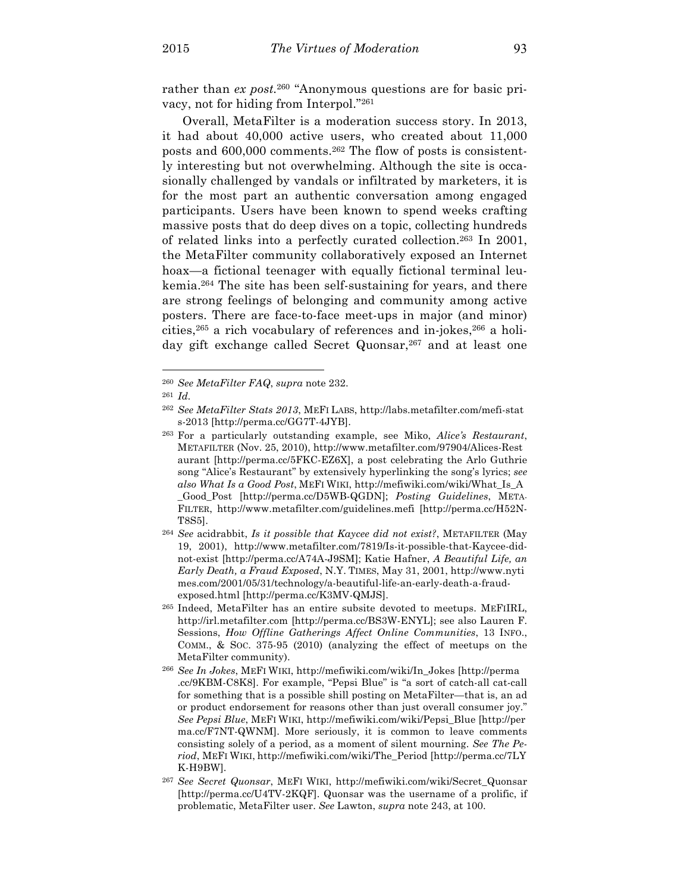rather than *ex post*.[260] "Anonymous questions are for basic privacy, not for hiding from Interpol."[261]

Overall, MetaFilter is a moderation success story. In 2013, it had about 40,000 active users, who created about 11,000 posts and 600,000 comments.[262] The flow of posts is consistently interesting but not overwhelming. Although the site is occasionally challenged by vandals or infiltrated by marketers, it is for the most part an authentic conversation among engaged participants. Users have been known to spend weeks crafting massive posts that do deep dives on a topic, collecting hundreds of related links into a perfectly curated collection.[263] In 2001, the MetaFilter community collaboratively exposed an Internet hoax—a fictional teenager with equally fictional terminal leukemia.[264] The site has been self-sustaining for years, and there are strong feelings of belonging and community among active posters. There are face-to-face meet-ups in major (and minor) cities,[265] a rich vocabulary of references and in-jokes,[266] a holiday gift exchange called Secret Quonsar,[267] and at least one

---

[260] *See MetaFilter FAQ*, *supra* note 232.

[261] *Id.*

[262] *See MetaFilter Stats 2013*, MEFI LABS, http://labs.metafilter.com/mefi-stats-2013 [http://perma.cc/GG7T-4JYB].

[263] For a particularly outstanding example, see Miko, *Alice's Restaurant*, METAFILTER (Nov. 25, 2010), http://www.metafilter.com/97904/Alices-Restaurant [http://perma.cc/5FKC-EZ6X], a post celebrating the Arlo Guthrie song "Alice's Restaurant" by extensively hyperlinking the song's lyrics; *see also What Is a Good Post*, MEFI WIKI, http://mefiwiki.com/wiki/What_Is_A_Good_Post [http://perma.cc/D5WB-QGDN]; *Posting Guidelines*, METAFILTER, http://www.metafilter.com/guidelines.mefi [http://perma.cc/H52N-T8S5].

[264] *See* acidrabbit, *Is it possible that Kaycee did not exist?*, METAFILTER (May 19, 2001), http://www.metafilter.com/7819/Is-it-possible-that-Kaycee-did-not-exist [http://perma.cc/A74A-J9SM]; Katie Hafner, *A Beautiful Life, an Early Death, a Fraud Exposed*, N.Y. TIMES, May 31, 2001, http://www.nytimes.com/2001/05/31/technology/a-beautiful-life-an-early-death-a-fraud-exposed.html [http://perma.cc/K3MV-QMJS].

[265] Indeed, MetaFilter has an entire subsite devoted to meetups. MEFIIRL, http://irl.metafilter.com [http://perma.cc/BS3W-ENYL]; see also Lauren F. Sessions, *How Offline Gatherings Affect Online Communities*, 13 INFO., COMM., & SOC. 375-95 (2010) (analyzing the effect of meetups on the MetaFilter community).

[266] *See In Jokes*, MEFI WIKI, http://mefiwiki.com/wiki/In_Jokes [http://perma.cc/9KBM-C8K8]. For example, "Pepsi Blue" is "a sort of catch-all cat-call for something that is a possible shill posting on MetaFilter—that is, an ad or product endorsement for reasons other than just overall consumer joy." *See Pepsi Blue*, MEFI WIKI, http://mefiwiki.com/wiki/Pepsi_Blue [http://perma.cc/F7NT-QWNM]. More seriously, it is common to leave comments consisting solely of a period, as a moment of silent mourning. *See The Period*, MEFI WIKI, http://mefiwiki.com/wiki/The_Period [http://perma.cc/7LYK-H9BW].

[267] *See Secret Quonsar*, MEFI WIKI, http://mefiwiki.com/wiki/Secret_Quonsar [http://perma.cc/U4TV-2KQF]. Quonsar was the username of a prolific, if problematic, MetaFilter user. *See* Lawton, *supra* note 243, at 100.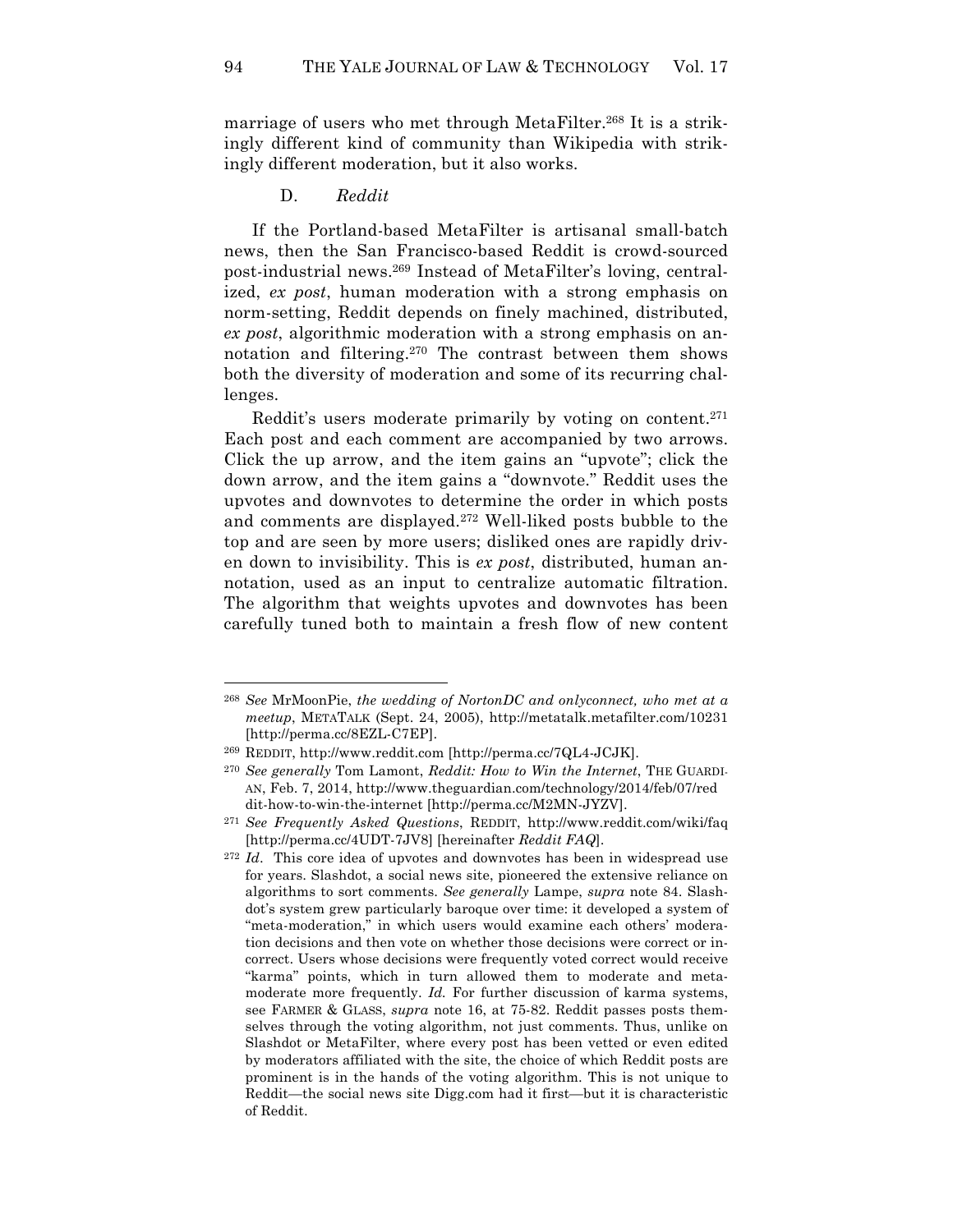marriage of users who met through MetaFilter.[268] It is a strikingly different kind of community than Wikipedia with strikingly different moderation, but it also works.

### D. *Reddit*

If the Portland-based MetaFilter is artisanal small-batch news, then the San Francisco-based Reddit is crowd-sourced post-industrial news.[269] Instead of MetaFilter's loving, centralized, *ex post*, human moderation with a strong emphasis on norm-setting, Reddit depends on finely machined, distributed, *ex post*, algorithmic moderation with a strong emphasis on annotation and filtering.[270] The contrast between them shows both the diversity of moderation and some of its recurring challenges.

Reddit's users moderate primarily by voting on content.[271] Each post and each comment are accompanied by two arrows. Click the up arrow, and the item gains an "upvote"; click the down arrow, and the item gains a "downvote." Reddit uses the upvotes and downvotes to determine the order in which posts and comments are displayed.[272] Well-liked posts bubble to the top and are seen by more users; disliked ones are rapidly driven down to invisibility. This is *ex post*, distributed, human annotation, used as an input to centralize automatic filtration. The algorithm that weights upvotes and downvotes has been carefully tuned both to maintain a fresh flow of new content

---

[268] *See* MrMoonPie, *the wedding of NortonDC and onlyconnect, who met at a meetup*, METATALK (Sept. 24, 2005), http://metatalk.metafilter.com/10231 [http://perma.cc/8EZL-C7EP].

[269] REDDIT, http://www.reddit.com [http://perma.cc/7QL4-JCJK].

[270] *See generally* Tom Lamont, *Reddit: How to Win the Internet*, THE GUARDIAN, Feb. 7, 2014, http://www.theguardian.com/technology/2014/feb/07/reddit-how-to-win-the-internet [http://perma.cc/M2MN-JYZV].

[271] *See Frequently Asked Questions*, REDDIT, http://www.reddit.com/wiki/faq [http://perma.cc/4UDT-7JV8] [hereinafter *Reddit FAQ*].

[272] *Id*. This core idea of upvotes and downvotes has been in widespread use for years. Slashdot, a social news site, pioneered the extensive reliance on algorithms to sort comments. *See generally* Lampe, *supra* note 84. Slashdot's system grew particularly baroque over time: it developed a system of "meta-moderation," in which users would examine each others' moderation decisions and then vote on whether those decisions were correct or incorrect. Users whose decisions were frequently voted correct would receive "karma" points, which in turn allowed them to moderate and meta-moderate more frequently. *Id.* For further discussion of karma systems, see FARMER & GLASS, *supra* note 16, at 75-82. Reddit passes posts themselves through the voting algorithm, not just comments. Thus, unlike on Slashdot or MetaFilter, where every post has been vetted or even edited by moderators affiliated with the site, the choice of which Reddit posts are prominent is in the hands of the voting algorithm. This is not unique to Reddit—the social news site Digg.com had it first—but it is characteristic of Reddit.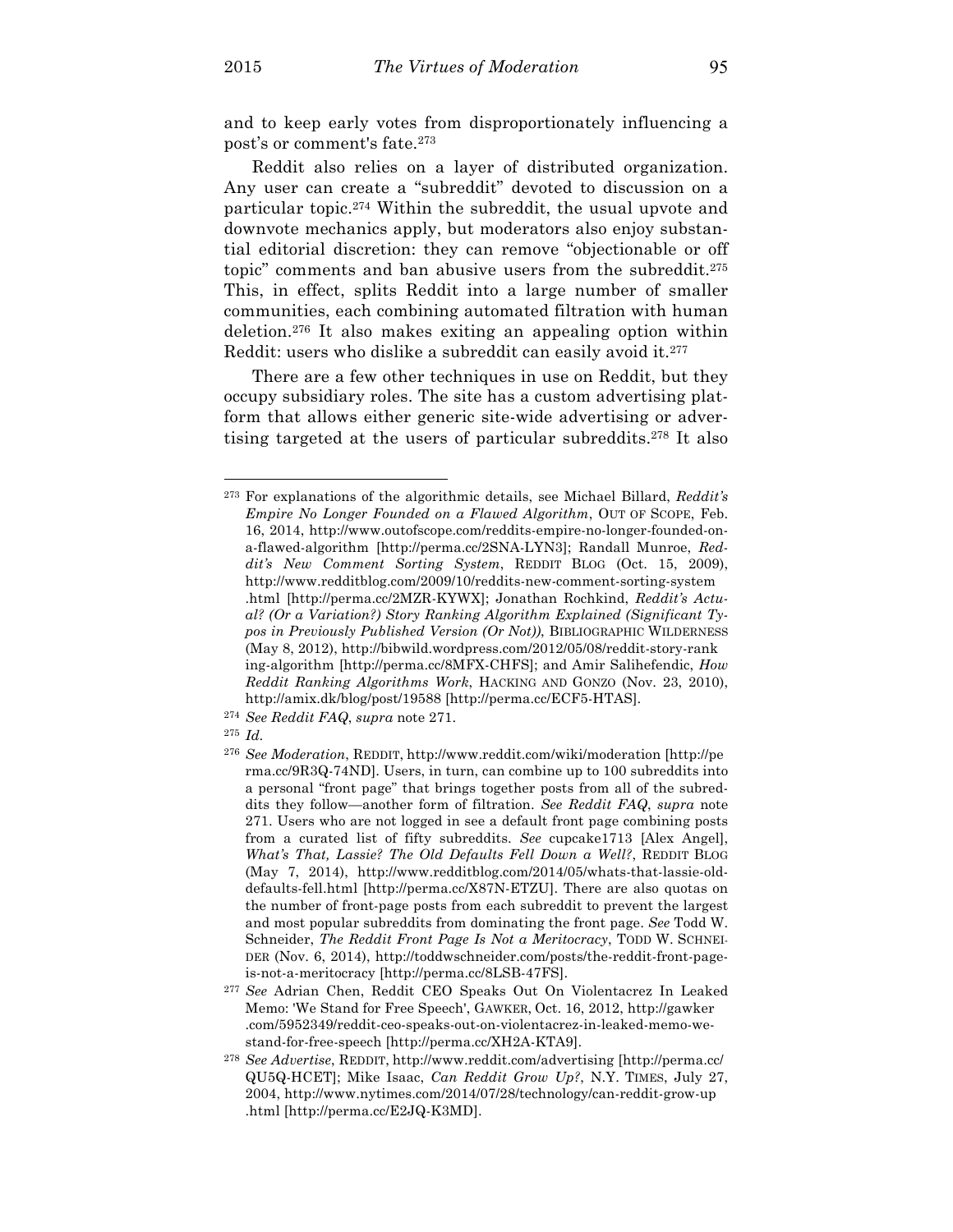and to keep early votes from disproportionately influencing a post's or comment's fate.[273]

Reddit also relies on a layer of distributed organization. Any user can create a "subreddit" devoted to discussion on a particular topic.[274] Within the subreddit, the usual upvote and downvote mechanics apply, but moderators also enjoy substantial editorial discretion: they can remove "objectionable or off topic" comments and ban abusive users from the subreddit.[275] This, in effect, splits Reddit into a large number of smaller communities, each combining automated filtration with human deletion.[276] It also makes exiting an appealing option within Reddit: users who dislike a subreddit can easily avoid it.[277]

There are a few other techniques in use on Reddit, but they occupy subsidiary roles. The site has a custom advertising platform that allows either generic site-wide advertising or advertising targeted at the users of particular subreddits.[278] It also

---

[273] For explanations of the algorithmic details, see Michael Billard, *Reddit's Empire No Longer Founded on a Flawed Algorithm*, OUT OF SCOPE, Feb. 16, 2014, http://www.outofscope.com/reddits-empire-no-longer-founded-on-a-flawed-algorithm [http://perma.cc/2SNA-LYN3]; Randall Munroe, *Reddit's New Comment Sorting System*, REDDIT BLOG (Oct. 15, 2009), http://www.redditblog.com/2009/10/reddits-new-comment-sorting-system.html [http://perma.cc/2MZR-KYWX]; Jonathan Rochkind, *Reddit's Actual? (Or a Variation?) Story Ranking Algorithm Explained (Significant Typos in Previously Published Version (Or Not))*, BIBLIOGRAPHIC WILDERNESS (May 8, 2012), http://bibwild.wordpress.com/2012/05/08/reddit-story-ranking-algorithm [http://perma.cc/8MFX-CHFS]; and Amir Salihefendic, *How Reddit Ranking Algorithms Work*, HACKING AND GONZO (Nov. 23, 2010), http://amix.dk/blog/post/19588 [http://perma.cc/ECF5-HTAS].

[274] *See Reddit FAQ*, *supra* note 271.

[275] *Id.*

[276] *See Moderation*, REDDIT, http://www.reddit.com/wiki/moderation [http://perma.cc/9R3Q-74ND]. Users, in turn, can combine up to 100 subreddits into a personal "front page" that brings together posts from all of the subreddits they follow—another form of filtration. *See Reddit FAQ*, *supra* note 271. Users who are not logged in see a default front page combining posts from a curated list of fifty subreddits. *See* cupcake1713 [Alex Angel], *What's That, Lassie? The Old Defaults Fell Down a Well?*, REDDIT BLOG (May 7, 2014), http://www.redditblog.com/2014/05/whats-that-lassie-old-defaults-fell.html [http://perma.cc/X87N-ETZU]. There are also quotas on the number of front-page posts from each subreddit to prevent the largest and most popular subreddits from dominating the front page. *See* Todd W. Schneider, *The Reddit Front Page Is Not a Meritocracy*, TODD W. SCHNEIDER (Nov. 6, 2014), http://toddwschneider.com/posts/the-reddit-front-page-is-not-a-meritocracy [http://perma.cc/8LSB-47FS].

[277] *See* Adrian Chen, Reddit CEO Speaks Out On Violentacrez In Leaked Memo: 'We Stand for Free Speech', GAWKER, Oct. 16, 2012, http://gawker.com/5952349/reddit-ceo-speaks-out-on-violentacrez-in-leaked-memo-we-stand-for-free-speech [http://perma.cc/XH2A-KTA9].

[278] *See Advertise*, REDDIT, http://www.reddit.com/advertising [http://perma.cc/QU5Q-HCET]; Mike Isaac, *Can Reddit Grow Up?*, N.Y. TIMES, July 27, 2004, http://www.nytimes.com/2014/07/28/technology/can-reddit-grow-up.html [http://perma.cc/E2JQ-K3MD].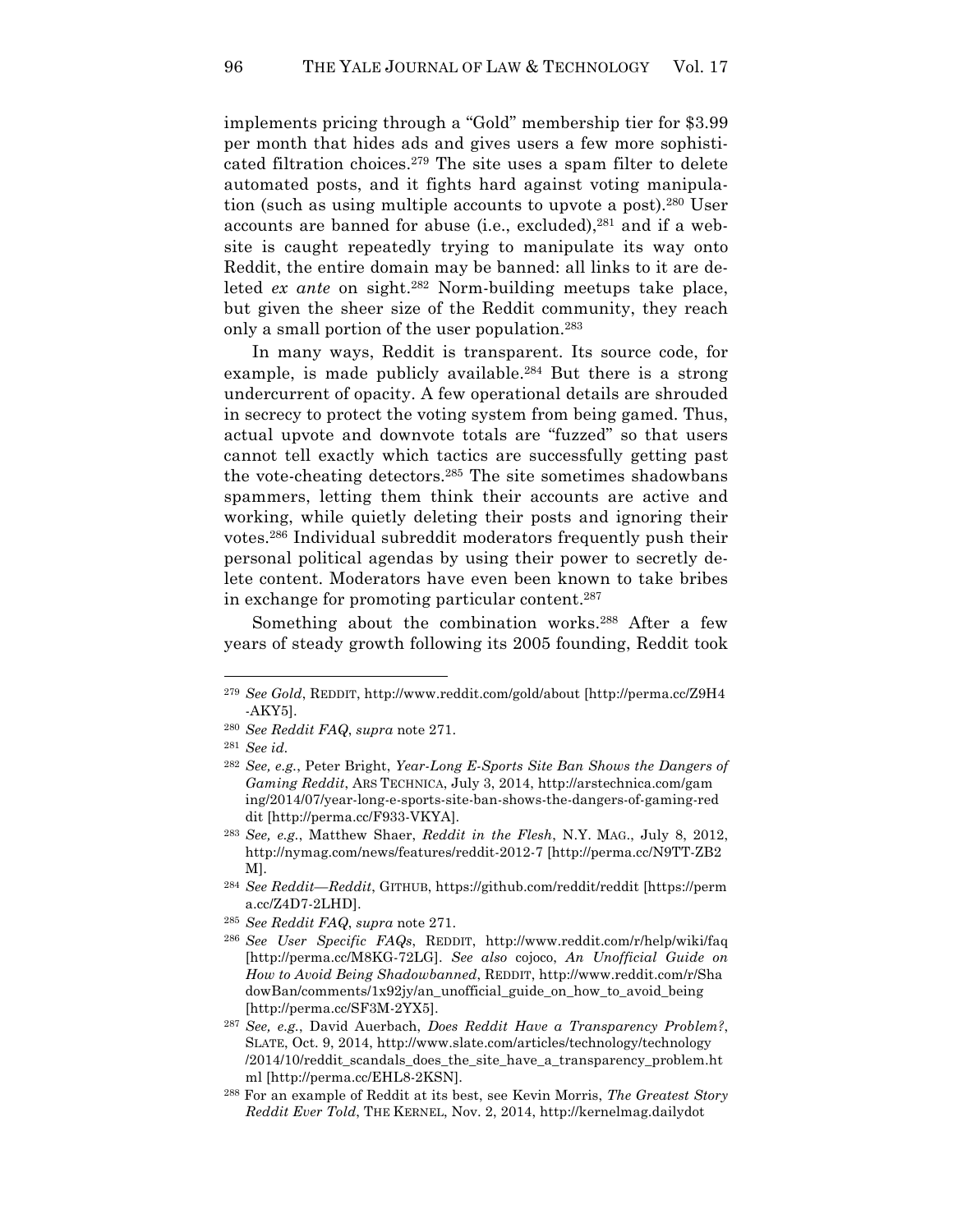implements pricing through a "Gold" membership tier for $3.99 per month that hides ads and gives users a few more sophisticated filtration choices.[279] The site uses a spam filter to delete automated posts, and it fights hard against voting manipulation (such as using multiple accounts to upvote a post).[280] User accounts are banned for abuse (i.e., excluded),[281] and if a website is caught repeatedly trying to manipulate its way onto Reddit, the entire domain may be banned: all links to it are deleted *ex ante* on sight.[282] Norm-building meetups take place, but given the sheer size of the Reddit community, they reach only a small portion of the user population.[283]

In many ways, Reddit is transparent. Its source code, for example, is made publicly available.[284] But there is a strong undercurrent of opacity. A few operational details are shrouded in secrecy to protect the voting system from being gamed. Thus, actual upvote and downvote totals are "fuzzed" so that users cannot tell exactly which tactics are successfully getting past the vote-cheating detectors.[285] The site sometimes shadowbans spammers, letting them think their accounts are active and working, while quietly deleting their posts and ignoring their votes.[286] Individual subreddit moderators frequently push their personal political agendas by using their power to secretly delete content. Moderators have even been known to take bribes in exchange for promoting particular content.[287]

Something about the combination works.[288] After a few years of steady growth following its 2005 founding, Reddit took

---

[279] *See Gold*, REDDIT, http://www.reddit.com/gold/about [http://perma.cc/Z9H4-AKY5].

[280] *See Reddit FAQ*, *supra* note 271.

[281] *See id.*

[282] *See, e.g.*, Peter Bright, *Year-Long E-Sports Site Ban Shows the Dangers of Gaming Reddit*, ARS TECHNICA, July 3, 2014, http://arstechnica.com/gaming/2014/07/year-long-e-sports-site-ban-shows-the-dangers-of-gaming-reddit [http://perma.cc/F933-VKYA].

[283] *See, e.g.*, Matthew Shaer, *Reddit in the Flesh*, N.Y. MAG., July 8, 2012, http://nymag.com/news/features/reddit-2012-7 [http://perma.cc/N9TT-ZB2M].

[284] *See Reddit—Reddit*, GITHUB, https://github.com/reddit/reddit [https://perma.cc/Z4D7-2LHD].

[285] *See Reddit FAQ*, *supra* note 271.

[286] *See User Specific FAQs*, REDDIT, http://www.reddit.com/r/help/wiki/faq [http://perma.cc/M8KG-72LG]. *See also* cojoco, *An Unofficial Guide on How to Avoid Being Shadowbanned*, REDDIT, http://www.reddit.com/r/ShadowBan/comments/1x92jy/an_unofficial_guide_on_how_to_avoid_being [http://perma.cc/SF3M-2YX5].

[287] *See, e.g.*, David Auerbach, *Does Reddit Have a Transparency Problem?*, SLATE, Oct. 9, 2014, http://www.slate.com/articles/technology/technology/2014/10/reddit_scandals_does_the_site_have_a_transparency_problem.html [http://perma.cc/EHL8-2KSN].

[288] For an example of Reddit at its best, see Kevin Morris, *The Greatest Story Reddit Ever Told*, THE KERNEL, Nov. 2, 2014, http://kernelmag.dailydot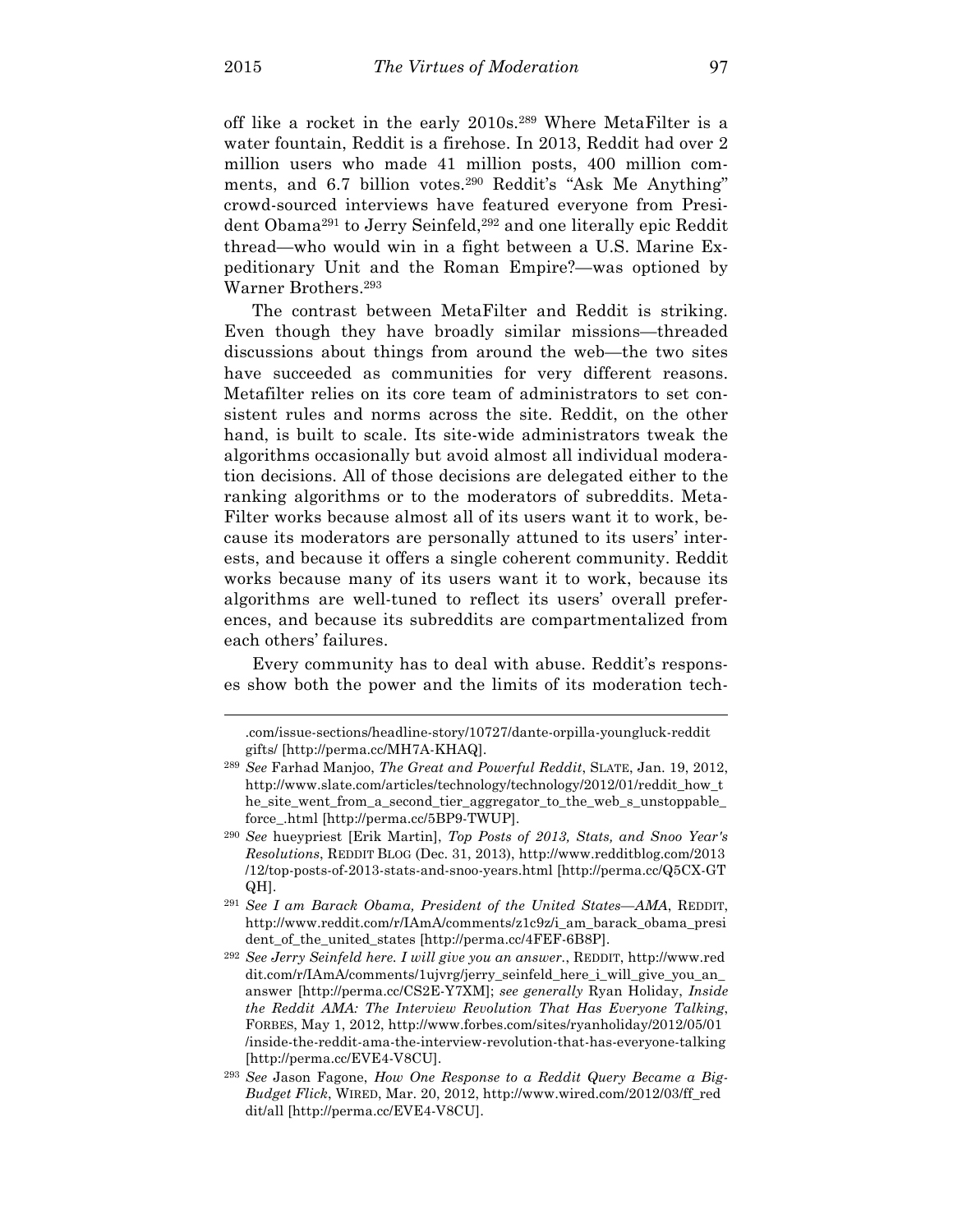off like a rocket in the early 2010s.[289] Where MetaFilter is a water fountain, Reddit is a firehose. In 2013, Reddit had over 2 million users who made 41 million posts, 400 million comments, and 6.7 billion votes.[290] Reddit's "Ask Me Anything" crowd-sourced interviews have featured everyone from President Obama[291] to Jerry Seinfeld,[292] and one literally epic Reddit thread—who would win in a fight between a U.S. Marine Expeditionary Unit and the Roman Empire?—was optioned by Warner Brothers.[293]

The contrast between MetaFilter and Reddit is striking. Even though they have broadly similar missions—threaded discussions about things from around the web—the two sites have succeeded as communities for very different reasons. Metafilter relies on its core team of administrators to set consistent rules and norms across the site. Reddit, on the other hand, is built to scale. Its site-wide administrators tweak the algorithms occasionally but avoid almost all individual moderation decisions. All of those decisions are delegated either to the ranking algorithms or to the moderators of subreddits. MetaFilter works because almost all of its users want it to work, because its moderators are personally attuned to its users' interests, and because it offers a single coherent community. Reddit works because many of its users want it to work, because its algorithms are well-tuned to reflect its users' overall preferences, and because its subreddits are compartmentalized from each others' failures.

Every community has to deal with abuse. Reddit's responses show both the power and the limits of its moderation tech-

---

.com/issue-sections/headline-story/10727/dante-orpilla-youngluck-reddit gifts/ [http://perma.cc/MH7A-KHAQ].

[289] *See* Farhad Manjoo, *The Great and Powerful Reddit*, SLATE, Jan. 19, 2012, http://www.slate.com/articles/technology/technology/2012/01/reddit_how_the_site_went_from_a_second_tier_aggregator_to_the_web_s_unstoppable_force_.html [http://perma.cc/5BP9-TWUP].

[290] *See* hueypriest [Erik Martin], *Top Posts of 2013, Stats, and Snoo Year's Resolutions*, REDDIT BLOG (Dec. 31, 2013), http://www.redditblog.com/2013/12/top-posts-of-2013-stats-and-snoo-years.html [http://perma.cc/Q5CX-GTQH].

[291] *See I am Barack Obama, President of the United States—AMA*, REDDIT, http://www.reddit.com/r/IAmA/comments/z1c9z/i_am_barack_obama_president_of_the_united_states [http://perma.cc/4FEF-6B8P].

[292] *See Jerry Seinfeld here. I will give you an answer.*, REDDIT, http://www.reddit.com/r/IAmA/comments/1ujvrg/jerry_seinfeld_here_i_will_give_you_an_answer [http://perma.cc/CS2E-Y7XM]; *see generally* Ryan Holiday, *Inside the Reddit AMA: The Interview Revolution That Has Everyone Talking*, FORBES, May 1, 2012, http://www.forbes.com/sites/ryanholiday/2012/05/01/inside-the-reddit-ama-the-interview-revolution-that-has-everyone-talking [http://perma.cc/EVE4-V8CU].

[293] *See* Jason Fagone, *How One Response to a Reddit Query Became a Big-Budget Flick*, WIRED, Mar. 20, 2012, http://www.wired.com/2012/03/ff_reddit/all [http://perma.cc/EVE4-V8CU].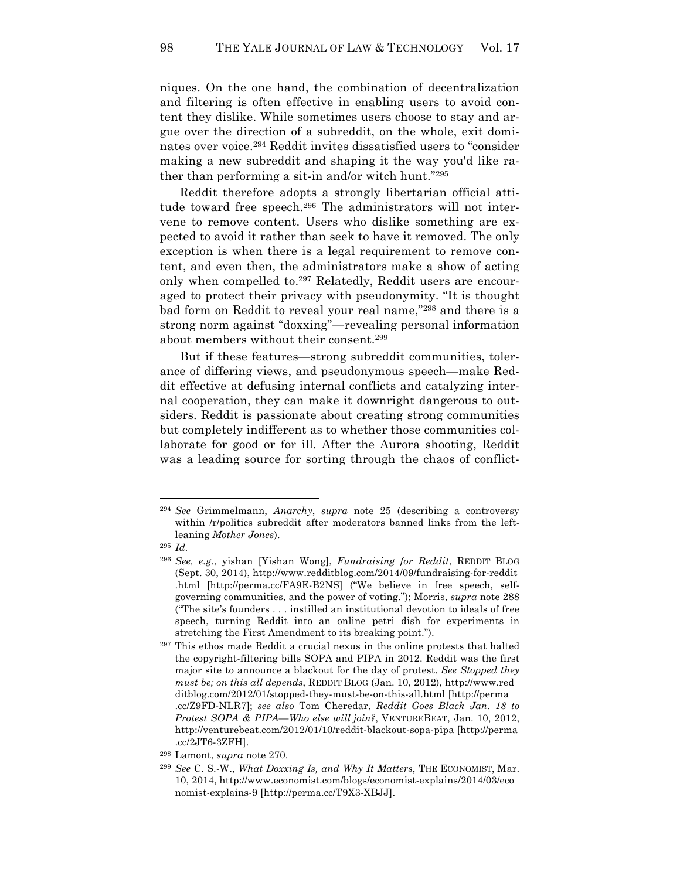niques. On the one hand, the combination of decentralization and filtering is often effective in enabling users to avoid content they dislike. While sometimes users choose to stay and argue over the direction of a subreddit, on the whole, exit dominates over voice.[294] Reddit invites dissatisfied users to "consider making a new subreddit and shaping it the way you'd like rather than performing a sit-in and/or witch hunt."[295]

Reddit therefore adopts a strongly libertarian official attitude toward free speech.[296] The administrators will not intervene to remove content. Users who dislike something are expected to avoid it rather than seek to have it removed. The only exception is when there is a legal requirement to remove content, and even then, the administrators make a show of acting only when compelled to.[297] Relatedly, Reddit users are encouraged to protect their privacy with pseudonymity. "It is thought bad form on Reddit to reveal your real name,"[298] and there is a strong norm against "doxxing"—revealing personal information about members without their consent.[299]

But if these features—strong subreddit communities, tolerance of differing views, and pseudonymous speech—make Reddit effective at defusing internal conflicts and catalyzing internal cooperation, they can make it downright dangerous to outsiders. Reddit is passionate about creating strong communities but completely indifferent as to whether those communities collaborate for good or for ill. After the Aurora shooting, Reddit was a leading source for sorting through the chaos of conflict-

---

[294] *See* Grimmelmann, *Anarchy*, *supra* note 25 (describing a controversy within /r/politics subreddit after moderators banned links from the left-leaning *Mother Jones*).

[295] *Id.*

[296] *See, e.g.*, yishan [Yishan Wong], *Fundraising for Reddit*, REDDIT BLOG (Sept. 30, 2014), http://www.redditblog.com/2014/09/fundraising-for-reddit.html [http://perma.cc/FA9E-B2NS] ("We believe in free speech, self-governing communities, and the power of voting."); Morris, *supra* note 288 ("The site's founders . . . instilled an institutional devotion to ideals of free speech, turning Reddit into an online petri dish for experiments in stretching the First Amendment to its breaking point.").

[297] This ethos made Reddit a crucial nexus in the online protests that halted the copyright-filtering bills SOPA and PIPA in 2012. Reddit was the first major site to announce a blackout for the day of protest. *See Stopped they must be; on this all depends*, REDDIT BLOG (Jan. 10, 2012), http://www.redditblog.com/2012/01/stopped-they-must-be-on-this-all.html [http://perma.cc/Z9FD-NLR7]; *see also* Tom Cheredar, *Reddit Goes Black Jan. 18 to Protest SOPA & PIPA—Who else will join?*, VENTUREBEAT, Jan. 10, 2012, http://venturebeat.com/2012/01/10/reddit-blackout-sopa-pipa [http://perma.cc/2JT6-3ZFH].

[298] Lamont, *supra* note 270.

[299] *See* C. S.-W., *What Doxxing Is, and Why It Matters*, THE ECONOMIST, Mar. 10, 2014, http://www.economist.com/blogs/economist-explains/2014/03/economist-explains-9 [http://perma.cc/T9X3-XBJJ].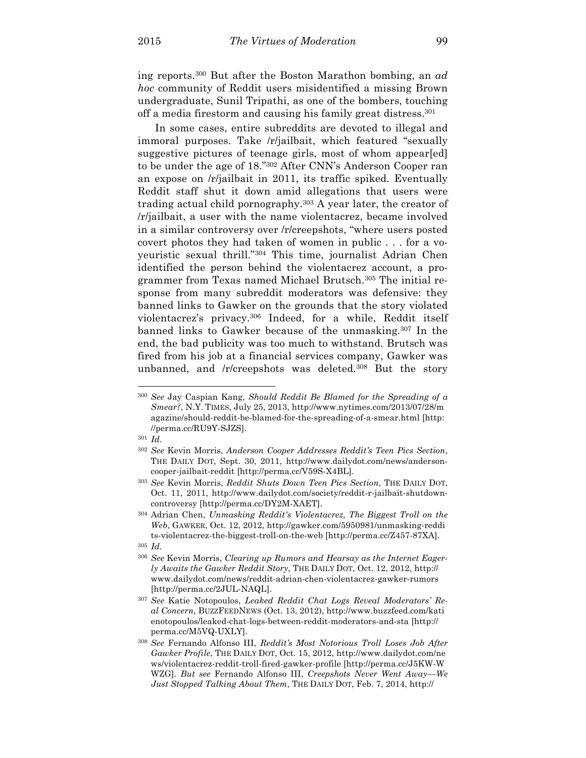ing reports.[300] But after the Boston Marathon bombing, an *ad hoc* community of Reddit users misidentified a missing Brown undergraduate, Sunil Tripathi, as one of the bombers, touching off a media firestorm and causing his family great distress.[301]

In some cases, entire subreddits are devoted to illegal and immoral purposes. Take /r/jailbait, which featured "sexually suggestive pictures of teenage girls, most of whom appear[ed] to be under the age of 18."[302] After CNN's Anderson Cooper ran an expose on /r/jailbait in 2011, its traffic spiked. Eventually Reddit staff shut it down amid allegations that users were trading actual child pornography.[303] A year later, the creator of /r/jailbait, a user with the name violentacrez, became involved in a similar controversy over /r/creepshots, "where users posted covert photos they had taken of women in public . . . for a voyeuristic sexual thrill."[304] This time, journalist Adrian Chen identified the person behind the violentacrez account, a programmer from Texas named Michael Brutsch.[305] The initial response from many subreddit moderators was defensive: they banned links to Gawker on the grounds that the story violated violentacrez's privacy.[306] Indeed, for a while, Reddit itself banned links to Gawker because of the unmasking.[307] In the end, the bad publicity was too much to withstand. Brutsch was fired from his job at a financial services company, Gawker was unbanned, and /r/creepshots was deleted.[308] But the story

---

[300] *See* Jay Caspian Kang, *Should Reddit Be Blamed for the Spreading of a Smear?*, N.Y. TIMES, July 25, 2013, http://www.nytimes.com/2013/07/28/magazine/should-reddit-be-blamed-for-the-spreading-of-a-smear.html [http://perma.cc/RU9Y-SJZS].

[301] *Id.*

[302] *See* Kevin Morris, *Anderson Cooper Addresses Reddit's Teen Pics Section*, THE DAILY DOT, Sept. 30, 2011, http://www.dailydot.com/news/anderson-cooper-jailbait-reddit [http://perma.cc/V59S-X4BL].

[303] *See* Kevin Morris, *Reddit Shuts Down Teen Pics Section*, THE DAILY DOT, Oct. 11, 2011, http://www.dailydot.com/society/reddit-r-jailbait-shutdown-controversy [http://perma.cc/DY2M-XAET].

[304] Adrian Chen, *Unmasking Reddit's Violentacrez, The Biggest Troll on the Web*, GAWKER, Oct. 12, 2012, http://gawker.com/5950981/unmasking-reddits-violentacrez-the-biggest-troll-on-the-web [http://perma.cc/Z457-87XA].

[305] *Id.*

[306] *See* Kevin Morris, *Clearing up Rumors and Hearsay as the Internet Eagerly Awaits the Gawker Reddit Story*, THE DAILY DOT, Oct. 12, 2012, http://www.dailydot.com/news/reddit-adrian-chen-violentacrez-gawker-rumors [http://perma.cc/2JUL-NAQL].

[307] *See* Katie Notopoulos, *Leaked Reddit Chat Logs Reveal Moderators' Real Concern*, BUZZFEEDNEWS (Oct. 13, 2012), http://www.buzzfeed.com/katienotopoulos/leaked-chat-logs-between-reddit-moderators-and-sta [http://perma.cc/M5VQ-UXLY].

[308] *See* Fernando Alfonso III, *Reddit's Most Notorious Troll Loses Job After Gawker Profile*, THE DAILY DOT, Oct. 15, 2012, http://www.dailydot.com/news/violentacrez-reddit-troll-fired-gawker-profile [http://perma.cc/J5KW-WWZG]. *But see* Fernando Alfonso III, *Creepshots Never Went Away—We Just Stopped Talking About Them*, THE DAILY DOT, Feb. 7, 2014, http://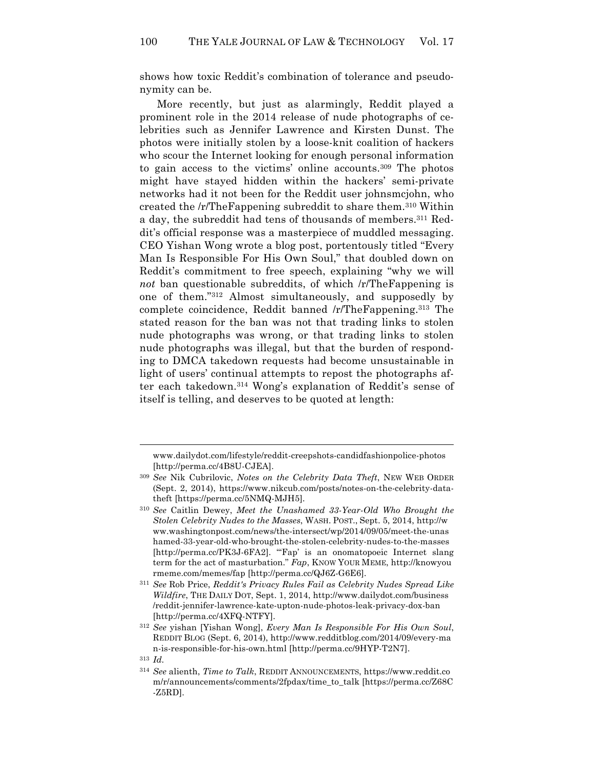shows how toxic Reddit's combination of tolerance and pseudonymity can be.

More recently, but just as alarmingly, Reddit played a prominent role in the 2014 release of nude photographs of celebrities such as Jennifer Lawrence and Kirsten Dunst. The photos were initially stolen by a loose-knit coalition of hackers who scour the Internet looking for enough personal information to gain access to the victims' online accounts.[309] The photos might have stayed hidden within the hackers' semi-private networks had it not been for the Reddit user johnsmcjohn, who created the /r/TheFappening subreddit to share them.[310] Within a day, the subreddit had tens of thousands of members.[311] Reddit's official response was a masterpiece of muddled messaging. CEO Yishan Wong wrote a blog post, portentously titled "Every Man Is Responsible For His Own Soul," that doubled down on Reddit's commitment to free speech, explaining "why we will *not* ban questionable subreddits, of which /r/TheFappening is one of them."[312] Almost simultaneously, and supposedly by complete coincidence, Reddit banned /r/TheFappening.[313] The stated reason for the ban was not that trading links to stolen nude photographs was wrong, or that trading links to stolen nude photographs was illegal, but that the burden of responding to DMCA takedown requests had become unsustainable in light of users' continual attempts to repost the photographs after each takedown.[314] Wong's explanation of Reddit's sense of itself is telling, and deserves to be quoted at length:

---

www.dailydot.com/lifestyle/reddit-creepshots-candidfashionpolice-photos [http://perma.cc/4B8U-CJEA].

[309] *See* Nik Cubrilovic, *Notes on the Celebrity Data Theft*, NEW WEB ORDER (Sept. 2, 2014), https://www.nikcub.com/posts/notes-on-the-celebrity-data-theft [https://perma.cc/5NMQ-MJH5].

[310] *See* Caitlin Dewey, *Meet the Unashamed 33-Year-Old Who Brought the Stolen Celebrity Nudes to the Masses*, WASH. POST., Sept. 5, 2014, http://www.washingtonpost.com/news/the-intersect/wp/2014/09/05/meet-the-unashamed-33-year-old-who-brought-the-stolen-celebrity-nudes-to-the-masses [http://perma.cc/PK3J-6FA2]. "'Fap' is an onomatopoeic Internet slang term for the act of masturbation." *Fap*, KNOW YOUR MEME, http://knowyourmeme.com/memes/fap [http://perma.cc/QJ6Z-G6E6].

[311] *See* Rob Price, *Reddit's Privacy Rules Fail as Celebrity Nudes Spread Like Wildfire*, THE DAILY DOT, Sept. 1, 2014, http://www.dailydot.com/business/reddit-jennifer-lawrence-kate-upton-nude-photos-leak-privacy-dox-ban [http://perma.cc/4XFQ-NTFY].

[312] *See* yishan [Yishan Wong], *Every Man Is Responsible For His Own Soul*, REDDIT BLOG (Sept. 6, 2014), http://www.redditblog.com/2014/09/every-man-is-responsible-for-his-own.html [http://perma.cc/9HYP-T2N7].

[313] *Id.*

[314] *See* alienth, *Time to Talk*, REDDIT ANNOUNCEMENTS, https://www.reddit.com/r/announcements/comments/2fpdax/time_to_talk [https://perma.cc/Z68C-Z5RD].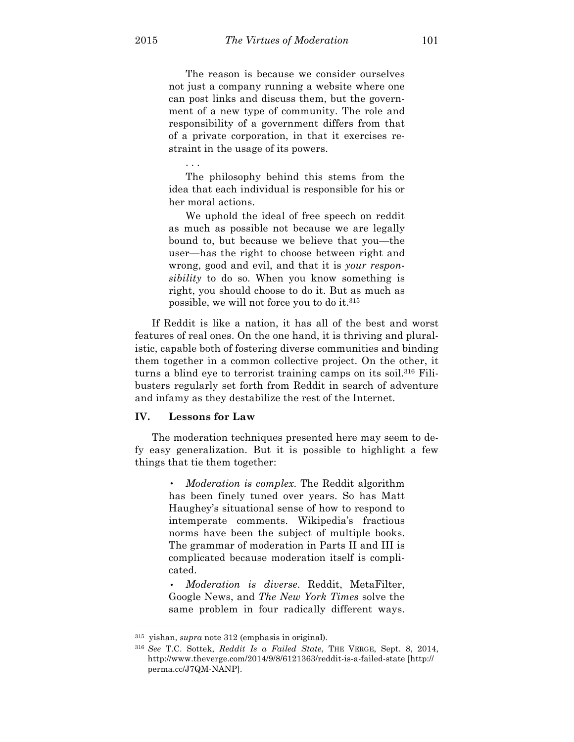> The reason is because we consider ourselves not just a company running a website where one can post links and discuss them, but the government of a new type of community. The role and responsibility of a government differs from that of a private corporation, in that it exercises restraint in the usage of its powers.
>
> . . .
>
> The philosophy behind this stems from the idea that each individual is responsible for his or her moral actions.
>
> We uphold the ideal of free speech on reddit as much as possible not because we are legally bound to, but because we believe that you—the user—has the right to choose between right and wrong, good and evil, and that it is *your responsibility* to do so. When you know something is right, you should choose to do it. But as much as possible, we will not force you to do it.[315]

If Reddit is like a nation, it has all of the best and worst features of real ones. On the one hand, it is thriving and pluralistic, capable both of fostering diverse communities and binding them together in a common collective project. On the other, it turns a blind eye to terrorist training camps on its soil.[316] Filibusters regularly set forth from Reddit in search of adventure and infamy as they destabilize the rest of the Internet.

## IV. Lessons for Law

The moderation techniques presented here may seem to defy easy generalization. But it is possible to highlight a few things that tie them together:

- *Moderation is complex.* The Reddit algorithm has been finely tuned over years. So has Matt Haughey's situational sense of how to respond to intemperate comments. Wikipedia's fractious norms have been the subject of multiple books. The grammar of moderation in Parts II and III is complicated because moderation itself is complicated.
- *Moderation is diverse*. Reddit, MetaFilter, Google News, and *The New York Times* solve the same problem in four radically different ways.

---

[315] yishan, *supra* note 312 (emphasis in original).

[316] *See* T.C. Sottek, *Reddit Is a Failed State*, THE VERGE, Sept. 8, 2014, http://www.theverge.com/2014/9/8/6121363/reddit-is-a-failed-state [http://perma.cc/J7QM-NANP].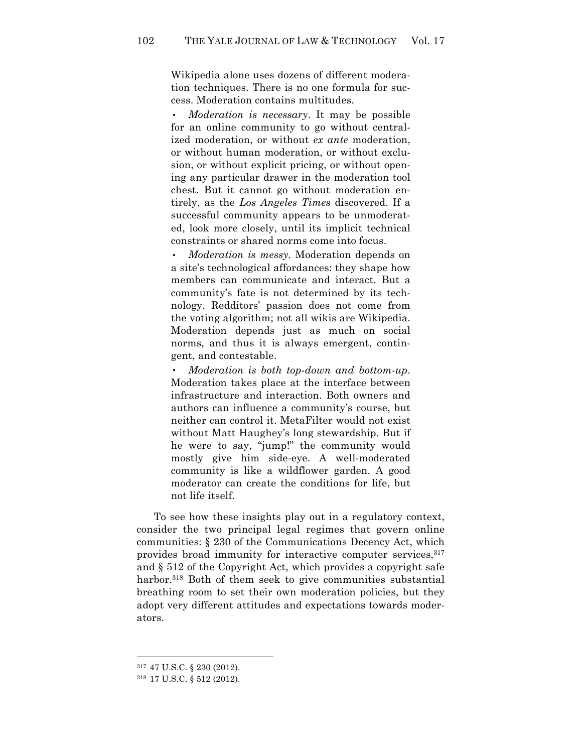Wikipedia alone uses dozens of different moderation techniques. There is no one formula for success. Moderation contains multitudes.

- *Moderation is necessary*. It may be possible for an online community to go without centralized moderation, or without *ex ante* moderation, or without human moderation, or without exclusion, or without explicit pricing, or without opening any particular drawer in the moderation tool chest. But it cannot go without moderation entirely, as the *Los Angeles Times* discovered. If a successful community appears to be unmoderated, look more closely, until its implicit technical constraints or shared norms come into focus.
- *Moderation is messy*. Moderation depends on a site's technological affordances: they shape how members can communicate and interact. But a community's fate is not determined by its technology. Redditors' passion does not come from the voting algorithm; not all wikis are Wikipedia. Moderation depends just as much on social norms, and thus it is always emergent, contingent, and contestable.
- *Moderation is both top-down and bottom-up*. Moderation takes place at the interface between infrastructure and interaction. Both owners and authors can influence a community's course, but neither can control it. MetaFilter would not exist without Matt Haughey's long stewardship. But if he were to say, "jump!" the community would mostly give him side-eye. A well-moderated community is like a wildflower garden. A good moderator can create the conditions for life, but not life itself.

To see how these insights play out in a regulatory context, consider the two principal legal regimes that govern online communities: § 230 of the Communications Decency Act, which provides broad immunity for interactive computer services,[317] and § 512 of the Copyright Act, which provides a copyright safe harbor.[318] Both of them seek to give communities substantial breathing room to set their own moderation policies, but they adopt very different attitudes and expectations towards moderators.

---

[317] 47 U.S.C. § 230 (2012).

[318] 17 U.S.C. § 512 (2012).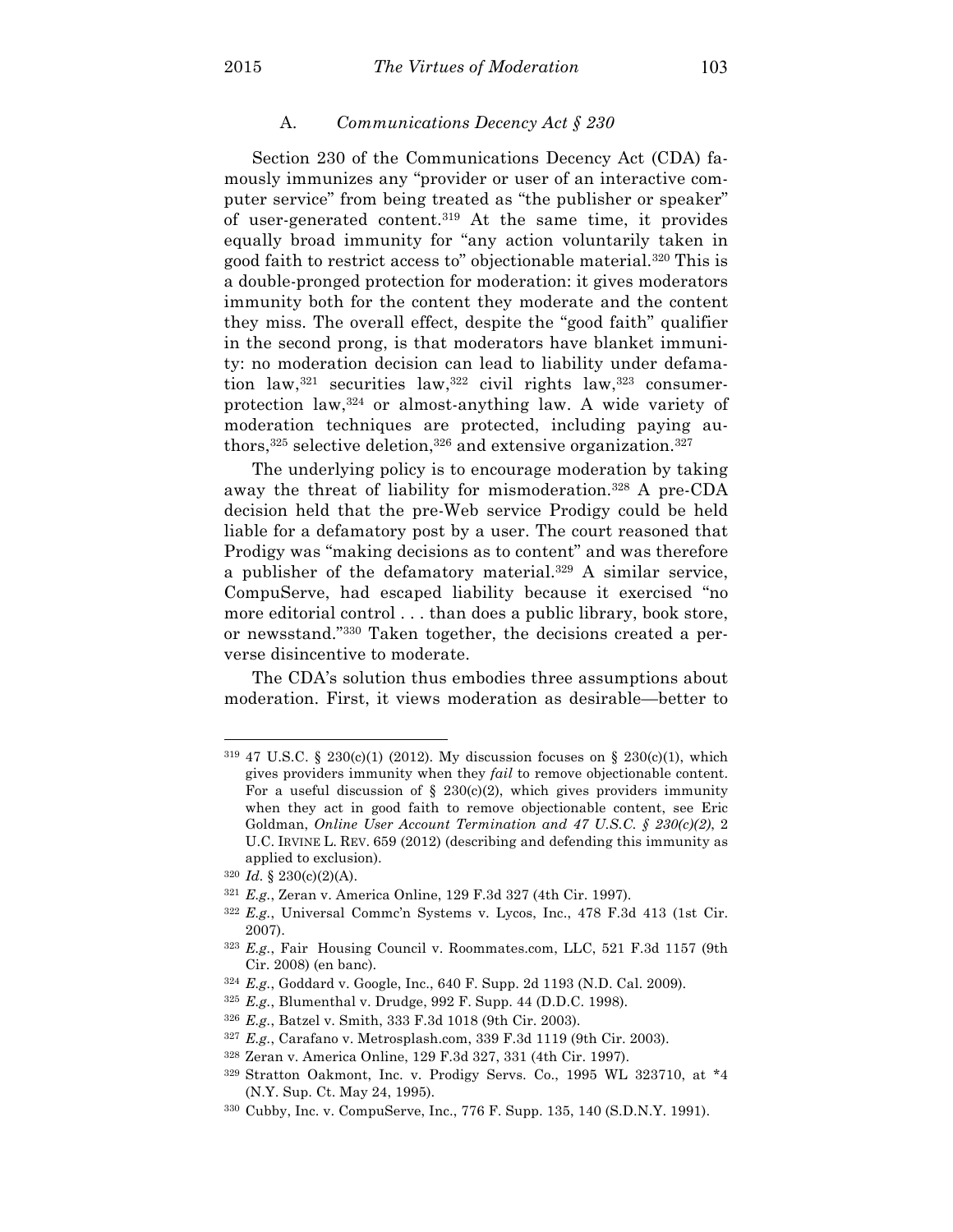### A. *Communications Decency Act § 230*

Section 230 of the Communications Decency Act (CDA) famously immunizes any "provider or user of an interactive computer service" from being treated as "the publisher or speaker" of user-generated content.[319] At the same time, it provides equally broad immunity for "any action voluntarily taken in good faith to restrict access to" objectionable material.[320] This is a double-pronged protection for moderation: it gives moderators immunity both for the content they moderate and the content they miss. The overall effect, despite the "good faith" qualifier in the second prong, is that moderators have blanket immunity: no moderation decision can lead to liability under defamation law,[321] securities law,[322] civil rights law,[323] consumer-protection law,[324] or almost-anything law. A wide variety of moderation techniques are protected, including paying authors,[325] selective deletion,[326] and extensive organization.[327]

The underlying policy is to encourage moderation by taking away the threat of liability for mismoderation.[328] A pre-CDA decision held that the pre-Web service Prodigy could be held liable for a defamatory post by a user. The court reasoned that Prodigy was "making decisions as to content" and was therefore a publisher of the defamatory material.[329] A similar service, CompuServe, had escaped liability because it exercised "no more editorial control . . . than does a public library, book store, or newsstand."[330] Taken together, the decisions created a perverse disincentive to moderate.

The CDA's solution thus embodies three assumptions about moderation. First, it views moderation as desirable—better to

---

[319] 47 U.S.C. § 230(c)(1) (2012). My discussion focuses on § 230(c)(1), which gives providers immunity when they *fail* to remove objectionable content. For a useful discussion of § 230(c)(2), which gives providers immunity when they act in good faith to remove objectionable content, see Eric Goldman, *Online User Account Termination and 47 U.S.C. § 230(c)(2)*, 2 U.C. IRVINE L. REV. 659 (2012) (describing and defending this immunity as applied to exclusion).

[320] *Id.* § 230(c)(2)(A).

[321] *E.g.*, Zeran v. America Online, 129 F.3d 327 (4th Cir. 1997).

[322] *E.g.*, Universal Commc'n Systems v. Lycos, Inc., 478 F.3d 413 (1st Cir. 2007).

[323] *E.g.*, Fair Housing Council v. Roommates.com, LLC, 521 F.3d 1157 (9th Cir. 2008) (en banc).

[324] *E.g.*, Goddard v. Google, Inc., 640 F. Supp. 2d 1193 (N.D. Cal. 2009).

[325] *E.g.*, Blumenthal v. Drudge, 992 F. Supp. 44 (D.D.C. 1998).

[326] *E.g.*, Batzel v. Smith, 333 F.3d 1018 (9th Cir. 2003).

[327] *E.g.*, Carafano v. Metrosplash.com, 339 F.3d 1119 (9th Cir. 2003).

[328] Zeran v. America Online, 129 F.3d 327, 331 (4th Cir. 1997).

[329] Stratton Oakmont, Inc. v. Prodigy Servs. Co., 1995 WL 323710, at *4 (N.Y. Sup. Ct. May 24, 1995).

[330] Cubby, Inc. v. CompuServe, Inc., 776 F. Supp. 135, 140 (S.D.N.Y. 1991).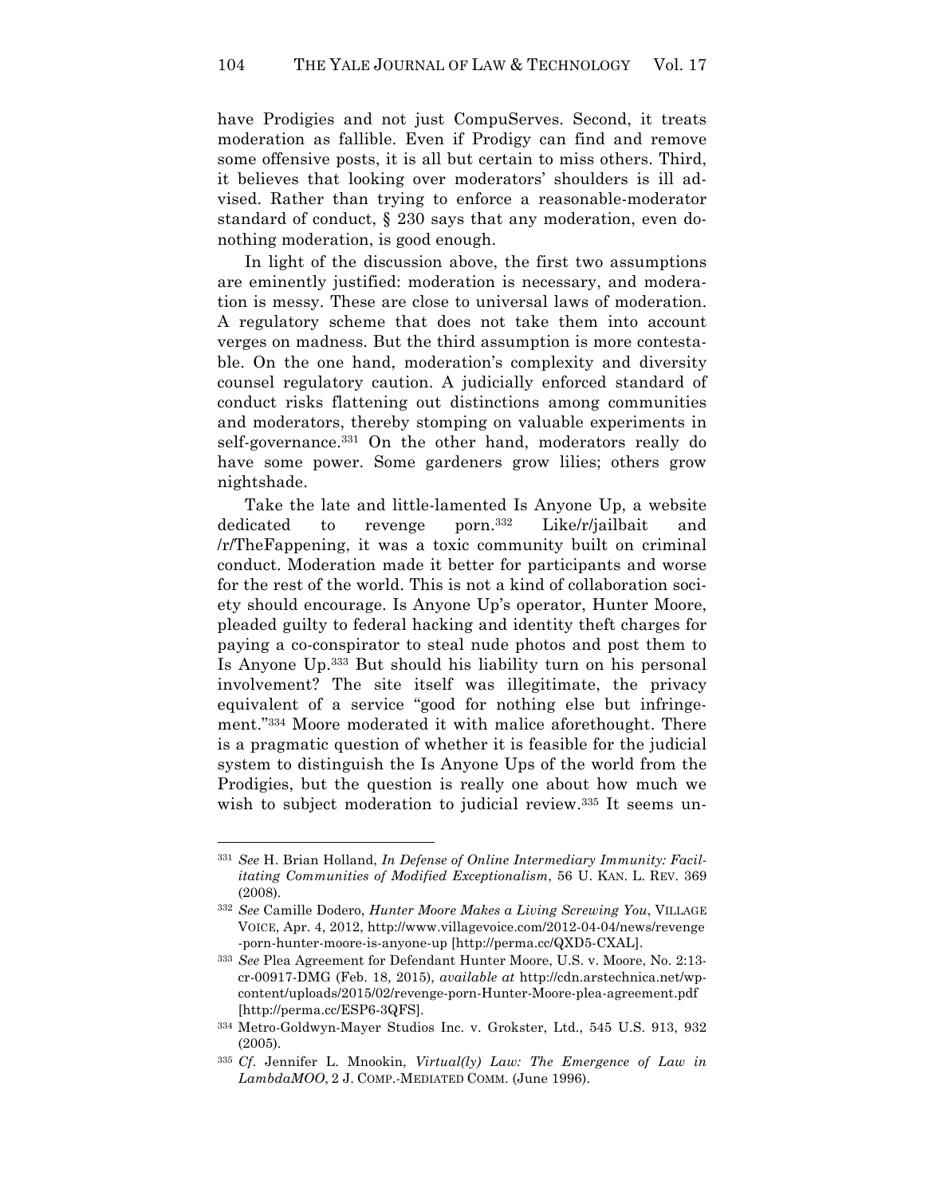have Prodigies and not just CompuServes. Second, it treats moderation as fallible. Even if Prodigy can find and remove some offensive posts, it is all but certain to miss others. Third, it believes that looking over moderators' shoulders is ill advised. Rather than trying to enforce a reasonable-moderator standard of conduct, § 230 says that any moderation, even do-nothing moderation, is good enough.

In light of the discussion above, the first two assumptions are eminently justified: moderation is necessary, and moderation is messy. These are close to universal laws of moderation. A regulatory scheme that does not take them into account verges on madness. But the third assumption is more contestable. On the one hand, moderation's complexity and diversity counsel regulatory caution. A judicially enforced standard of conduct risks flattening out distinctions among communities and moderators, thereby stomping on valuable experiments in self-governance.[331] On the other hand, moderators really do have some power. Some gardeners grow lilies; others grow nightshade.

Take the late and little-lamented Is Anyone Up, a website dedicated to revenge porn.[332] Like/r/jailbait and /r/TheFappening, it was a toxic community built on criminal conduct. Moderation made it better for participants and worse for the rest of the world. This is not a kind of collaboration society should encourage. Is Anyone Up's operator, Hunter Moore, pleaded guilty to federal hacking and identity theft charges for paying a co-conspirator to steal nude photos and post them to Is Anyone Up.[333] But should his liability turn on his personal involvement? The site itself was illegitimate, the privacy equivalent of a service "good for nothing else but infringement."[334] Moore moderated it with malice aforethought. There is a pragmatic question of whether it is feasible for the judicial system to distinguish the Is Anyone Ups of the world from the Prodigies, but the question is really one about how much we wish to subject moderation to judicial review.[335] It seems un-

---

[331] *See* H. Brian Holland, *In Defense of Online Intermediary Immunity: Facilitating Communities of Modified Exceptionalism*, 56 U. KAN. L. REV. 369 (2008).

[332] *See* Camille Dodero, *Hunter Moore Makes a Living Screwing You*, VILLAGE VOICE, Apr. 4, 2012, http://www.villagevoice.com/2012-04-04/news/revenge-porn-hunter-moore-is-anyone-up [http://perma.cc/QXD5-CXAL].

[333] *See* Plea Agreement for Defendant Hunter Moore, U.S. v. Moore, No. 2:13-cr-00917-DMG (Feb. 18, 2015), *available at* http://cdn.arstechnica.net/wp-content/uploads/2015/02/revenge-porn-Hunter-Moore-plea-agreement.pdf [http://perma.cc/ESP6-3QFS].

[334] Metro-Goldwyn-Mayer Studios Inc. v. Grokster, Ltd., 545 U.S. 913, 932 (2005).

[335] *Cf.* Jennifer L. Mnookin, *Virtual(ly) Law: The Emergence of Law in LambdaMOO*, 2 J. COMP.-MEDIATED COMM. (June 1996).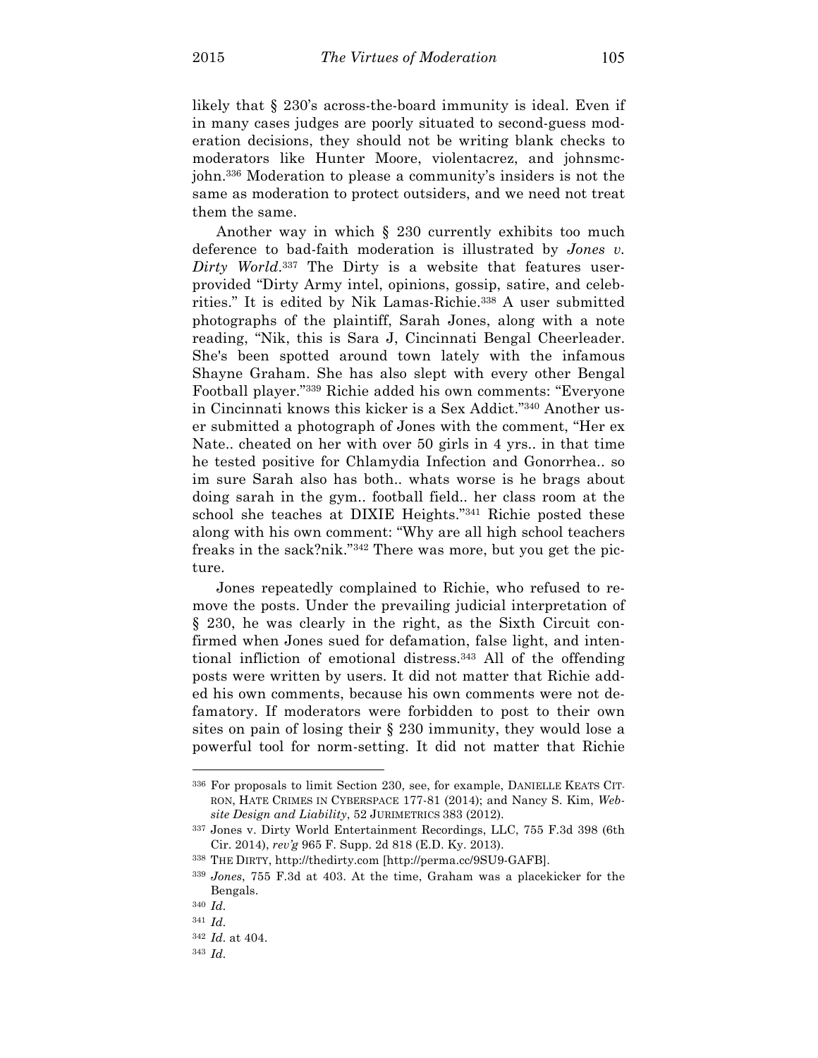likely that § 230's across-the-board immunity is ideal. Even if in many cases judges are poorly situated to second-guess moderation decisions, they should not be writing blank checks to moderators like Hunter Moore, violentacrez, and johnsmcjohn.[336] Moderation to please a community's insiders is not the same as moderation to protect outsiders, and we need not treat them the same.

Another way in which § 230 currently exhibits too much deference to bad-faith moderation is illustrated by *Jones v. Dirty World*.[337] The Dirty is a website that features user-provided "Dirty Army intel, opinions, gossip, satire, and celebrities." It is edited by Nik Lamas-Richie.[338] A user submitted photographs of the plaintiff, Sarah Jones, along with a note reading, "Nik, this is Sara J, Cincinnati Bengal Cheerleader. She's been spotted around town lately with the infamous Shayne Graham. She has also slept with every other Bengal Football player."[339] Richie added his own comments: "Everyone in Cincinnati knows this kicker is a Sex Addict."[340] Another user submitted a photograph of Jones with the comment, "Her ex Nate.. cheated on her with over 50 girls in 4 yrs.. in that time he tested positive for Chlamydia Infection and Gonorrhea.. so im sure Sarah also has both.. whats worse is he brags about doing sarah in the gym.. football field.. her class room at the school she teaches at DIXIE Heights."[341] Richie posted these along with his own comment: "Why are all high school teachers freaks in the sack?nik."[342] There was more, but you get the picture.

Jones repeatedly complained to Richie, who refused to remove the posts. Under the prevailing judicial interpretation of § 230, he was clearly in the right, as the Sixth Circuit confirmed when Jones sued for defamation, false light, and intentional infliction of emotional distress.[343] All of the offending posts were written by users. It did not matter that Richie added his own comments, because his own comments were not defamatory. If moderators were forbidden to post to their own sites on pain of losing their § 230 immunity, they would lose a powerful tool for norm-setting. It did not matter that Richie

---

336 For proposals to limit Section 230, see, for example, DANIELLE KEATS CITRON, HATE CRIMES IN CYBERSPACE 177-81 (2014); and Nancy S. Kim, *Website Design and Liability*, 52 JURIMETRICS 383 (2012).

337 Jones v. Dirty World Entertainment Recordings, LLC, 755 F.3d 398 (6th Cir. 2014), *rev'g* 965 F. Supp. 2d 818 (E.D. Ky. 2013).

338 THE DIRTY, http://thedirty.com [http://perma.cc/9SU9-GAFB].

339 *Jones*, 755 F.3d at 403. At the time, Graham was a placekicker for the Bengals.

340 *Id.*

341 *Id.*

342 *Id.* at 404.

343 *Id.*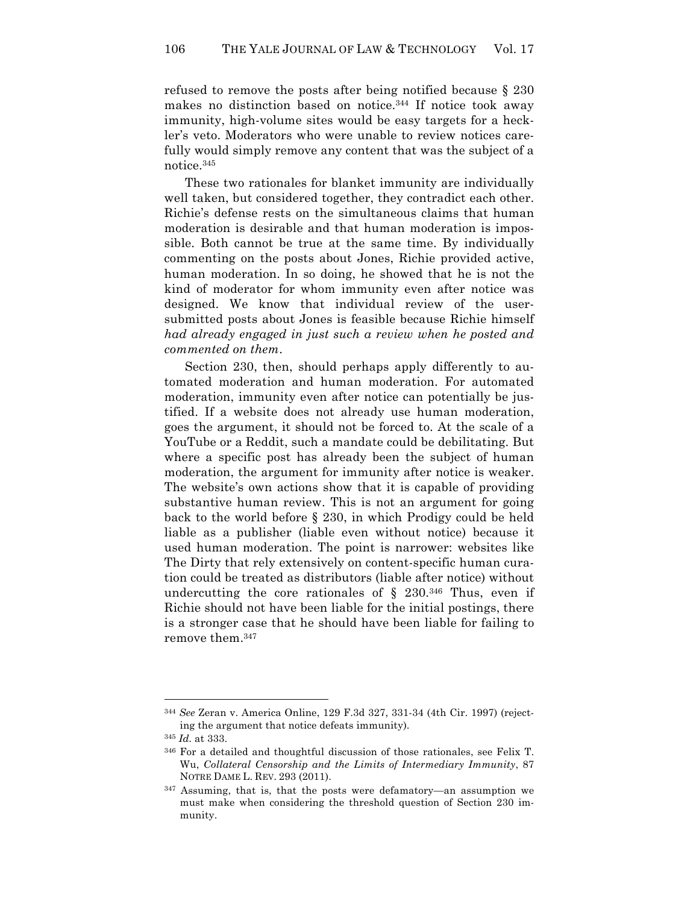refused to remove the posts after being notified because § 230 makes no distinction based on notice.[344] If notice took away immunity, high-volume sites would be easy targets for a heckler's veto. Moderators who were unable to review notices carefully would simply remove any content that was the subject of a notice.[345]

These two rationales for blanket immunity are individually well taken, but considered together, they contradict each other. Richie's defense rests on the simultaneous claims that human moderation is desirable and that human moderation is impossible. Both cannot be true at the same time. By individually commenting on the posts about Jones, Richie provided active, human moderation. In so doing, he showed that he is not the kind of moderator for whom immunity even after notice was designed. We know that individual review of the user-submitted posts about Jones is feasible because Richie himself *had already engaged in just such a review when he posted and commented on them*.

Section 230, then, should perhaps apply differently to automated moderation and human moderation. For automated moderation, immunity even after notice can potentially be justified. If a website does not already use human moderation, goes the argument, it should not be forced to. At the scale of a YouTube or a Reddit, such a mandate could be debilitating. But where a specific post has already been the subject of human moderation, the argument for immunity after notice is weaker. The website's own actions show that it is capable of providing substantive human review. This is not an argument for going back to the world before § 230, in which Prodigy could be held liable as a publisher (liable even without notice) because it used human moderation. The point is narrower: websites like The Dirty that rely extensively on content-specific human curation could be treated as distributors (liable after notice) without undercutting the core rationales of § 230.[346] Thus, even if Richie should not have been liable for the initial postings, there is a stronger case that he should have been liable for failing to remove them.[347]

---

[344] *See* Zeran v. America Online, 129 F.3d 327, 331-34 (4th Cir. 1997) (rejecting the argument that notice defeats immunity).

[345] *Id.* at 333.

[346] For a detailed and thoughtful discussion of those rationales, see Felix T. Wu, *Collateral Censorship and the Limits of Intermediary Immunity*, 87 NOTRE DAME L. REV. 293 (2011).

[347] Assuming, that is, that the posts were defamatory—an assumption we must make when considering the threshold question of Section 230 immunity.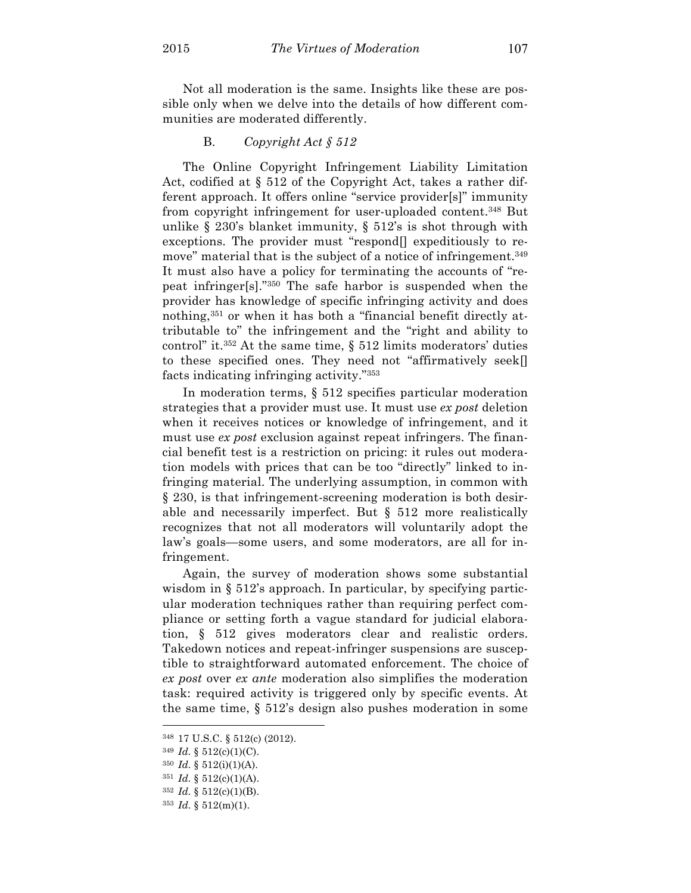Not all moderation is the same. Insights like these are possible only when we delve into the details of how different communities are moderated differently.

### B. *Copyright Act § 512*

The Online Copyright Infringement Liability Limitation Act, codified at § 512 of the Copyright Act, takes a rather different approach. It offers online "service provider[s]" immunity from copyright infringement for user-uploaded content.[348] But unlike § 230's blanket immunity, § 512's is shot through with exceptions. The provider must "respond[] expeditiously to remove" material that is the subject of a notice of infringement.[349] It must also have a policy for terminating the accounts of "repeat infringer[s]."[350] The safe harbor is suspended when the provider has knowledge of specific infringing activity and does nothing,[351] or when it has both a "financial benefit directly attributable to" the infringement and the "right and ability to control" it.[352] At the same time, § 512 limits moderators' duties to these specified ones. They need not "affirmatively seek[] facts indicating infringing activity."[353]

In moderation terms, § 512 specifies particular moderation strategies that a provider must use. It must use *ex post* deletion when it receives notices or knowledge of infringement, and it must use *ex post* exclusion against repeat infringers. The financial benefit test is a restriction on pricing: it rules out moderation models with prices that can be too "directly" linked to infringing material. The underlying assumption, in common with § 230, is that infringement-screening moderation is both desirable and necessarily imperfect. But § 512 more realistically recognizes that not all moderators will voluntarily adopt the law's goals—some users, and some moderators, are all for infringement.

Again, the survey of moderation shows some substantial wisdom in § 512's approach. In particular, by specifying particular moderation techniques rather than requiring perfect compliance or setting forth a vague standard for judicial elaboration, § 512 gives moderators clear and realistic orders. Takedown notices and repeat-infringer suspensions are susceptible to straightforward automated enforcement. The choice of *ex post* over *ex ante* moderation also simplifies the moderation task: required activity is triggered only by specific events. At the same time, § 512's design also pushes moderation in some

---

[348] 17 U.S.C. § 512(c) (2012).

[349] *Id.* § 512(c)(1)(C).

[350] *Id.* § 512(i)(1)(A).

[351] *Id.* § 512(c)(1)(A).

[352] *Id.* § 512(c)(1)(B).

[353] *Id.* § 512(m)(1).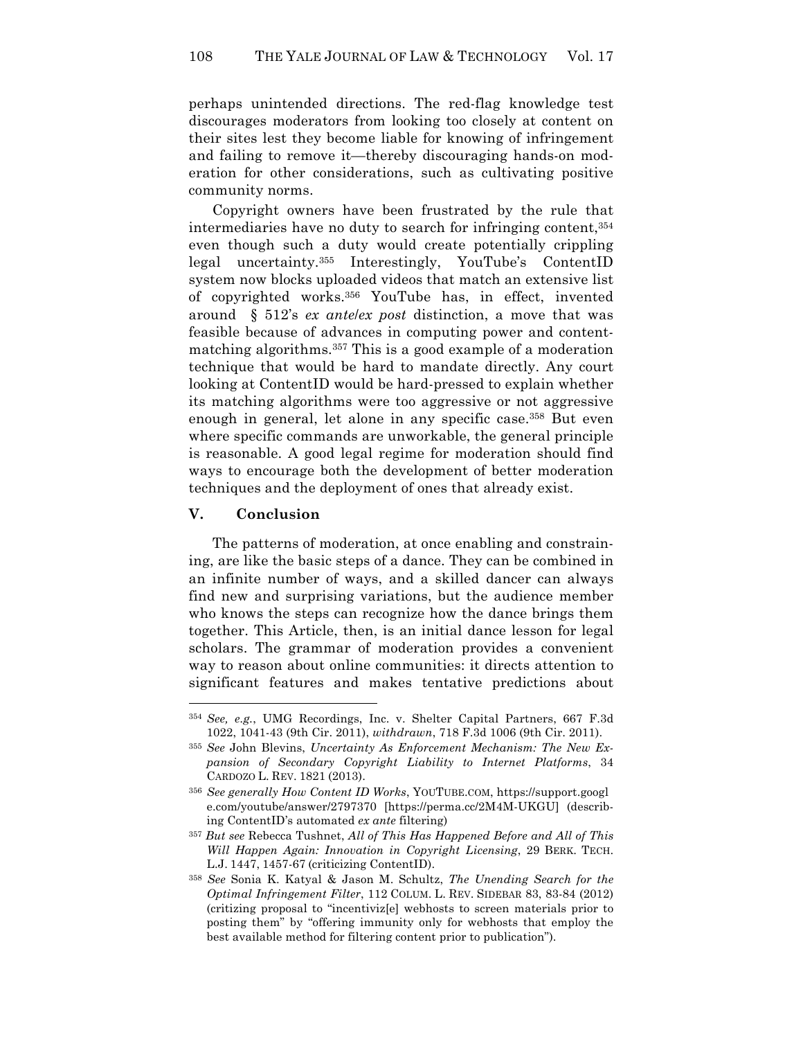perhaps unintended directions. The red-flag knowledge test discourages moderators from looking too closely at content on their sites lest they become liable for knowing of infringement and failing to remove it—thereby discouraging hands-on moderation for other considerations, such as cultivating positive community norms.

Copyright owners have been frustrated by the rule that intermediaries have no duty to search for infringing content,[354] even though such a duty would create potentially crippling legal uncertainty.[355] Interestingly, YouTube's ContentID system now blocks uploaded videos that match an extensive list of copyrighted works.[356] YouTube has, in effect, invented around § 512's *ex ante*/*ex post* distinction, a move that was feasible because of advances in computing power and content-matching algorithms.[357] This is a good example of a moderation technique that would be hard to mandate directly. Any court looking at ContentID would be hard-pressed to explain whether its matching algorithms were too aggressive or not aggressive enough in general, let alone in any specific case.[358] But even where specific commands are unworkable, the general principle is reasonable. A good legal regime for moderation should find ways to encourage both the development of better moderation techniques and the deployment of ones that already exist.

## V. Conclusion

The patterns of moderation, at once enabling and constraining, are like the basic steps of a dance. They can be combined in an infinite number of ways, and a skilled dancer can always find new and surprising variations, but the audience member who knows the steps can recognize how the dance brings them together. This Article, then, is an initial dance lesson for legal scholars. The grammar of moderation provides a convenient way to reason about online communities: it directs attention to significant features and makes tentative predictions about

---

[354] *See, e.g.*, UMG Recordings, Inc. v. Shelter Capital Partners, 667 F.3d 1022, 1041-43 (9th Cir. 2011), *withdrawn*, 718 F.3d 1006 (9th Cir. 2011).

[355] *See* John Blevins, *Uncertainty As Enforcement Mechanism: The New Expansion of Secondary Copyright Liability to Internet Platforms*, 34 CARDOZO L. REV. 1821 (2013).

[356] *See generally How Content ID Works*, YOUTUBE.COM, https://support.google.com/youtube/answer/2797370 [https://perma.cc/2M4M-UKGU] (describing ContentID's automated *ex ante* filtering)

[357] *But see* Rebecca Tushnet, *All of This Has Happened Before and All of This Will Happen Again: Innovation in Copyright Licensing*, 29 BERK. TECH. L.J. 1447, 1457-67 (criticizing ContentID).

[358] *See* Sonia K. Katyal & Jason M. Schultz, *The Unending Search for the Optimal Infringement Filter*, 112 COLUM. L. REV. SIDEBAR 83, 83-84 (2012) (critizing proposal to "incentiviz[e] webhosts to screen materials prior to posting them" by "offering immunity only for webhosts that employ the best available method for filtering content prior to publication").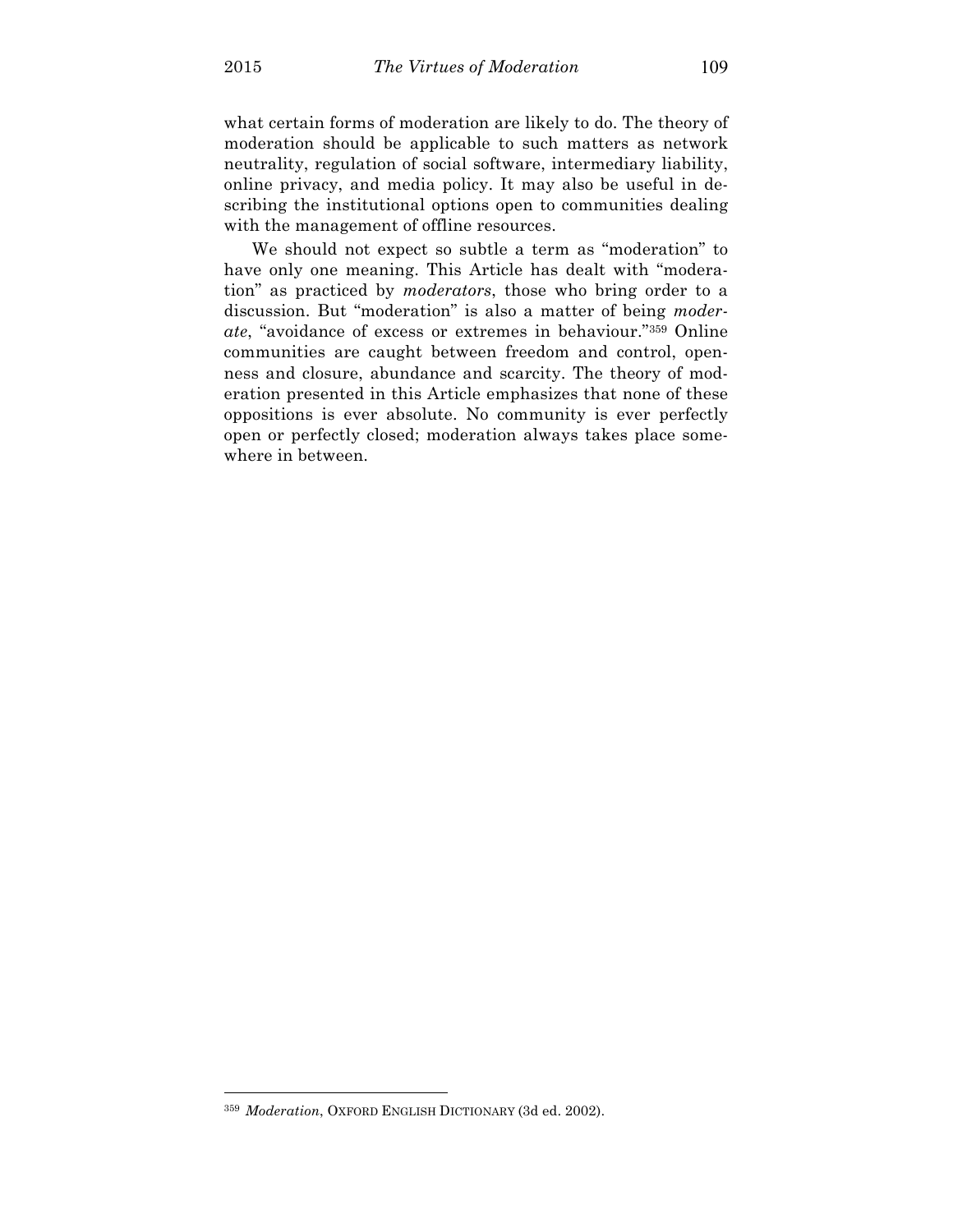what certain forms of moderation are likely to do. The theory of moderation should be applicable to such matters as network neutrality, regulation of social software, intermediary liability, online privacy, and media policy. It may also be useful in describing the institutional options open to communities dealing with the management of offline resources.

We should not expect so subtle a term as "moderation" to have only one meaning. This Article has dealt with "moderation" as practiced by *moderators*, those who bring order to a discussion. But "moderation" is also a matter of being *moderate*, "avoidance of excess or extremes in behaviour."[359] Online communities are caught between freedom and control, openness and closure, abundance and scarcity. The theory of moderation presented in this Article emphasizes that none of these oppositions is ever absolute. No community is ever perfectly open or perfectly closed; moderation always takes place somewhere in between.

---

[359] *Moderation*, OXFORD ENGLISH DICTIONARY (3d ed. 2002).